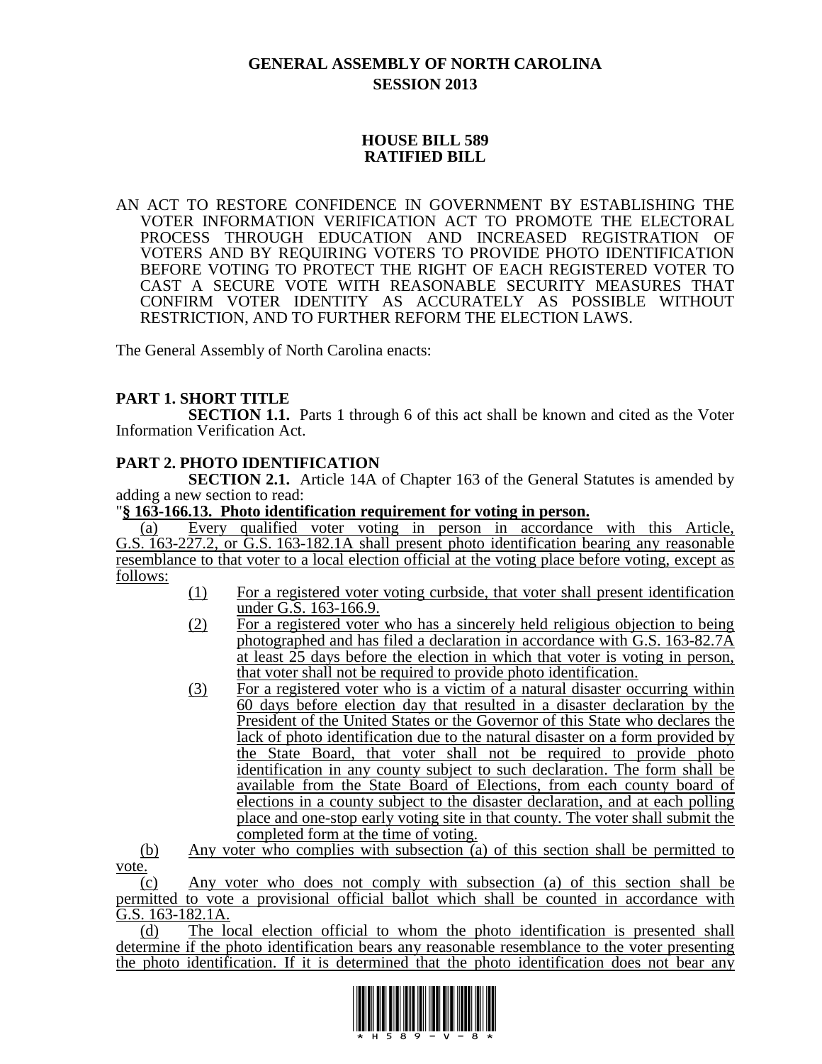# GENERAL ASSEMBLY OF NORTH CAROLINA
## SESSION 2013

## HOUSE BILL 589
## RATIFIED BILL

AN ACT TO RESTORE CONFIDENCE IN GOVERNMENT BY ESTABLISHING THE VOTER INFORMATION VERIFICATION ACT TO PROMOTE THE ELECTORAL PROCESS THROUGH EDUCATION AND INCREASED REGISTRATION OF VOTERS AND BY REQUIRING VOTERS TO PROVIDE PHOTO IDENTIFICATION BEFORE VOTING TO PROTECT THE RIGHT OF EACH REGISTERED VOTER TO CAST A SECURE VOTE WITH REASONABLE SECURITY MEASURES THAT CONFIRM VOTER IDENTITY AS ACCURATELY AS POSSIBLE WITHOUT RESTRICTION, AND TO FURTHER REFORM THE ELECTION LAWS.

The General Assembly of North Carolina enacts:

**PART 1. SHORT TITLE**

**SECTION 1.1.** Parts 1 through 6 of this act shall be known and cited as the Voter Information Verification Act.

**PART 2. PHOTO IDENTIFICATION**

**SECTION 2.1.** Article 14A of Chapter 163 of the General Statutes is amended by adding a new section to read:

"**§ 163-166.13. Photo identification requirement for voting in person.**

(a) Every qualified voter voting in person in accordance with this Article, G.S. 163-227.2, or G.S. 163-182.1A shall present photo identification bearing any reasonable resemblance to that voter to a local election official at the voting place before voting, except as follows:

(1) For a registered voter voting curbside, that voter shall present identification under G.S. 163-166.9.

(2) For a registered voter who has a sincerely held religious objection to being photographed and has filed a declaration in accordance with G.S. 163-82.7A at least 25 days before the election in which that voter is voting in person, that voter shall not be required to provide photo identification.

(3) For a registered voter who is a victim of a natural disaster occurring within 60 days before election day that resulted in a disaster declaration by the President of the United States or the Governor of this State who declares the lack of photo identification due to the natural disaster on a form provided by the State Board, that voter shall not be required to provide photo identification in any county subject to such declaration. The form shall be available from the State Board of Elections, from each county board of elections in a county subject to the disaster declaration, and at each polling place and one-stop early voting site in that county. The voter shall submit the completed form at the time of voting.

(b) Any voter who complies with subsection (a) of this section shall be permitted to vote.

(c) Any voter who does not comply with subsection (a) of this section shall be permitted to vote a provisional official ballot which shall be counted in accordance with G.S. 163-182.1A.

(d) The local election official to whom the photo identification is presented shall determine if the photo identification bears any reasonable resemblance to the voter presenting the photo identification. If it is determined that the photo identification does not bear any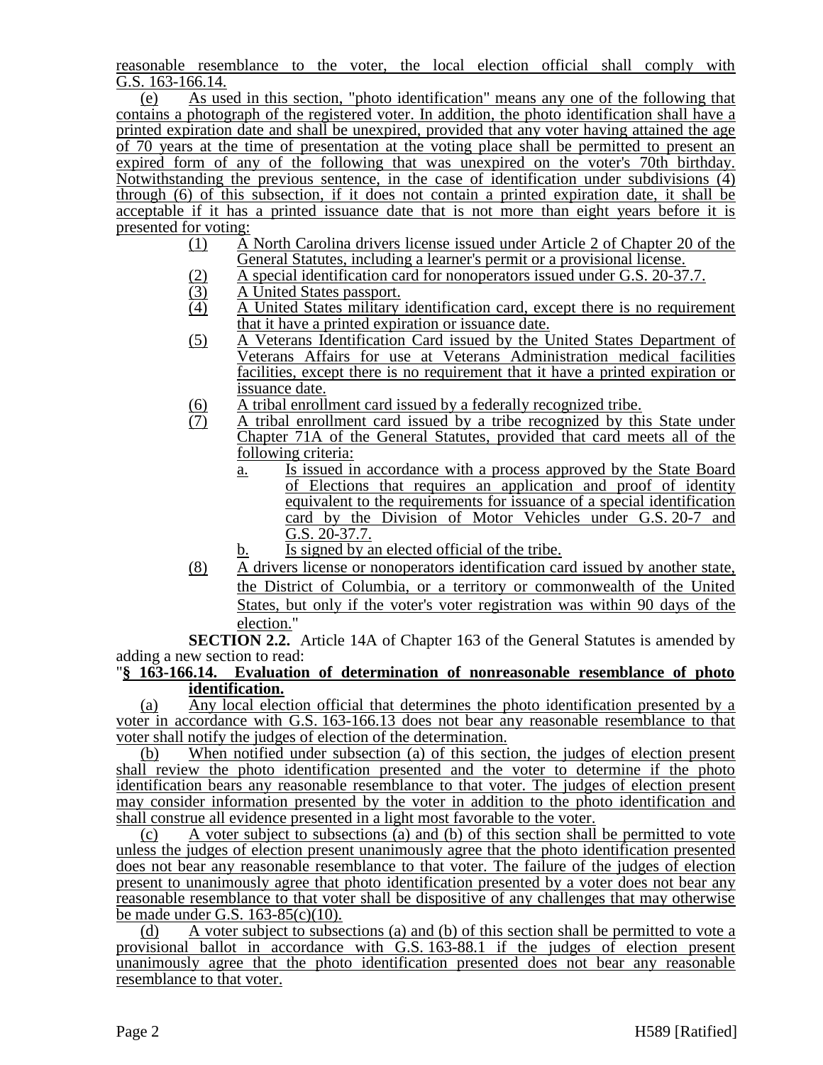reasonable resemblance to the voter, the local election official shall comply with G.S. 163-166.14.

(e) As used in this section, "photo identification" means any one of the following that contains a photograph of the registered voter. In addition, the photo identification shall have a printed expiration date and shall be unexpired, provided that any voter having attained the age of 70 years at the time of presentation at the voting place shall be permitted to present an expired form of any of the following that was unexpired on the voter's 70th birthday. Notwithstanding the previous sentence, in the case of identification under subdivisions (4) through (6) of this subsection, if it does not contain a printed expiration date, it shall be acceptable if it has a printed issuance date that is not more than eight years before it is presented for voting:

(1) A North Carolina drivers license issued under Article 2 of Chapter 20 of the General Statutes, including a learner's permit or a provisional license.
(2) A special identification card for nonoperators issued under G.S. 20-37.7.
(3) A United States passport.
(4) A United States military identification card, except there is no requirement that it have a printed expiration or issuance date.
(5) A Veterans Identification Card issued by the United States Department of Veterans Affairs for use at Veterans Administration medical facilities facilities, except there is no requirement that it have a printed expiration or issuance date.
(6) A tribal enrollment card issued by a federally recognized tribe.
(7) A tribal enrollment card issued by a tribe recognized by this State under Chapter 71A of the General Statutes, provided that card meets all of the following criteria:
    a. Is issued in accordance with a process approved by the State Board of Elections that requires an application and proof of identity equivalent to the requirements for issuance of a special identification card by the Division of Motor Vehicles under G.S. 20-7 and G.S. 20-37.7.
    b. Is signed by an elected official of the tribe.
(8) A drivers license or nonoperators identification card issued by another state, the District of Columbia, or a territory or commonwealth of the United States, but only if the voter's voter registration was within 90 days of the election."

**SECTION 2.2.** Article 14A of Chapter 163 of the General Statutes is amended by adding a new section to read:

"**§ 163-166.14. Evaluation of determination of nonreasonable resemblance of photo identification.**

(a) Any local election official that determines the photo identification presented by a voter in accordance with G.S. 163-166.13 does not bear any reasonable resemblance to that voter shall notify the judges of election of the determination.

(b) When notified under subsection (a) of this section, the judges of election present shall review the photo identification presented and the voter to determine if the photo identification bears any reasonable resemblance to that voter. The judges of election present may consider information presented by the voter in addition to the photo identification and shall construe all evidence presented in a light most favorable to the voter.

(c) A voter subject to subsections (a) and (b) of this section shall be permitted to vote unless the judges of election present unanimously agree that the photo identification presented does not bear any reasonable resemblance to that voter. The failure of the judges of election present to unanimously agree that photo identification presented by a voter does not bear any reasonable resemblance to that voter shall be dispositive of any challenges that may otherwise be made under G.S. 163-85(c)(10).

(d) A voter subject to subsections (a) and (b) of this section shall be permitted to vote a provisional ballot in accordance with G.S. 163-88.1 if the judges of election present unanimously agree that the photo identification presented does not bear any reasonable resemblance to that voter.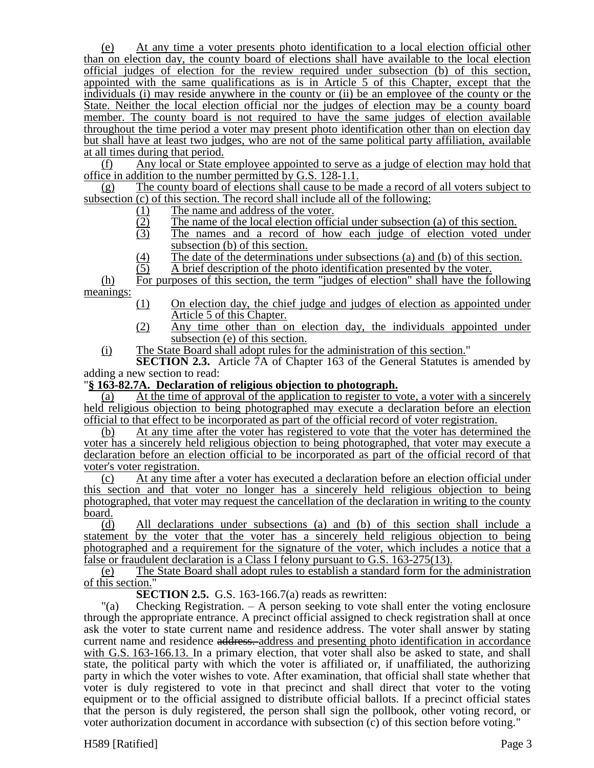(e) At any time a voter presents photo identification to a local election official other than on election day, the county board of elections shall have available to the local election official judges of election for the review required under subsection (b) of this section, appointed with the same qualifications as is in Article 5 of this Chapter, except that the individuals (i) may reside anywhere in the county or (ii) be an employee of the county or the State. Neither the local election official nor the judges of election may be a county board member. The county board is not required to have the same judges of election available throughout the time period a voter may present photo identification other than on election day but shall have at least two judges, who are not of the same political party affiliation, available at all times during that period.

(f) Any local or State employee appointed to serve as a judge of election may hold that office in addition to the number permitted by G.S. 128-1.1.

(g) The county board of elections shall cause to be made a record of all voters subject to subsection (c) of this section. The record shall include all of the following:

(1) The name and address of the voter.
(2) The name of the local election official under subsection (a) of this section.
(3) The names and a record of how each judge of election voted under subsection (b) of this section.
(4) The date of the determinations under subsections (a) and (b) of this section.
(5) A brief description of the photo identification presented by the voter.

(h) For purposes of this section, the term "judges of election" shall have the following meanings:

(1) On election day, the chief judge and judges of election as appointed under Article 5 of this Chapter.
(2) Any time other than on election day, the individuals appointed under subsection (e) of this section.

(i) The State Board shall adopt rules for the administration of this section."

**SECTION 2.3.** Article 7A of Chapter 163 of the General Statutes is amended by adding a new section to read:

"**§ 163-82.7A. Declaration of religious objection to photograph.**

(a) At the time of approval of the application to register to vote, a voter with a sincerely held religious objection to being photographed may execute a declaration before an election official to that effect to be incorporated as part of the official record of voter registration.

(b) At any time after the voter has registered to vote that the voter has determined the voter has a sincerely held religious objection to being photographed, that voter may execute a declaration before an election official to be incorporated as part of the official record of that voter's voter registration.

(c) At any time after a voter has executed a declaration before an election official under this section and that voter no longer has a sincerely held religious objection to being photographed, that voter may request the cancellation of the declaration in writing to the county board.

(d) All declarations under subsections (a) and (b) of this section shall include a statement by the voter that the voter has a sincerely held religious objection to being photographed and a requirement for the signature of the voter, which includes a notice that a false or fraudulent declaration is a Class I felony pursuant to G.S. 163-275(13).

(e) The State Board shall adopt rules to establish a standard form for the administration of this section."

**SECTION 2.5.** G.S. 163-166.7(a) reads as rewritten:

"(a) Checking Registration. – A person seeking to vote shall enter the voting enclosure through the appropriate entrance. A precinct official assigned to check registration shall at once ask the voter to state current name and residence address. The voter shall answer by stating current name and residence ~~address.~~ address and presenting photo identification in accordance with G.S. 163-166.13. In a primary election, that voter shall also be asked to state, and shall state, the political party with which the voter is affiliated or, if unaffiliated, the authorizing party in which the voter wishes to vote. After examination, that official shall state whether that voter is duly registered to vote in that precinct and shall direct that voter to the voting equipment or to the official assigned to distribute official ballots. If a precinct official states that the person is duly registered, the person shall sign the pollbook, other voting record, or voter authorization document in accordance with subsection (c) of this section before voting."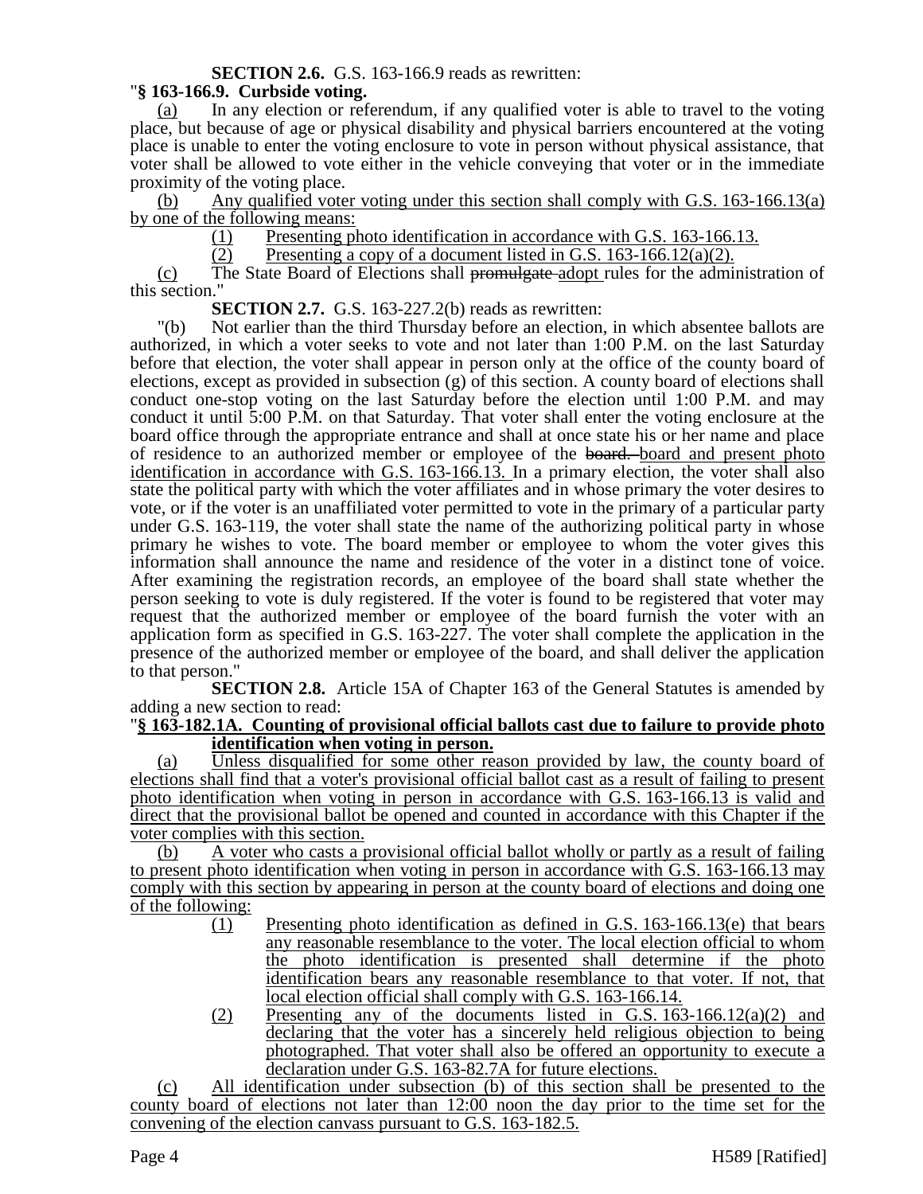**SECTION 2.6.** G.S. 163-166.9 reads as rewritten:

"**§ 163-166.9. Curbside voting.**

(a) In any election or referendum, if any qualified voter is able to travel to the voting place, but because of age or physical disability and physical barriers encountered at the voting place is unable to enter the voting enclosure to vote in person without physical assistance, that voter shall be allowed to vote either in the vehicle conveying that voter or in the immediate proximity of the voting place.

(b) Any qualified voter voting under this section shall comply with G.S. 163-166.13(a) by one of the following means:

(1) Presenting photo identification in accordance with G.S. 163-166.13.

(2) Presenting a copy of a document listed in G.S. 163-166.12(a)(2).

(c) The State Board of Elections shall ~~promulgate~~ adopt rules for the administration of this section."

**SECTION 2.7.** G.S. 163-227.2(b) reads as rewritten:

"(b) Not earlier than the third Thursday before an election, in which absentee ballots are authorized, in which a voter seeks to vote and not later than 1:00 P.M. on the last Saturday before that election, the voter shall appear in person only at the office of the county board of elections, except as provided in subsection (g) of this section. A county board of elections shall conduct one-stop voting on the last Saturday before the election until 1:00 P.M. and may conduct it until 5:00 P.M. on that Saturday. That voter shall enter the voting enclosure at the board office through the appropriate entrance and shall at once state his or her name and place of residence to an authorized member or employee of the ~~board.~~ board and present photo identification in accordance with G.S. 163-166.13. In a primary election, the voter shall also state the political party with which the voter affiliates and in whose primary the voter desires to vote, or if the voter is an unaffiliated voter permitted to vote in the primary of a particular party under G.S. 163-119, the voter shall state the name of the authorizing political party in whose primary he wishes to vote. The board member or employee to whom the voter gives this information shall announce the name and residence of the voter in a distinct tone of voice. After examining the registration records, an employee of the board shall state whether the person seeking to vote is duly registered. If the voter is found to be registered that voter may request that the authorized member or employee of the board furnish the voter with an application form as specified in G.S. 163-227. The voter shall complete the application in the presence of the authorized member or employee of the board, and shall deliver the application to that person."

**SECTION 2.8.** Article 15A of Chapter 163 of the General Statutes is amended by adding a new section to read:

"**§ 163-182.1A. Counting of provisional official ballots cast due to failure to provide photo identification when voting in person.**

(a) Unless disqualified for some other reason provided by law, the county board of elections shall find that a voter's provisional official ballot cast as a result of failing to present photo identification when voting in person in accordance with G.S. 163-166.13 is valid and direct that the provisional ballot be opened and counted in accordance with this Chapter if the voter complies with this section.

(b) A voter who casts a provisional official ballot wholly or partly as a result of failing to present photo identification when voting in person in accordance with G.S. 163-166.13 may comply with this section by appearing in person at the county board of elections and doing one of the following:

(1) Presenting photo identification as defined in G.S. 163-166.13(e) that bears any reasonable resemblance to the voter. The local election official to whom the photo identification is presented shall determine if the photo identification bears any reasonable resemblance to that voter. If not, that local election official shall comply with G.S. 163-166.14.

(2) Presenting any of the documents listed in G.S. 163-166.12(a)(2) and declaring that the voter has a sincerely held religious objection to being photographed. That voter shall also be offered an opportunity to execute a declaration under G.S. 163-82.7A for future elections.

(c) All identification under subsection (b) of this section shall be presented to the county board of elections not later than 12:00 noon the day prior to the time set for the convening of the election canvass pursuant to G.S. 163-182.5.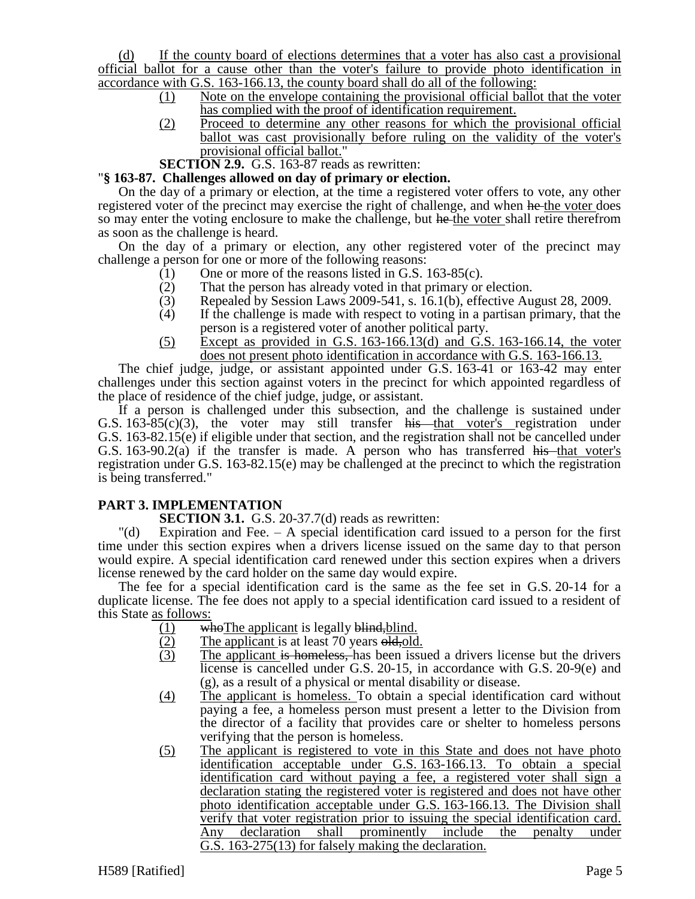(d) If the county board of elections determines that a voter has also cast a provisional official ballot for a cause other than the voter's failure to provide photo identification in accordance with G.S. 163-166.13, the county board shall do all of the following:

(1) Note on the envelope containing the provisional official ballot that the voter has complied with the proof of identification requirement.

(2) Proceed to determine any other reasons for which the provisional official ballot was cast provisionally before ruling on the validity of the voter's provisional official ballot."

**SECTION 2.9.** G.S. 163-87 reads as rewritten:

"**§ 163-87. Challenges allowed on day of primary or election.**

On the day of a primary or election, at the time a registered voter offers to vote, any other registered voter of the precinct may exercise the right of challenge, and when ~~he~~ the voter does so may enter the voting enclosure to make the challenge, but ~~he~~ the voter shall retire therefrom as soon as the challenge is heard.

On the day of a primary or election, any other registered voter of the precinct may challenge a person for one or more of the following reasons:

(1) One or more of the reasons listed in G.S. 163-85(c).

(2) That the person has already voted in that primary or election.

(3) Repealed by Session Laws 2009-541, s. 16.1(b), effective August 28, 2009.

(4) If the challenge is made with respect to voting in a partisan primary, that the person is a registered voter of another political party.

(5) Except as provided in G.S. 163-166.13(d) and G.S. 163-166.14, the voter does not present photo identification in accordance with G.S. 163-166.13.

The chief judge, judge, or assistant appointed under G.S. 163-41 or 163-42 may enter challenges under this section against voters in the precinct for which appointed regardless of the place of residence of the chief judge, judge, or assistant.

If a person is challenged under this subsection, and the challenge is sustained under G.S. 163-85(c)(3), the voter may still transfer ~~his~~ that voter's registration under G.S. 163-82.15(e) if eligible under that section, and the registration shall not be cancelled under G.S. 163-90.2(a) if the transfer is made. A person who has transferred ~~his~~ that voter's registration under G.S. 163-82.15(e) may be challenged at the precinct to which the registration is being transferred."

## PART 3. IMPLEMENTATION

**SECTION 3.1.** G.S. 20-37.7(d) reads as rewritten:

"(d) Expiration and Fee. – A special identification card issued to a person for the first time under this section expires when a drivers license issued on the same day to that person would expire. A special identification card renewed under this section expires when a drivers license renewed by the card holder on the same day would expire.

The fee for a special identification card is the same as the fee set in G.S. 20-14 for a duplicate license. The fee does not apply to a special identification card issued to a resident of this State as follows:

(1) ~~who~~The applicant is legally ~~blind,~~blind.

(2) The applicant is at least 70 years ~~old,~~old.

(3) The applicant ~~is homeless,~~ has been issued a drivers license but the drivers license is cancelled under G.S. 20-15, in accordance with G.S. 20-9(e) and (g), as a result of a physical or mental disability or disease.

(4) The applicant is homeless. To obtain a special identification card without paying a fee, a homeless person must present a letter to the Division from the director of a facility that provides care or shelter to homeless persons verifying that the person is homeless.

(5) The applicant is registered to vote in this State and does not have photo identification acceptable under G.S. 163-166.13. To obtain a special identification card without paying a fee, a registered voter shall sign a declaration stating the registered voter is registered and does not have other photo identification acceptable under G.S. 163-166.13. The Division shall verify that voter registration prior to issuing the special identification card. Any declaration shall prominently include the penalty under G.S. 163-275(13) for falsely making the declaration.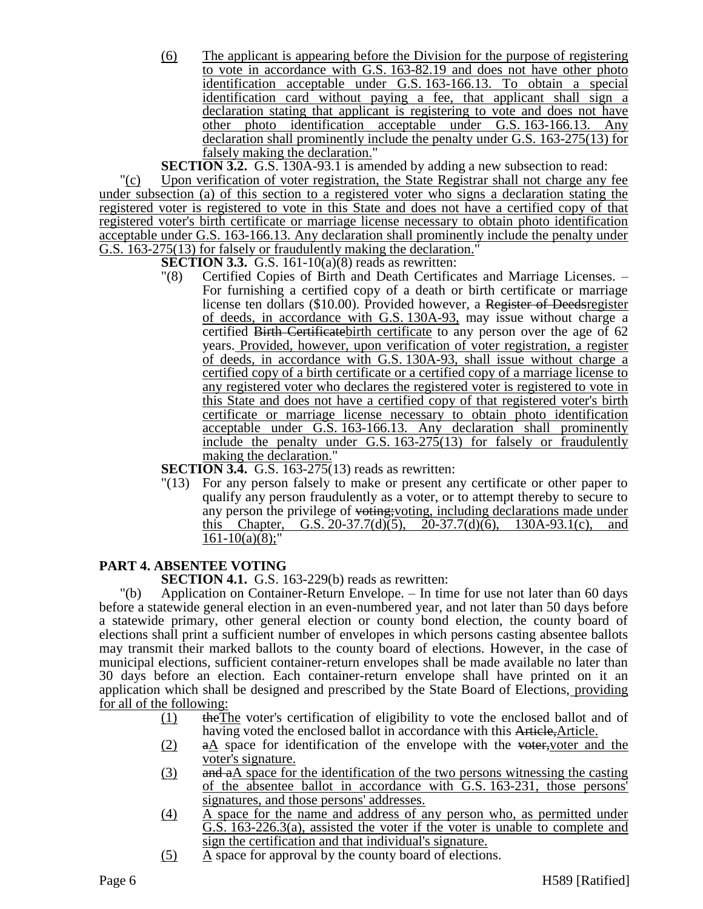(6) The applicant is appearing before the Division for the purpose of registering to vote in accordance with G.S. 163-82.19 and does not have other photo identification acceptable under G.S. 163-166.13. To obtain a special identification card without paying a fee, that applicant shall sign a declaration stating that applicant is registering to vote and does not have other photo identification acceptable under G.S. 163-166.13. Any declaration shall prominently include the penalty under G.S. 163-275(13) for falsely making the declaration."

**SECTION 3.2.** G.S. 130A-93.1 is amended by adding a new subsection to read:

"(c) Upon verification of voter registration, the State Registrar shall not charge any fee under subsection (a) of this section to a registered voter who signs a declaration stating the registered voter is registered to vote in this State and does not have a certified copy of that registered voter's birth certificate or marriage license necessary to obtain photo identification acceptable under G.S. 163-166.13. Any declaration shall prominently include the penalty under G.S. 163-275(13) for falsely or fraudulently making the declaration."

**SECTION 3.3.** G.S. 161-10(a)(8) reads as rewritten:

"(8) Certified Copies of Birth and Death Certificates and Marriage Licenses. – For furnishing a certified copy of a death or birth certificate or marriage license ten dollars ($10.00). Provided however, a ~~Register of Deeds~~register of deeds, in accordance with G.S. 130A-93, may issue without charge a certified ~~Birth Certificate~~birth certificate to any person over the age of 62 years. Provided, however, upon verification of voter registration, a register of deeds, in accordance with G.S. 130A-93, shall issue without charge a certified copy of a birth certificate or a certified copy of a marriage license to any registered voter who declares the registered voter is registered to vote in this State and does not have a certified copy of that registered voter's birth certificate or marriage license necessary to obtain photo identification acceptable under G.S. 163-166.13. Any declaration shall prominently include the penalty under G.S. 163-275(13) for falsely or fraudulently making the declaration."

**SECTION 3.4.** G.S. 163-275(13) reads as rewritten:

"(13) For any person falsely to make or present any certificate or other paper to qualify any person fraudulently as a voter, or to attempt thereby to secure to any person the privilege of ~~voting;~~voting, including declarations made under this Chapter, G.S. 20-37.7(d)(5), 20-37.7(d)(6), 130A-93.1(c), and 161-10(a)(8);"

## PART 4. ABSENTEE VOTING

**SECTION 4.1.** G.S. 163-229(b) reads as rewritten:

"(b) Application on Container-Return Envelope. – In time for use not later than 60 days before a statewide general election in an even-numbered year, and not later than 50 days before a statewide primary, other general election or county bond election, the county board of elections shall print a sufficient number of envelopes in which persons casting absentee ballots may transmit their marked ballots to the county board of elections. However, in the case of municipal elections, sufficient container-return envelopes shall be made available no later than 30 days before an election. Each container-return envelope shall have printed on it an application which shall be designed and prescribed by the State Board of Elections, providing for all of the following:

(1) ~~the~~The voter's certification of eligibility to vote the enclosed ballot and of having voted the enclosed ballot in accordance with this ~~Article,~~Article.

(2) ~~a~~A space for identification of the envelope with the ~~voter,~~voter and the voter's signature.

(3) ~~and a~~A space for the identification of the two persons witnessing the casting of the absentee ballot in accordance with G.S. 163-231, those persons' signatures, and those persons' addresses.

(4) A space for the name and address of any person who, as permitted under G.S. 163-226.3(a), assisted the voter if the voter is unable to complete and sign the certification and that individual's signature.

(5) A space for approval by the county board of elections.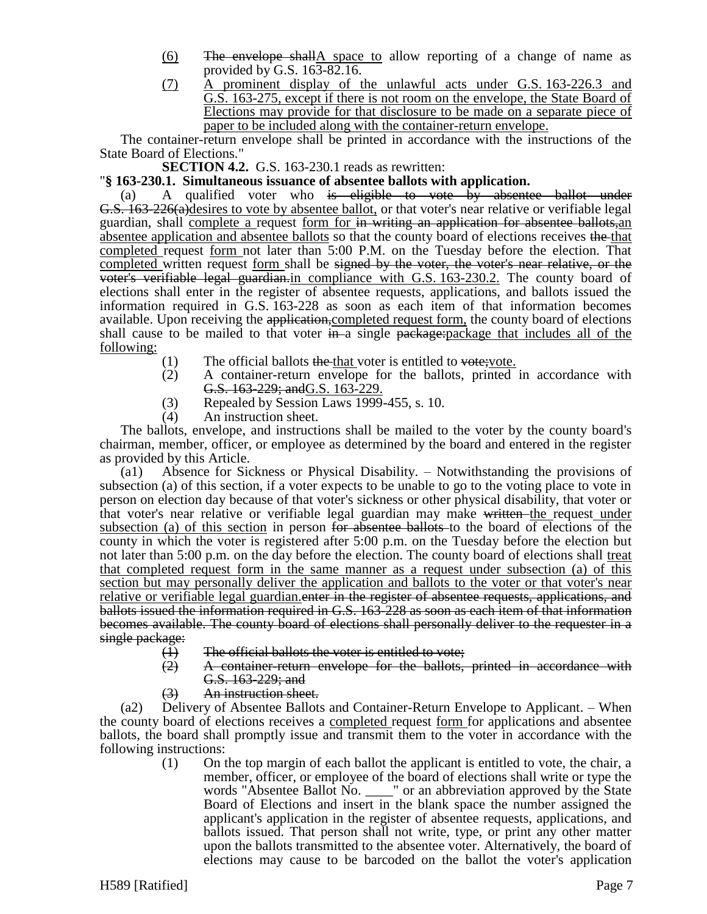(6) The envelope shallA space to allow reporting of a change of name as provided by G.S. 163-82.16.

(7) A prominent display of the unlawful acts under G.S. 163-226.3 and G.S. 163-275, except if there is not room on the envelope, the State Board of Elections may provide for that disclosure to be made on a separate piece of paper to be included along with the container-return envelope.

The container-return envelope shall be printed in accordance with the instructions of the State Board of Elections."

**SECTION 4.2.** G.S. 163-230.1 reads as rewritten:

"**§ 163-230.1. Simultaneous issuance of absentee ballots with application.**

(a) A qualified voter who is eligible to vote by absentee ballot under G.S. 163-226(a)desires to vote by absentee ballot, or that voter's near relative or verifiable legal guardian, shall complete a request form for in writing an application for absentee ballots,an absentee application and absentee ballots so that the county board of elections receives the that completed request form not later than 5:00 P.M. on the Tuesday before the election. That completed written request form shall be signed by the voter, the voter's near relative, or the voter's verifiable legal guardian.in compliance with G.S. 163-230.2. The county board of elections shall enter in the register of absentee requests, applications, and ballots issued the information required in G.S. 163-228 as soon as each item of that information becomes available. Upon receiving the application,completed request form, the county board of elections shall cause to be mailed to that voter in a single package:package that includes all of the following:

(1) The official ballots the that voter is entitled to vote;vote.

(2) A container-return envelope for the ballots, printed in accordance with G.S. 163-229; andG.S. 163-229.

(3) Repealed by Session Laws 1999-455, s. 10.

(4) An instruction sheet.

The ballots, envelope, and instructions shall be mailed to the voter by the county board's chairman, member, officer, or employee as determined by the board and entered in the register as provided by this Article.

(a1) Absence for Sickness or Physical Disability. – Notwithstanding the provisions of subsection (a) of this section, if a voter expects to be unable to go to the voting place to vote in person on election day because of that voter's sickness or other physical disability, that voter or that voter's near relative or verifiable legal guardian may make written the request under subsection (a) of this section in person for absentee ballots to the board of elections of the county in which the voter is registered after 5:00 p.m. on the Tuesday before the election but not later than 5:00 p.m. on the day before the election. The county board of elections shall treat that completed request form in the same manner as a request under subsection (a) of this section but may personally deliver the application and ballots to the voter or that voter's near relative or verifiable legal guardian.enter in the register of absentee requests, applications, and ballots issued the information required in G.S. 163-228 as soon as each item of that information becomes available. The county board of elections shall personally deliver to the requester in a single package:

(1) The official ballots the voter is entitled to vote;

(2) A container-return envelope for the ballots, printed in accordance with G.S. 163-229; and

(3) An instruction sheet.

(a2) Delivery of Absentee Ballots and Container-Return Envelope to Applicant. – When the county board of elections receives a completed request form for applications and absentee ballots, the board shall promptly issue and transmit them to the voter in accordance with the following instructions:

(1) On the top margin of each ballot the applicant is entitled to vote, the chair, a member, officer, or employee of the board of elections shall write or type the words "Absentee Ballot No. ____" or an abbreviation approved by the State Board of Elections and insert in the blank space the number assigned the applicant's application in the register of absentee requests, applications, and ballots issued. That person shall not write, type, or print any other matter upon the ballots transmitted to the absentee voter. Alternatively, the board of elections may cause to be barcoded on the ballot the voter's application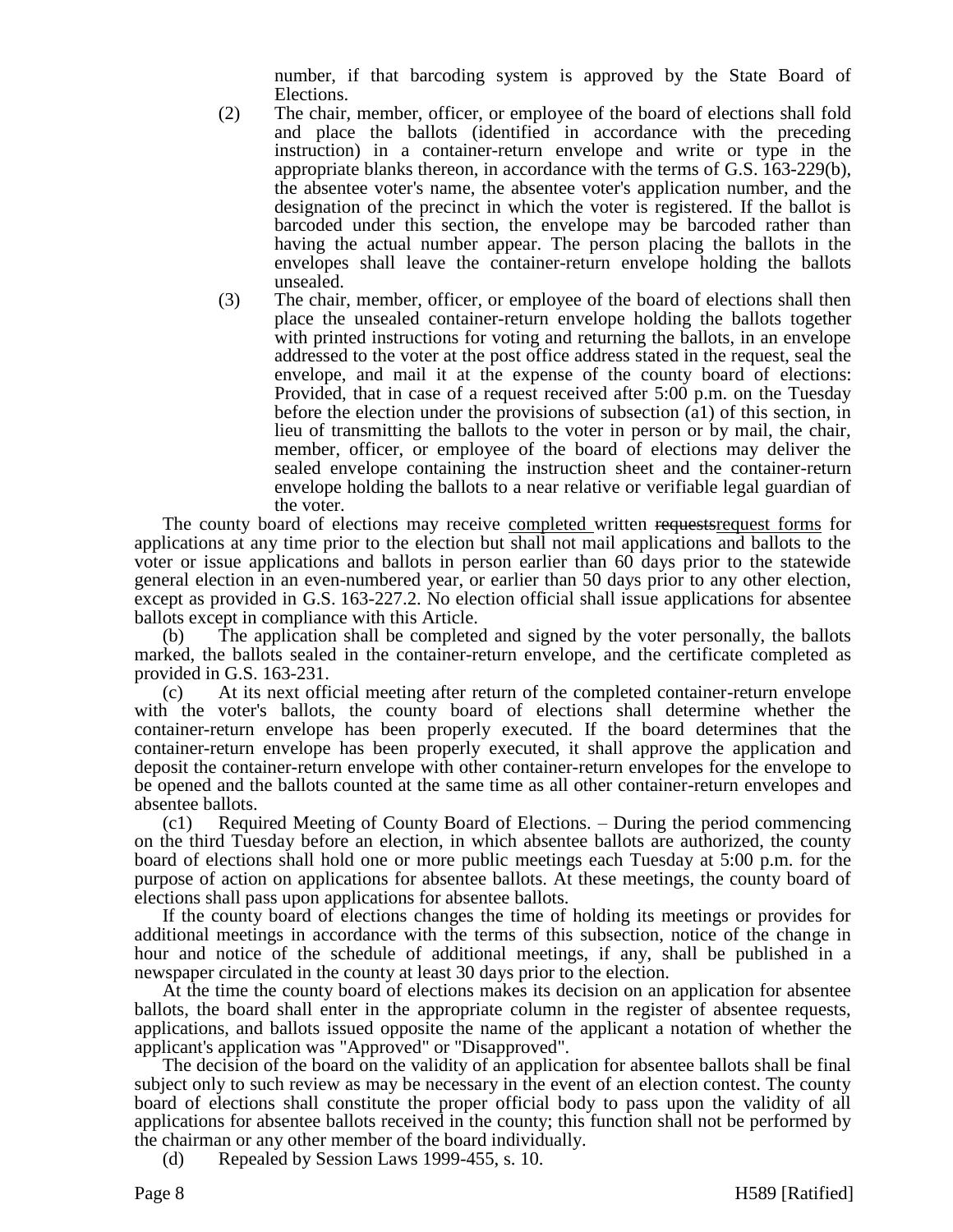number, if that barcoding system is approved by the State Board of Elections.

(2) The chair, member, officer, or employee of the board of elections shall fold and place the ballots (identified in accordance with the preceding instruction) in a container-return envelope and write or type in the appropriate blanks thereon, in accordance with the terms of G.S. 163-229(b), the absentee voter's name, the absentee voter's application number, and the designation of the precinct in which the voter is registered. If the ballot is barcoded under this section, the envelope may be barcoded rather than having the actual number appear. The person placing the ballots in the envelopes shall leave the container-return envelope holding the ballots unsealed.

(3) The chair, member, officer, or employee of the board of elections shall then place the unsealed container-return envelope holding the ballots together with printed instructions for voting and returning the ballots, in an envelope addressed to the voter at the post office address stated in the request, seal the envelope, and mail it at the expense of the county board of elections: Provided, that in case of a request received after 5:00 p.m. on the Tuesday before the election under the provisions of subsection (a1) of this section, in lieu of transmitting the ballots to the voter in person or by mail, the chair, member, officer, or employee of the board of elections may deliver the sealed envelope containing the instruction sheet and the container-return envelope holding the ballots to a near relative or verifiable legal guardian of the voter.

The county board of elections may receive <u>completed</u> written ~~requests~~<u>request forms</u> for applications at any time prior to the election but shall not mail applications and ballots to the voter or issue applications and ballots in person earlier than 60 days prior to the statewide general election in an even-numbered year, or earlier than 50 days prior to any other election, except as provided in G.S. 163-227.2. No election official shall issue applications for absentee ballots except in compliance with this Article.

(b) The application shall be completed and signed by the voter personally, the ballots marked, the ballots sealed in the container-return envelope, and the certificate completed as provided in G.S. 163-231.

(c) At its next official meeting after return of the completed container-return envelope with the voter's ballots, the county board of elections shall determine whether the container-return envelope has been properly executed. If the board determines that the container-return envelope has been properly executed, it shall approve the application and deposit the container-return envelope with other container-return envelopes for the envelope to be opened and the ballots counted at the same time as all other container-return envelopes and absentee ballots.

(c1) Required Meeting of County Board of Elections. – During the period commencing on the third Tuesday before an election, in which absentee ballots are authorized, the county board of elections shall hold one or more public meetings each Tuesday at 5:00 p.m. for the purpose of action on applications for absentee ballots. At these meetings, the county board of elections shall pass upon applications for absentee ballots.

If the county board of elections changes the time of holding its meetings or provides for additional meetings in accordance with the terms of this subsection, notice of the change in hour and notice of the schedule of additional meetings, if any, shall be published in a newspaper circulated in the county at least 30 days prior to the election.

At the time the county board of elections makes its decision on an application for absentee ballots, the board shall enter in the appropriate column in the register of absentee requests, applications, and ballots issued opposite the name of the applicant a notation of whether the applicant's application was "Approved" or "Disapproved".

The decision of the board on the validity of an application for absentee ballots shall be final subject only to such review as may be necessary in the event of an election contest. The county board of elections shall constitute the proper official body to pass upon the validity of all applications for absentee ballots received in the county; this function shall not be performed by the chairman or any other member of the board individually.

(d) Repealed by Session Laws 1999-455, s. 10.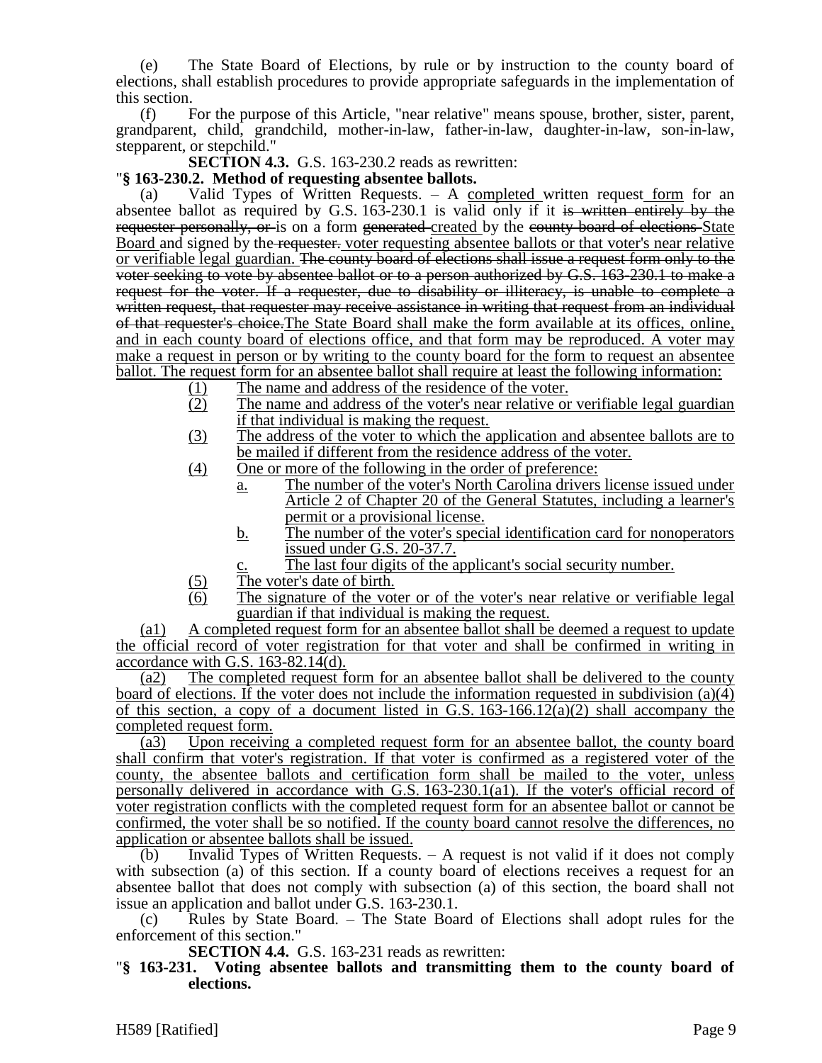(e) The State Board of Elections, by rule or by instruction to the county board of elections, shall establish procedures to provide appropriate safeguards in the implementation of this section.

(f) For the purpose of this Article, "near relative" means spouse, brother, sister, parent, grandparent, child, grandchild, mother-in-law, father-in-law, daughter-in-law, son-in-law, stepparent, or stepchild."

**SECTION 4.3.** G.S. 163-230.2 reads as rewritten:

"**§ 163-230.2. Method of requesting absentee ballots.**

(a) Valid Types of Written Requests. – A completed written request form for an absentee ballot as required by G.S. 163-230.1 is valid only if it ~~is written entirely by the requester personally, or~~ is on a form ~~generated~~ created by the ~~county board of elections~~ State Board and signed by the ~~requester.~~ voter requesting absentee ballots or that voter's near relative or verifiable legal guardian. ~~The county board of elections shall issue a request form only to the voter seeking to vote by absentee ballot or to a person authorized by G.S. 163-230.1 to make a request for the voter. If a requester, due to disability or illiteracy, is unable to complete a written request, that requester may receive assistance in writing that request from an individual of that requester's choice.~~The State Board shall make the form available at its offices, online, and in each county board of elections office, and that form may be reproduced. A voter may make a request in person or by writing to the county board for the form to request an absentee ballot. The request form for an absentee ballot shall require at least the following information:

(1) The name and address of the residence of the voter.
(2) The name and address of the voter's near relative or verifiable legal guardian if that individual is making the request.
(3) The address of the voter to which the application and absentee ballots are to be mailed if different from the residence address of the voter.
(4) One or more of the following in the order of preference:
    a. The number of the voter's North Carolina drivers license issued under Article 2 of Chapter 20 of the General Statutes, including a learner's permit or a provisional license.
    b. The number of the voter's special identification card for nonoperators issued under G.S. 20-37.7.
    c. The last four digits of the applicant's social security number.
(5) The voter's date of birth.
(6) The signature of the voter or of the voter's near relative or verifiable legal guardian if that individual is making the request.

(a1) A completed request form for an absentee ballot shall be deemed a request to update the official record of voter registration for that voter and shall be confirmed in writing in accordance with G.S. 163-82.14(d).

(a2) The completed request form for an absentee ballot shall be delivered to the county board of elections. If the voter does not include the information requested in subdivision (a)(4) of this section, a copy of a document listed in G.S. 163-166.12(a)(2) shall accompany the completed request form.

(a3) Upon receiving a completed request form for an absentee ballot, the county board shall confirm that voter's registration. If that voter is confirmed as a registered voter of the county, the absentee ballots and certification form shall be mailed to the voter, unless personally delivered in accordance with G.S. 163-230.1(a1). If the voter's official record of voter registration conflicts with the completed request form for an absentee ballot or cannot be confirmed, the voter shall be so notified. If the county board cannot resolve the differences, no application or absentee ballots shall be issued.

(b) Invalid Types of Written Requests. – A request is not valid if it does not comply with subsection (a) of this section. If a county board of elections receives a request for an absentee ballot that does not comply with subsection (a) of this section, the board shall not issue an application and ballot under G.S. 163-230.1.

(c) Rules by State Board. – The State Board of Elections shall adopt rules for the enforcement of this section."

**SECTION 4.4.** G.S. 163-231 reads as rewritten:

"**§ 163-231. Voting absentee ballots and transmitting them to the county board of elections.**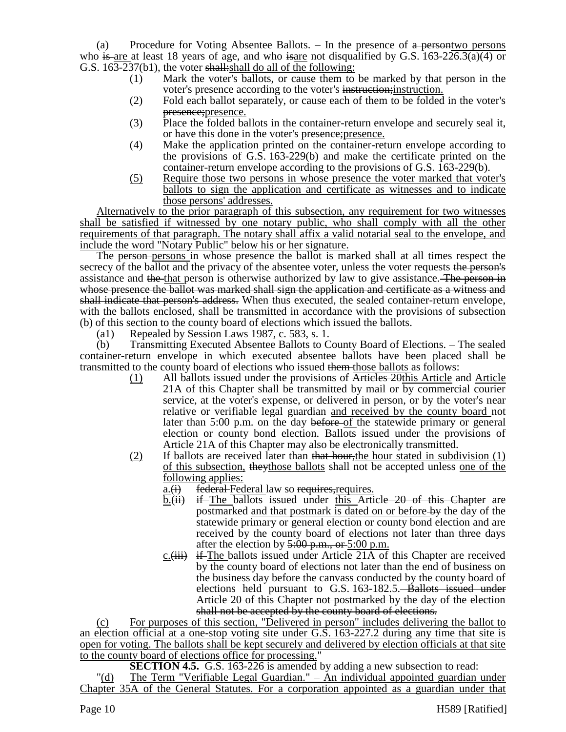(a) Procedure for Voting Absentee Ballots. – In the presence of ~~a person~~two persons who ~~is~~ are at least 18 years of age, and who ~~is~~are not disqualified by G.S. 163-226.3(a)(4) or G.S. 163-237(b1), the voter ~~shall:~~shall do all of the following:

(1) Mark the voter's ballots, or cause them to be marked by that person in the voter's presence according to the voter's ~~instruction;~~instruction.

(2) Fold each ballot separately, or cause each of them to be folded in the voter's ~~presence;~~presence.

(3) Place the folded ballots in the container-return envelope and securely seal it, or have this done in the voter's ~~presence;~~presence.

(4) Make the application printed on the container-return envelope according to the provisions of G.S. 163-229(b) and make the certificate printed on the container-return envelope according to the provisions of G.S. 163-229(b).

(5) Require those two persons in whose presence the voter marked that voter's ballots to sign the application and certificate as witnesses and to indicate those persons' addresses.

Alternatively to the prior paragraph of this subsection, any requirement for two witnesses shall be satisfied if witnessed by one notary public, who shall comply with all the other requirements of that paragraph. The notary shall affix a valid notarial seal to the envelope, and include the word "Notary Public" below his or her signature.

The ~~person~~ persons in whose presence the ballot is marked shall at all times respect the secrecy of the ballot and the privacy of the absentee voter, unless the voter requests ~~the person's~~ assistance and ~~the~~ that person is otherwise authorized by law to give assistance. ~~The person in whose presence the ballot was marked shall sign the application and certificate as a witness and shall indicate that person's address.~~ When thus executed, the sealed container-return envelope, with the ballots enclosed, shall be transmitted in accordance with the provisions of subsection (b) of this section to the county board of elections which issued the ballots.

(a1) Repealed by Session Laws 1987, c. 583, s. 1.

(b) Transmitting Executed Absentee Ballots to County Board of Elections. – The sealed container-return envelope in which executed absentee ballots have been placed shall be transmitted to the county board of elections who issued ~~them~~ those ballots as follows:

(1) All ballots issued under the provisions of ~~Articles 20~~this Article and Article 21A of this Chapter shall be transmitted by mail or by commercial courier service, at the voter's expense, or delivered in person, or by the voter's near relative or verifiable legal guardian and received by the county board not later than 5:00 p.m. on the day ~~before~~ of the statewide primary or general election or county bond election. Ballots issued under the provisions of Article 21A of this Chapter may also be electronically transmitted.

(2) If ballots are received later than ~~that hour,~~the hour stated in subdivision (1) of this subsection, ~~they~~those ballots shall not be accepted unless one of the following applies:

a.~~(i)~~ ~~federal~~ Federal law so ~~requires,~~requires.

b.~~(ii)~~ ~~if~~ The ballots issued under this Article ~~20 of this Chapter~~ are postmarked and that postmark is dated on or before ~~by~~ the day of the statewide primary or general election or county bond election and are received by the county board of elections not later than three days after the election by ~~5:00 p.m., or~~ 5:00 p.m.

c.~~(iii)~~ ~~if~~ The ballots issued under Article 21A of this Chapter are received by the county board of elections not later than the end of business on the business day before the canvass conducted by the county board of elections held pursuant to G.S. 163-182.5. ~~Ballots issued under Article 20 of this Chapter not postmarked by the day of the election shall not be accepted by the county board of elections.~~

(c) For purposes of this section, "Delivered in person" includes delivering the ballot to an election official at a one-stop voting site under G.S. 163-227.2 during any time that site is open for voting. The ballots shall be kept securely and delivered by election officials at that site to the county board of elections office for processing."

**SECTION 4.5.** G.S. 163-226 is amended by adding a new subsection to read:

"(d) The Term "Verifiable Legal Guardian." – An individual appointed guardian under Chapter 35A of the General Statutes. For a corporation appointed as a guardian under that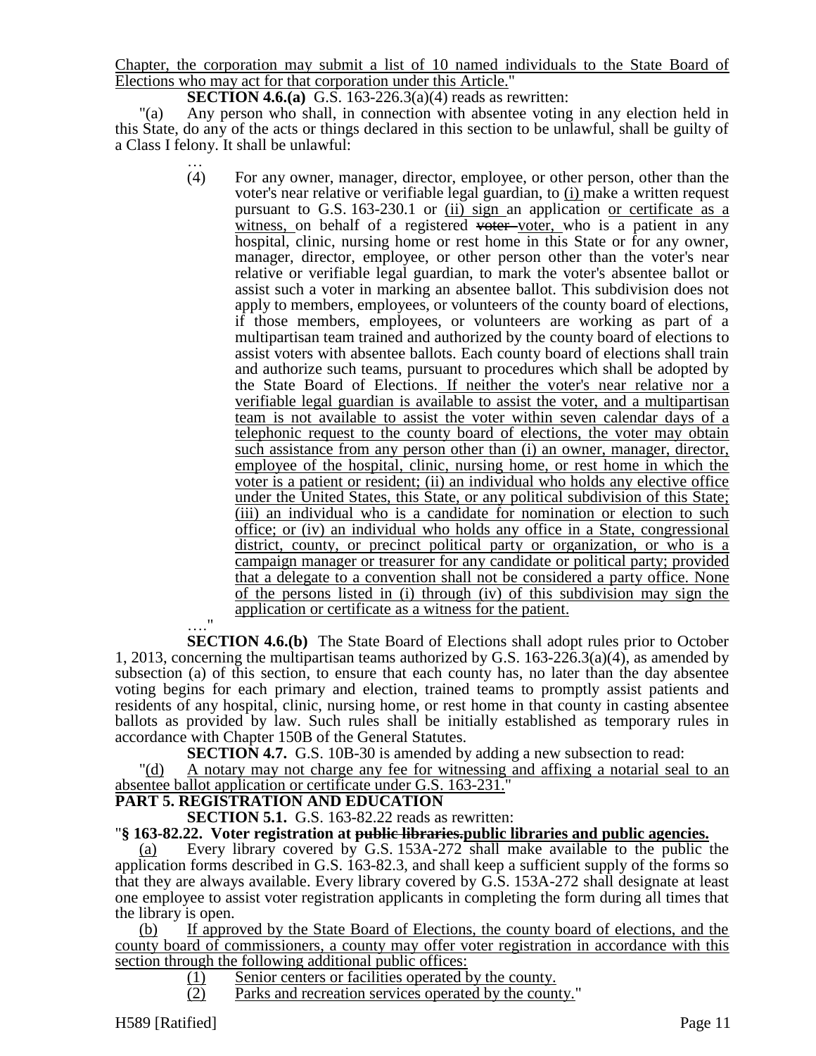Chapter, the corporation may submit a list of 10 named individuals to the State Board of Elections who may act for that corporation under this Article."

**SECTION 4.6.(a)** G.S. 163-226.3(a)(4) reads as rewritten:

"(a) Any person who shall, in connection with absentee voting in any election held in this State, do any of the acts or things declared in this section to be unlawful, shall be guilty of a Class I felony. It shall be unlawful:

…

(4) For any owner, manager, director, employee, or other person, other than the voter's near relative or verifiable legal guardian, to (i) make a written request pursuant to G.S. 163-230.1 or (ii) sign an application or certificate as a witness, on behalf of a registered ~~voter~~ voter, who is a patient in any hospital, clinic, nursing home or rest home in this State or for any owner, manager, director, employee, or other person other than the voter's near relative or verifiable legal guardian, to mark the voter's absentee ballot or assist such a voter in marking an absentee ballot. This subdivision does not apply to members, employees, or volunteers of the county board of elections, if those members, employees, or volunteers are working as part of a multipartisan team trained and authorized by the county board of elections to assist voters with absentee ballots. Each county board of elections shall train and authorize such teams, pursuant to procedures which shall be adopted by the State Board of Elections. If neither the voter's near relative nor a verifiable legal guardian is available to assist the voter, and a multipartisan team is not available to assist the voter within seven calendar days of a telephonic request to the county board of elections, the voter may obtain such assistance from any person other than (i) an owner, manager, director, employee of the hospital, clinic, nursing home, or rest home in which the voter is a patient or resident; (ii) an individual who holds any elective office under the United States, this State, or any political subdivision of this State; (iii) an individual who is a candidate for nomination or election to such office; or (iv) an individual who holds any office in a State, congressional district, county, or precinct political party or organization, or who is a campaign manager or treasurer for any candidate or political party; provided that a delegate to a convention shall not be considered a party office. None of the persons listed in (i) through (iv) of this subdivision may sign the application or certificate as a witness for the patient.

…."

**SECTION 4.6.(b)** The State Board of Elections shall adopt rules prior to October 1, 2013, concerning the multipartisan teams authorized by G.S. 163-226.3(a)(4), as amended by subsection (a) of this section, to ensure that each county has, no later than the day absentee voting begins for each primary and election, trained teams to promptly assist patients and residents of any hospital, clinic, nursing home, or rest home in that county in casting absentee ballots as provided by law. Such rules shall be initially established as temporary rules in accordance with Chapter 150B of the General Statutes.

**SECTION 4.7.** G.S. 10B-30 is amended by adding a new subsection to read:

"(d) A notary may not charge any fee for witnessing and affixing a notarial seal to an absentee ballot application or certificate under G.S. 163-231."

## PART 5. REGISTRATION AND EDUCATION

**SECTION 5.1.** G.S. 163-82.22 reads as rewritten:

"**§ 163-82.22. Voter registration at ~~public libraries.~~ public libraries and public agencies.**

(a) Every library covered by G.S. 153A-272 shall make available to the public the application forms described in G.S. 163-82.3, and shall keep a sufficient supply of the forms so that they are always available. Every library covered by G.S. 153A-272 shall designate at least one employee to assist voter registration applicants in completing the form during all times that the library is open.

(b) If approved by the State Board of Elections, the county board of elections, and the county board of commissioners, a county may offer voter registration in accordance with this section through the following additional public offices:

(1) Senior centers or facilities operated by the county.

(2) Parks and recreation services operated by the county."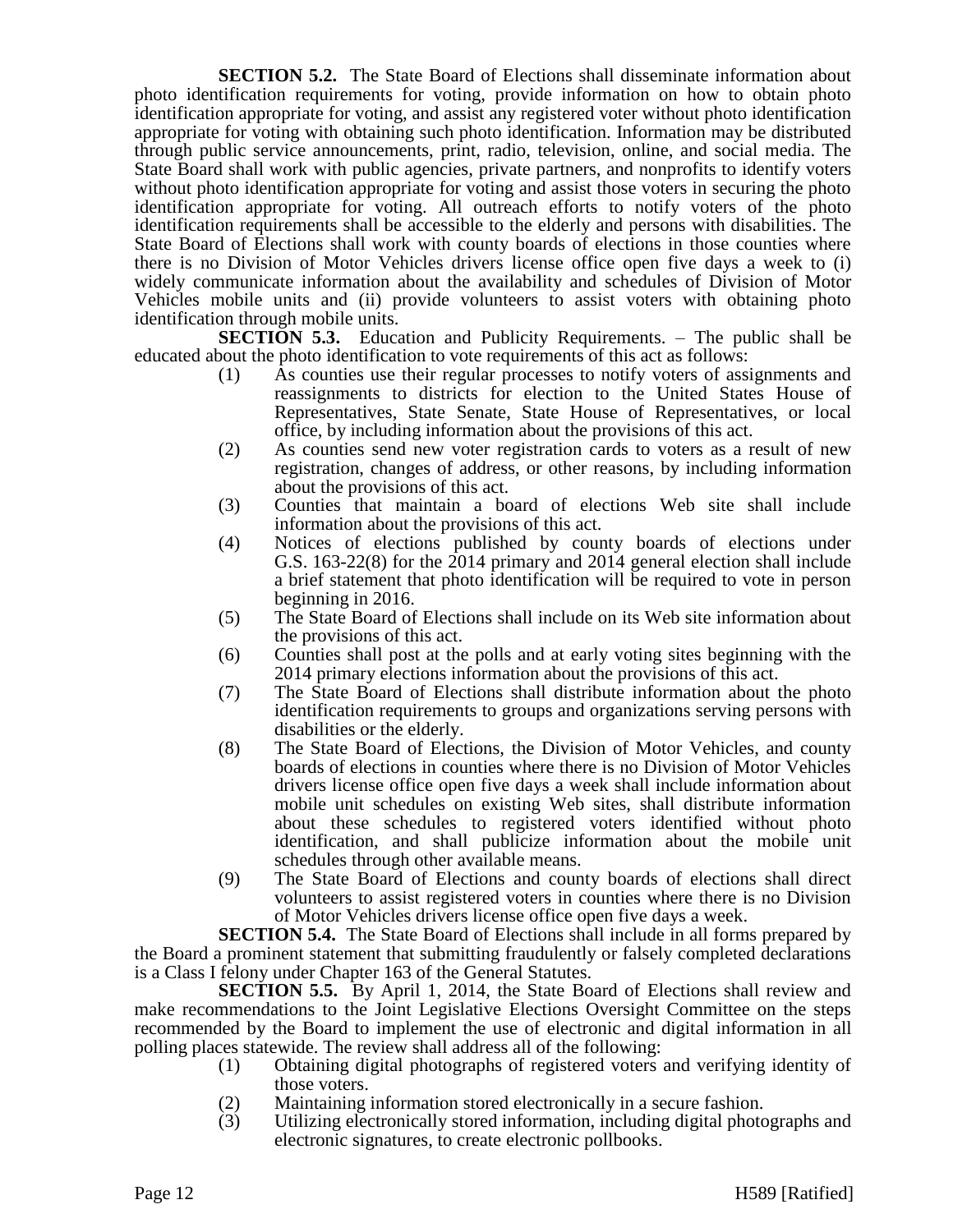**SECTION 5.2.** The State Board of Elections shall disseminate information about photo identification requirements for voting, provide information on how to obtain photo identification appropriate for voting, and assist any registered voter without photo identification appropriate for voting with obtaining such photo identification. Information may be distributed through public service announcements, print, radio, television, online, and social media. The State Board shall work with public agencies, private partners, and nonprofits to identify voters without photo identification appropriate for voting and assist those voters in securing the photo identification appropriate for voting. All outreach efforts to notify voters of the photo identification requirements shall be accessible to the elderly and persons with disabilities. The State Board of Elections shall work with county boards of elections in those counties where there is no Division of Motor Vehicles drivers license office open five days a week to (i) widely communicate information about the availability and schedules of Division of Motor Vehicles mobile units and (ii) provide volunteers to assist voters with obtaining photo identification through mobile units.

**SECTION 5.3.** Education and Publicity Requirements. – The public shall be educated about the photo identification to vote requirements of this act as follows:

(1) As counties use their regular processes to notify voters of assignments and reassignments to districts for election to the United States House of Representatives, State Senate, State House of Representatives, or local office, by including information about the provisions of this act.

(2) As counties send new voter registration cards to voters as a result of new registration, changes of address, or other reasons, by including information about the provisions of this act.

(3) Counties that maintain a board of elections Web site shall include information about the provisions of this act.

(4) Notices of elections published by county boards of elections under G.S. 163-22(8) for the 2014 primary and 2014 general election shall include a brief statement that photo identification will be required to vote in person beginning in 2016.

(5) The State Board of Elections shall include on its Web site information about the provisions of this act.

(6) Counties shall post at the polls and at early voting sites beginning with the 2014 primary elections information about the provisions of this act.

(7) The State Board of Elections shall distribute information about the photo identification requirements to groups and organizations serving persons with disabilities or the elderly.

(8) The State Board of Elections, the Division of Motor Vehicles, and county boards of elections in counties where there is no Division of Motor Vehicles drivers license office open five days a week shall include information about mobile unit schedules on existing Web sites, shall distribute information about these schedules to registered voters identified without photo identification, and shall publicize information about the mobile unit schedules through other available means.

(9) The State Board of Elections and county boards of elections shall direct volunteers to assist registered voters in counties where there is no Division of Motor Vehicles drivers license office open five days a week.

**SECTION 5.4.** The State Board of Elections shall include in all forms prepared by the Board a prominent statement that submitting fraudulently or falsely completed declarations is a Class I felony under Chapter 163 of the General Statutes.

**SECTION 5.5.** By April 1, 2014, the State Board of Elections shall review and make recommendations to the Joint Legislative Elections Oversight Committee on the steps recommended by the Board to implement the use of electronic and digital information in all polling places statewide. The review shall address all of the following:

(1) Obtaining digital photographs of registered voters and verifying identity of those voters.

(2) Maintaining information stored electronically in a secure fashion.

(3) Utilizing electronically stored information, including digital photographs and electronic signatures, to create electronic pollbooks.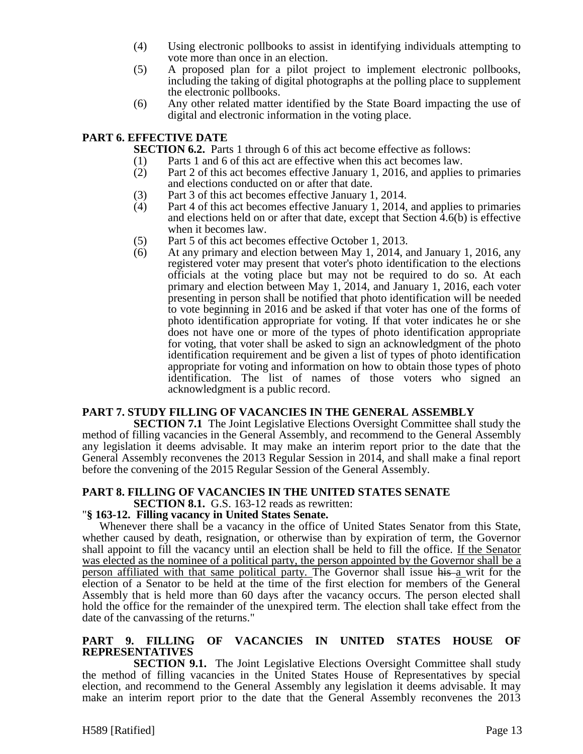(4) Using electronic pollbooks to assist in identifying individuals attempting to vote more than once in an election.

(5) A proposed plan for a pilot project to implement electronic pollbooks, including the taking of digital photographs at the polling place to supplement the electronic pollbooks.

(6) Any other related matter identified by the State Board impacting the use of digital and electronic information in the voting place.

## PART 6. EFFECTIVE DATE

**SECTION 6.2.** Parts 1 through 6 of this act become effective as follows:

(1) Parts 1 and 6 of this act are effective when this act becomes law.

(2) Part 2 of this act becomes effective January 1, 2016, and applies to primaries and elections conducted on or after that date.

(3) Part 3 of this act becomes effective January 1, 2014.

(4) Part 4 of this act becomes effective January 1, 2014, and applies to primaries and elections held on or after that date, except that Section 4.6(b) is effective when it becomes law.

(5) Part 5 of this act becomes effective October 1, 2013.

(6) At any primary and election between May 1, 2014, and January 1, 2016, any registered voter may present that voter's photo identification to the elections officials at the voting place but may not be required to do so. At each primary and election between May 1, 2014, and January 1, 2016, each voter presenting in person shall be notified that photo identification will be needed to vote beginning in 2016 and be asked if that voter has one of the forms of photo identification appropriate for voting. If that voter indicates he or she does not have one or more of the types of photo identification appropriate for voting, that voter shall be asked to sign an acknowledgment of the photo identification requirement and be given a list of types of photo identification appropriate for voting and information on how to obtain those types of photo identification. The list of names of those voters who signed an acknowledgment is a public record.

## PART 7. STUDY FILLING OF VACANCIES IN THE GENERAL ASSEMBLY

**SECTION 7.1** The Joint Legislative Elections Oversight Committee shall study the method of filling vacancies in the General Assembly, and recommend to the General Assembly any legislation it deems advisable. It may make an interim report prior to the date that the General Assembly reconvenes the 2013 Regular Session in 2014, and shall make a final report before the convening of the 2015 Regular Session of the General Assembly.

## PART 8. FILLING OF VACANCIES IN THE UNITED STATES SENATE

**SECTION 8.1.** G.S. 163-12 reads as rewritten:

"**§ 163-12. Filling vacancy in United States Senate.**

Whenever there shall be a vacancy in the office of United States Senator from this State, whether caused by death, resignation, or otherwise than by expiration of term, the Governor shall appoint to fill the vacancy until an election shall be held to fill the office. <u>If the Senator was elected as the nominee of a political party, the person appointed by the Governor shall be a person affiliated with that same political party.</u> The Governor shall issue ~~his~~ <u>a</u> writ for the election of a Senator to be held at the time of the first election for members of the General Assembly that is held more than 60 days after the vacancy occurs. The person elected shall hold the office for the remainder of the unexpired term. The election shall take effect from the date of the canvassing of the returns."

## PART 9. FILLING OF VACANCIES IN UNITED STATES HOUSE OF REPRESENTATIVES

**SECTION 9.1.** The Joint Legislative Elections Oversight Committee shall study the method of filling vacancies in the United States House of Representatives by special election, and recommend to the General Assembly any legislation it deems advisable. It may make an interim report prior to the date that the General Assembly reconvenes the 2013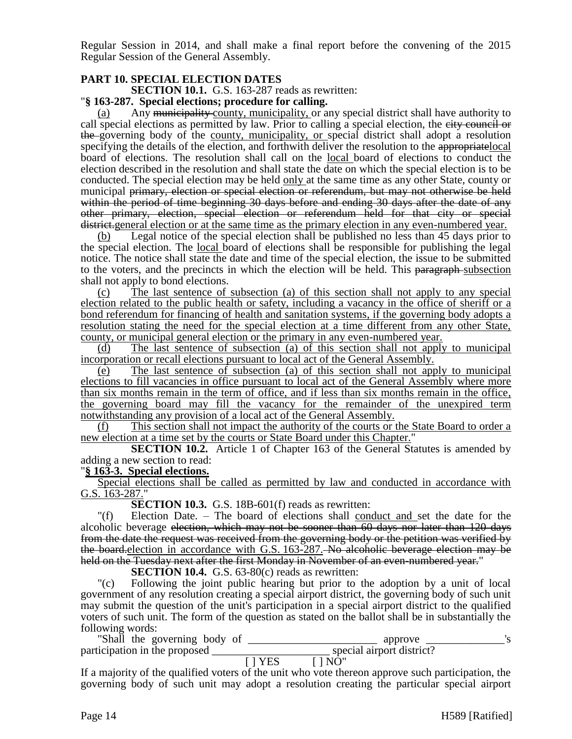Regular Session in 2014, and shall make a final report before the convening of the 2015 Regular Session of the General Assembly.

**PART 10. SPECIAL ELECTION DATES**

**SECTION 10.1.** G.S. 163-287 reads as rewritten:

"**§ 163-287. Special elections; procedure for calling.**

(a) Any ~~municipality~~ county, municipality, or any special district shall have authority to call special elections as permitted by law. Prior to calling a special election, the ~~city council or the~~ governing body of the county, municipality, or special district shall adopt a resolution specifying the details of the election, and forthwith deliver the resolution to the ~~appropriate~~local board of elections. The resolution shall call on the local board of elections to conduct the election described in the resolution and shall state the date on which the special election is to be conducted. The special election may be held only at the same time as any other State, county or municipal ~~primary, election or special election or referendum, but may not otherwise be held within the period of time beginning 30 days before and ending 30 days after the date of any other primary, election, special election or referendum held for that city or special district.~~general election or at the same time as the primary election in any even-numbered year.

(b) Legal notice of the special election shall be published no less than 45 days prior to the special election. The local board of elections shall be responsible for publishing the legal notice. The notice shall state the date and time of the special election, the issue to be submitted to the voters, and the precincts in which the election will be held. This ~~paragraph~~ subsection shall not apply to bond elections.

(c) The last sentence of subsection (a) of this section shall not apply to any special election related to the public health or safety, including a vacancy in the office of sheriff or a bond referendum for financing of health and sanitation systems, if the governing body adopts a resolution stating the need for the special election at a time different from any other State, county, or municipal general election or the primary in any even-numbered year.

(d) The last sentence of subsection (a) of this section shall not apply to municipal incorporation or recall elections pursuant to local act of the General Assembly.

(e) The last sentence of subsection (a) of this section shall not apply to municipal elections to fill vacancies in office pursuant to local act of the General Assembly where more than six months remain in the term of office, and if less than six months remain in the office, the governing board may fill the vacancy for the remainder of the unexpired term notwithstanding any provision of a local act of the General Assembly.

(f) This section shall not impact the authority of the courts or the State Board to order a new election at a time set by the courts or State Board under this Chapter."

**SECTION 10.2.** Article 1 of Chapter 163 of the General Statutes is amended by adding a new section to read:

"**§ 163-3. Special elections.**

Special elections shall be called as permitted by law and conducted in accordance with G.S. 163-287."

**SECTION 10.3.** G.S. 18B-601(f) reads as rewritten:

"(f) Election Date. – The board of elections shall conduct and set the date for the alcoholic beverage ~~election, which may not be sooner than 60 days nor later than 120 days from the date the request was received from the governing body or the petition was verified by the board.~~election in accordance with G.S. 163-287. ~~No alcoholic beverage election may be held on the Tuesday next after the first Monday in November of an even-numbered year.~~"

**SECTION 10.4.** G.S. 63-80(c) reads as rewritten:

"(c) Following the joint public hearing but prior to the adoption by a unit of local government of any resolution creating a special airport district, the governing body of such unit may submit the question of the unit's participation in a special airport district to the qualified voters of such unit. The form of the question as stated on the ballot shall be in substantially the following words:

"Shall the governing body of \_\_\_\_\_\_\_\_\_\_\_\_\_\_\_\_\_\_\_\_\_\_\_ approve \_\_\_\_\_\_\_\_\_\_\_\_\_\_'s participation in the proposed \_\_\_\_\_\_\_\_\_\_\_\_\_\_\_\_\_\_\_\_\_ special airport district?

[ ] YES [ ] NO"

If a majority of the qualified voters of the unit who vote thereon approve such participation, the governing body of such unit may adopt a resolution creating the particular special airport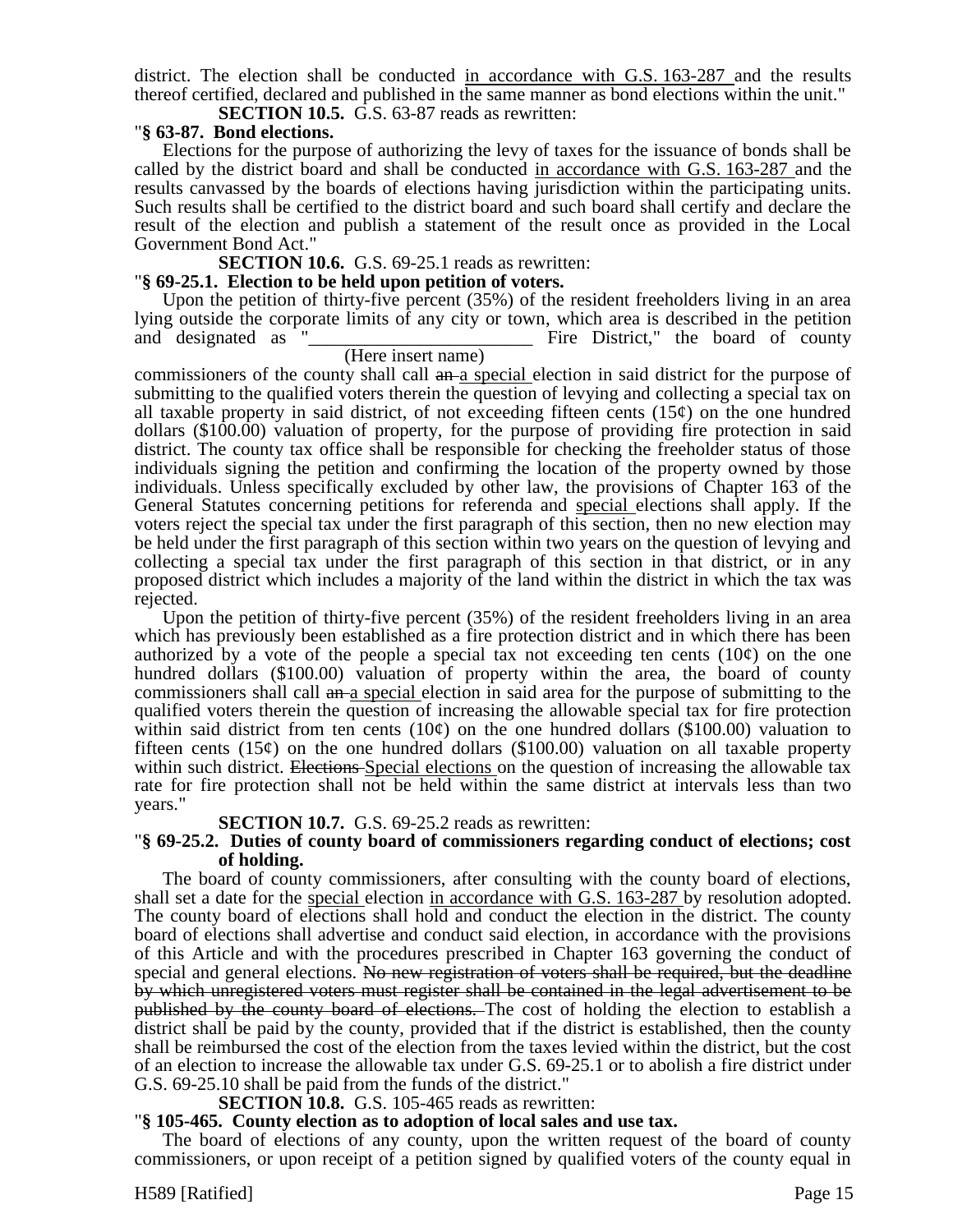district. The election shall be conducted in accordance with G.S. 163-287 and the results thereof certified, declared and published in the same manner as bond elections within the unit."

**SECTION 10.5.** G.S. 63-87 reads as rewritten:

"**§ 63-87. Bond elections.**

Elections for the purpose of authorizing the levy of taxes for the issuance of bonds shall be called by the district board and shall be conducted in accordance with G.S. 163-287 and the results canvassed by the boards of elections having jurisdiction within the participating units. Such results shall be certified to the district board and such board shall certify and declare the result of the election and publish a statement of the result once as provided in the Local Government Bond Act."

**SECTION 10.6.** G.S. 69-25.1 reads as rewritten:

"**§ 69-25.1. Election to be held upon petition of voters.**

Upon the petition of thirty-five percent (35%) of the resident freeholders living in an area lying outside the corporate limits of any city or town, which area is described in the petition and designated as "________________________ Fire District," the board of county
(Here insert name)
commissioners of the county shall call ~~an~~ a special election in said district for the purpose of submitting to the qualified voters therein the question of levying and collecting a special tax on all taxable property in said district, of not exceeding fifteen cents (15¢) on the one hundred dollars ($100.00) valuation of property, for the purpose of providing fire protection in said district. The county tax office shall be responsible for checking the freeholder status of those individuals signing the petition and confirming the location of the property owned by those individuals. Unless specifically excluded by other law, the provisions of Chapter 163 of the General Statutes concerning petitions for referenda and special elections shall apply. If the voters reject the special tax under the first paragraph of this section, then no new election may be held under the first paragraph of this section within two years on the question of levying and collecting a special tax under the first paragraph of this section in that district, or in any proposed district which includes a majority of the land within the district in which the tax was rejected.

Upon the petition of thirty-five percent (35%) of the resident freeholders living in an area which has previously been established as a fire protection district and in which there has been authorized by a vote of the people a special tax not exceeding ten cents (10¢) on the one hundred dollars ($100.00) valuation of property within the area, the board of county commissioners shall call ~~an~~ a special election in said area for the purpose of submitting to the qualified voters therein the question of increasing the allowable special tax for fire protection within said district from ten cents (10¢) on the one hundred dollars ($100.00) valuation to fifteen cents (15¢) on the one hundred dollars ($100.00) valuation on all taxable property within such district. ~~Elections~~ Special elections on the question of increasing the allowable tax rate for fire protection shall not be held within the same district at intervals less than two years."

**SECTION 10.7.** G.S. 69-25.2 reads as rewritten:

"**§ 69-25.2. Duties of county board of commissioners regarding conduct of elections; cost of holding.**

The board of county commissioners, after consulting with the county board of elections, shall set a date for the special election in accordance with G.S. 163-287 by resolution adopted. The county board of elections shall hold and conduct the election in the district. The county board of elections shall advertise and conduct said election, in accordance with the provisions of this Article and with the procedures prescribed in Chapter 163 governing the conduct of special and general elections. ~~No new registration of voters shall be required, but the deadline by which unregistered voters must register shall be contained in the legal advertisement to be published by the county board of elections.~~ The cost of holding the election to establish a district shall be paid by the county, provided that if the district is established, then the county shall be reimbursed the cost of the election from the taxes levied within the district, but the cost of an election to increase the allowable tax under G.S. 69-25.1 or to abolish a fire district under G.S. 69-25.10 shall be paid from the funds of the district."

**SECTION 10.8.** G.S. 105-465 reads as rewritten:

"**§ 105-465. County election as to adoption of local sales and use tax.**

The board of elections of any county, upon the written request of the board of county commissioners, or upon receipt of a petition signed by qualified voters of the county equal in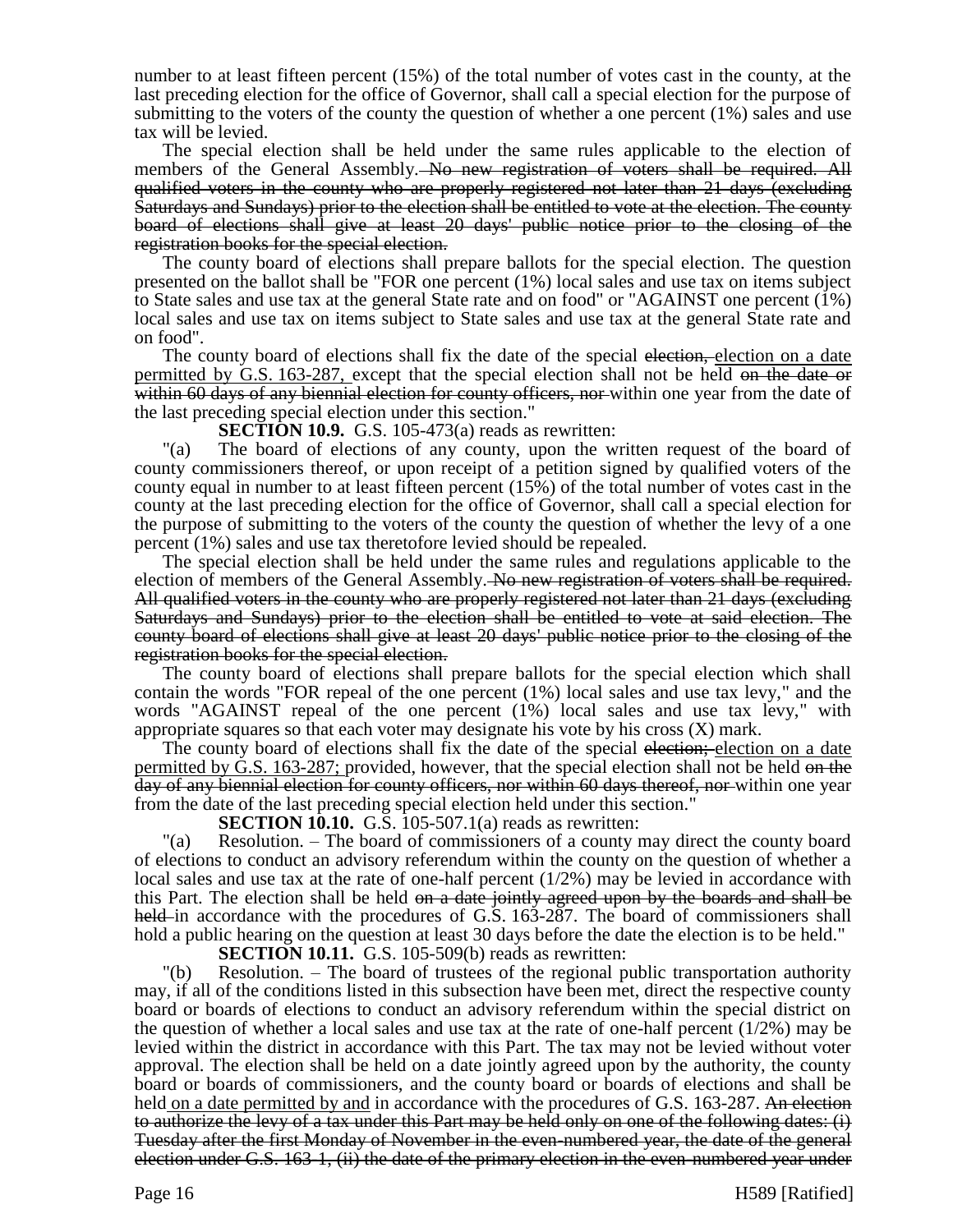number to at least fifteen percent (15%) of the total number of votes cast in the county, at the last preceding election for the office of Governor, shall call a special election for the purpose of submitting to the voters of the county the question of whether a one percent (1%) sales and use tax will be levied.

The special election shall be held under the same rules applicable to the election of members of the General Assembly. ~~No new registration of voters shall be required. All qualified voters in the county who are properly registered not later than 21 days (excluding Saturdays and Sundays) prior to the election shall be entitled to vote at the election. The county board of elections shall give at least 20 days' public notice prior to the closing of the registration books for the special election.~~

The county board of elections shall prepare ballots for the special election. The question presented on the ballot shall be "FOR one percent (1%) local sales and use tax on items subject to State sales and use tax at the general State rate and on food" or "AGAINST one percent (1%) local sales and use tax on items subject to State sales and use tax at the general State rate and on food".

The county board of elections shall fix the date of the special ~~election,~~ <u>election on a date permitted by G.S. 163-287,</u> except that the special election shall not be held ~~on the date or within 60 days of any biennial election for county officers, nor~~ within one year from the date of the last preceding special election under this section."

**SECTION 10.9.** G.S. 105-473(a) reads as rewritten:

"(a) The board of elections of any county, upon the written request of the board of county commissioners thereof, or upon receipt of a petition signed by qualified voters of the county equal in number to at least fifteen percent (15%) of the total number of votes cast in the county at the last preceding election for the office of Governor, shall call a special election for the purpose of submitting to the voters of the county the question of whether the levy of a one percent (1%) sales and use tax theretofore levied should be repealed.

The special election shall be held under the same rules and regulations applicable to the election of members of the General Assembly. ~~No new registration of voters shall be required. All qualified voters in the county who are properly registered not later than 21 days (excluding Saturdays and Sundays) prior to the election shall be entitled to vote at said election. The county board of elections shall give at least 20 days' public notice prior to the closing of the registration books for the special election.~~

The county board of elections shall prepare ballots for the special election which shall contain the words "FOR repeal of the one percent (1%) local sales and use tax levy," and the words "AGAINST repeal of the one percent (1%) local sales and use tax levy," with appropriate squares so that each voter may designate his vote by his cross (X) mark.

The county board of elections shall fix the date of the special ~~election;~~ <u>election on a date permitted by G.S. 163-287;</u> provided, however, that the special election shall not be held ~~on the day of any biennial election for county officers, nor within 60 days thereof, nor~~ within one year from the date of the last preceding special election held under this section."

**SECTION 10.10.** G.S. 105-507.1(a) reads as rewritten:

"(a) Resolution. – The board of commissioners of a county may direct the county board of elections to conduct an advisory referendum within the county on the question of whether a local sales and use tax at the rate of one-half percent (1/2%) may be levied in accordance with this Part. The election shall be held ~~on a date jointly agreed upon by the boards and shall be held~~ in accordance with the procedures of G.S. 163-287. The board of commissioners shall hold a public hearing on the question at least 30 days before the date the election is to be held."

**SECTION 10.11.** G.S. 105-509(b) reads as rewritten:

"(b) Resolution. – The board of trustees of the regional public transportation authority may, if all of the conditions listed in this subsection have been met, direct the respective county board or boards of elections to conduct an advisory referendum within the special district on the question of whether a local sales and use tax at the rate of one-half percent (1/2%) may be levied within the district in accordance with this Part. The tax may not be levied without voter approval. The election shall be held on a date jointly agreed upon by the authority, the county board or boards of commissioners, and the county board or boards of elections and shall be held <u>on a date permitted by and</u> in accordance with the procedures of G.S. 163-287. ~~An election to authorize the levy of a tax under this Part may be held only on one of the following dates: (i) Tuesday after the first Monday of November in the even-numbered year, the date of the general election under G.S. 163-1, (ii) the date of the primary election in the even-numbered year under~~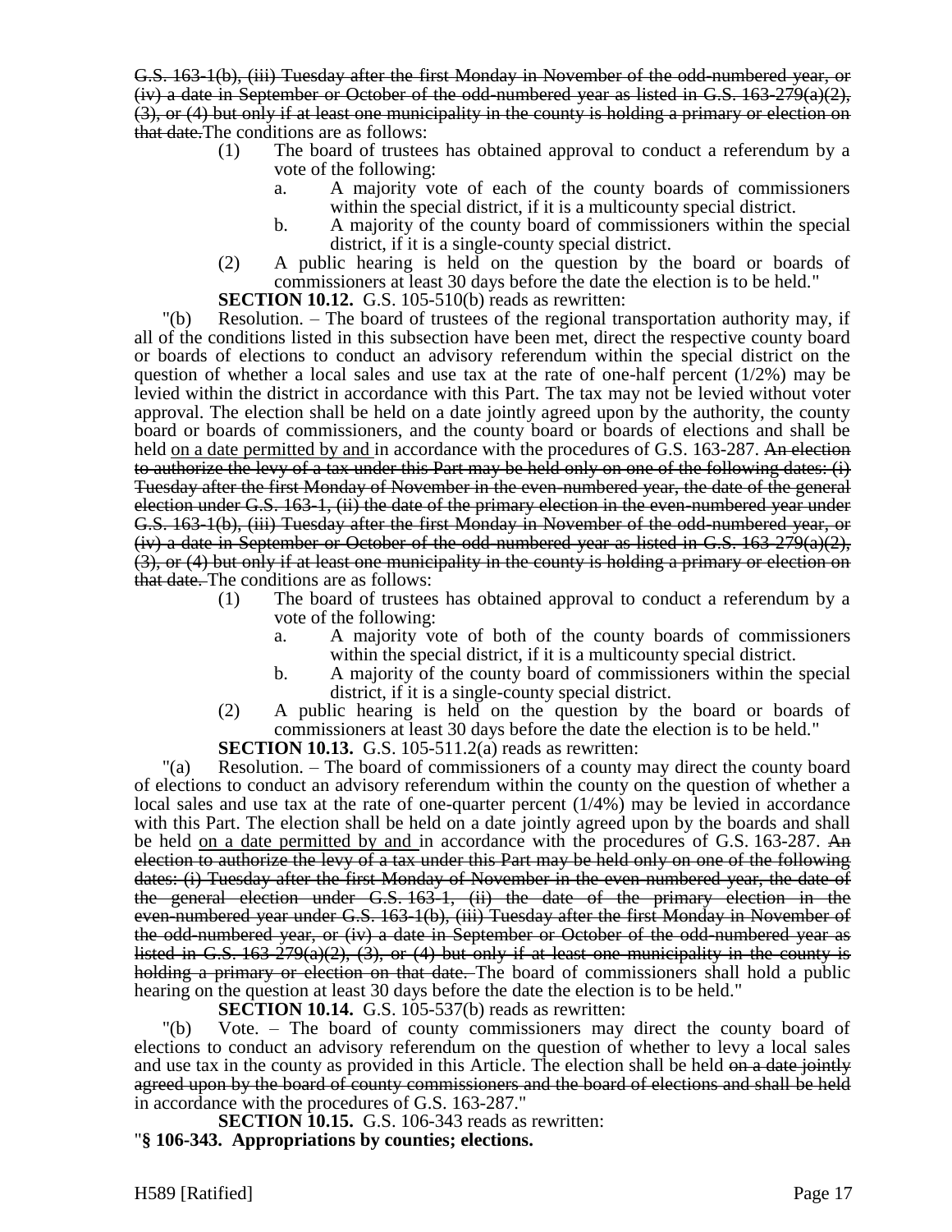~~G.S. 163-1(b), (iii) Tuesday after the first Monday in November of the odd-numbered year, or (iv) a date in September or October of the odd-numbered year as listed in G.S. 163-279(a)(2), (3), or (4) but only if at least one municipality in the county is holding a primary or election on that date.~~The conditions are as follows:

(1) The board of trustees has obtained approval to conduct a referendum by a vote of the following:

a. A majority vote of each of the county boards of commissioners within the special district, if it is a multicounty special district.

b. A majority of the county board of commissioners within the special district, if it is a single-county special district.

(2) A public hearing is held on the question by the board or boards of commissioners at least 30 days before the date the election is to be held."

**SECTION 10.12.** G.S. 105-510(b) reads as rewritten:

"(b) Resolution. – The board of trustees of the regional transportation authority may, if all of the conditions listed in this subsection have been met, direct the respective county board or boards of elections to conduct an advisory referendum within the special district on the question of whether a local sales and use tax at the rate of one-half percent (1/2%) may be levied within the district in accordance with this Part. The tax may not be levied without voter approval. The election shall be held on a date jointly agreed upon by the authority, the county board or boards of commissioners, and the county board or boards of elections and shall be held <u>on a date permitted by and</u> in accordance with the procedures of G.S. 163-287. ~~An election to authorize the levy of a tax under this Part may be held only on one of the following dates: (i) Tuesday after the first Monday of November in the even-numbered year, the date of the general election under G.S. 163-1, (ii) the date of the primary election in the even-numbered year under G.S. 163-1(b), (iii) Tuesday after the first Monday in November of the odd-numbered year, or (iv) a date in September or October of the odd-numbered year as listed in G.S. 163-279(a)(2), (3), or (4) but only if at least one municipality in the county is holding a primary or election on that date.~~ The conditions are as follows:

(1) The board of trustees has obtained approval to conduct a referendum by a vote of the following:

a. A majority vote of both of the county boards of commissioners within the special district, if it is a multicounty special district.

b. A majority of the county board of commissioners within the special district, if it is a single-county special district.

(2) A public hearing is held on the question by the board or boards of commissioners at least 30 days before the date the election is to be held."

**SECTION 10.13.** G.S. 105-511.2(a) reads as rewritten:

"(a) Resolution. – The board of commissioners of a county may direct the county board of elections to conduct an advisory referendum within the county on the question of whether a local sales and use tax at the rate of one-quarter percent (1/4%) may be levied in accordance with this Part. The election shall be held on a date jointly agreed upon by the boards and shall be held <u>on a date permitted by and</u> in accordance with the procedures of G.S. 163-287. ~~An election to authorize the levy of a tax under this Part may be held only on one of the following dates: (i) Tuesday after the first Monday of November in the even-numbered year, the date of the general election under G.S. 163-1, (ii) the date of the primary election in the even-numbered year under G.S. 163-1(b), (iii) Tuesday after the first Monday in November of the odd-numbered year, or (iv) a date in September or October of the odd-numbered year as listed in G.S. 163-279(a)(2), (3), or (4) but only if at least one municipality in the county is holding a primary or election on that date.~~ The board of commissioners shall hold a public hearing on the question at least 30 days before the date the election is to be held."

**SECTION 10.14.** G.S. 105-537(b) reads as rewritten:

"(b) Vote. – The board of county commissioners may direct the county board of elections to conduct an advisory referendum on the question of whether to levy a local sales and use tax in the county as provided in this Article. The election shall be held ~~on a date jointly agreed upon by the board of county commissioners and the board of elections and shall be held~~ in accordance with the procedures of G.S. 163-287."

**SECTION 10.15.** G.S. 106-343 reads as rewritten:

"**§ 106-343. Appropriations by counties; elections.**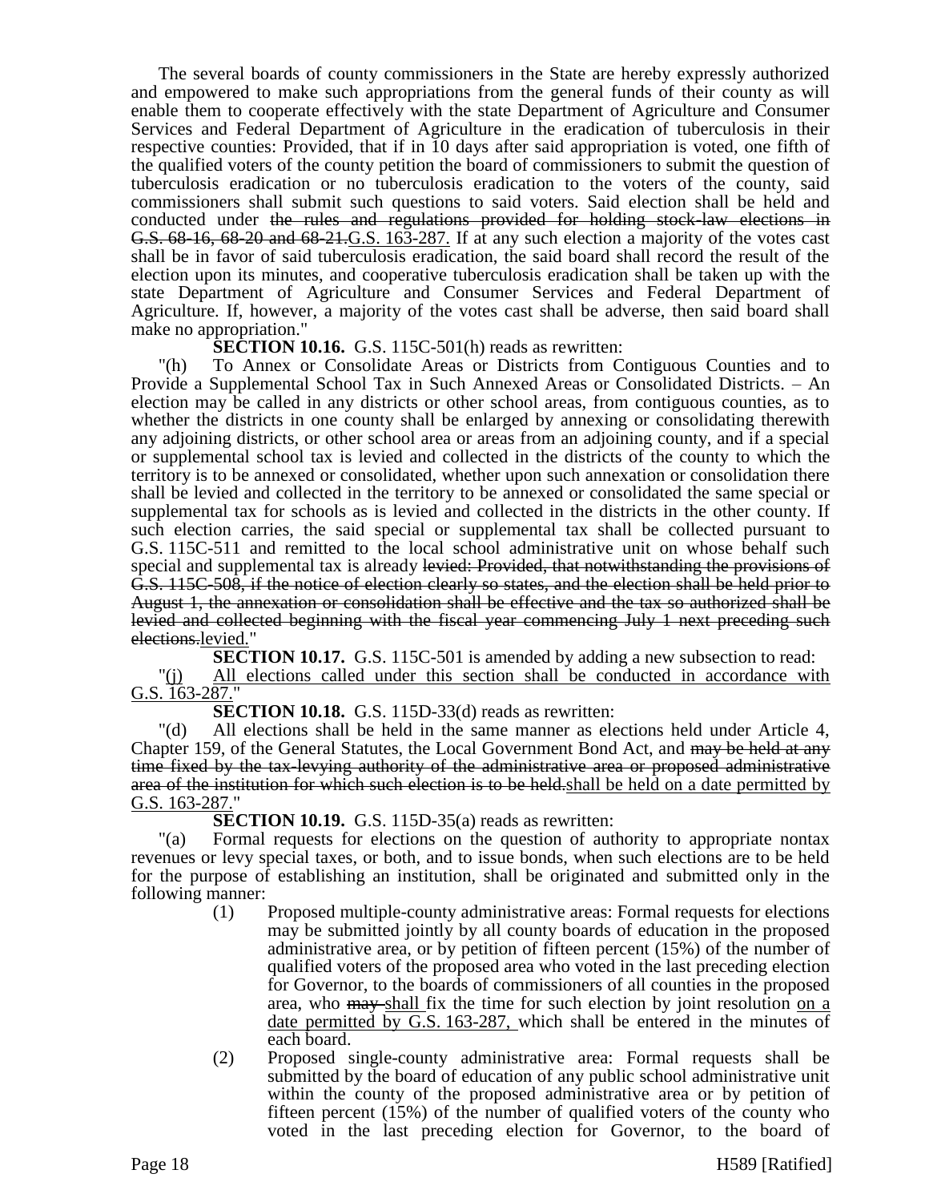The several boards of county commissioners in the State are hereby expressly authorized and empowered to make such appropriations from the general funds of their county as will enable them to cooperate effectively with the state Department of Agriculture and Consumer Services and Federal Department of Agriculture in the eradication of tuberculosis in their respective counties: Provided, that if in 10 days after said appropriation is voted, one fifth of the qualified voters of the county petition the board of commissioners to submit the question of tuberculosis eradication or no tuberculosis eradication to the voters of the county, said commissioners shall submit such questions to said voters. Said election shall be held and conducted under ~~the rules and regulations provided for holding stock-law elections in G.S. 68-16, 68-20 and 68-21.~~G.S. 163-287. If at any such election a majority of the votes cast shall be in favor of said tuberculosis eradication, the said board shall record the result of the election upon its minutes, and cooperative tuberculosis eradication shall be taken up with the state Department of Agriculture and Consumer Services and Federal Department of Agriculture. If, however, a majority of the votes cast shall be adverse, then said board shall make no appropriation."

**SECTION 10.16.** G.S. 115C-501(h) reads as rewritten:

"(h) To Annex or Consolidate Areas or Districts from Contiguous Counties and to Provide a Supplemental School Tax in Such Annexed Areas or Consolidated Districts. – An election may be called in any districts or other school areas, from contiguous counties, as to whether the districts in one county shall be enlarged by annexing or consolidating therewith any adjoining districts, or other school area or areas from an adjoining county, and if a special or supplemental school tax is levied and collected in the districts of the county to which the territory is to be annexed or consolidated, whether upon such annexation or consolidation there shall be levied and collected in the territory to be annexed or consolidated the same special or supplemental tax for schools as is levied and collected in the districts in the other county. If such election carries, the said special or supplemental tax shall be collected pursuant to G.S. 115C-511 and remitted to the local school administrative unit on whose behalf such special and supplemental tax is already ~~levied: Provided, that notwithstanding the provisions of G.S. 115C-508, if the notice of election clearly so states, and the election shall be held prior to August 1, the annexation or consolidation shall be effective and the tax so authorized shall be levied and collected beginning with the fiscal year commencing July 1 next preceding such elections.~~levied."

**SECTION 10.17.** G.S. 115C-501 is amended by adding a new subsection to read:

"<u>(j) All elections called under this section shall be conducted in accordance with G.S. 163-287.</u>"

**SECTION 10.18.** G.S. 115D-33(d) reads as rewritten:

"(d) All elections shall be held in the same manner as elections held under Article 4, Chapter 159, of the General Statutes, the Local Government Bond Act, and ~~may be held at any time fixed by the tax-levying authority of the administrative area or proposed administrative area of the institution for which such election is to be held.~~<u>shall be held on a date permitted by G.S. 163-287.</u>"

**SECTION 10.19.** G.S. 115D-35(a) reads as rewritten:

"(a) Formal requests for elections on the question of authority to appropriate nontax revenues or levy special taxes, or both, and to issue bonds, when such elections are to be held for the purpose of establishing an institution, shall be originated and submitted only in the following manner:

(1) Proposed multiple-county administrative areas: Formal requests for elections may be submitted jointly by all county boards of education in the proposed administrative area, or by petition of fifteen percent (15%) of the number of qualified voters of the proposed area who voted in the last preceding election for Governor, to the boards of commissioners of all counties in the proposed area, who ~~may~~ <u>shall</u> fix the time for such election by joint resolution <u>on a date permitted by G.S. 163-287,</u> which shall be entered in the minutes of each board.

(2) Proposed single-county administrative area: Formal requests shall be submitted by the board of education of any public school administrative unit within the county of the proposed administrative area or by petition of fifteen percent (15%) of the number of qualified voters of the county who voted in the last preceding election for Governor, to the board of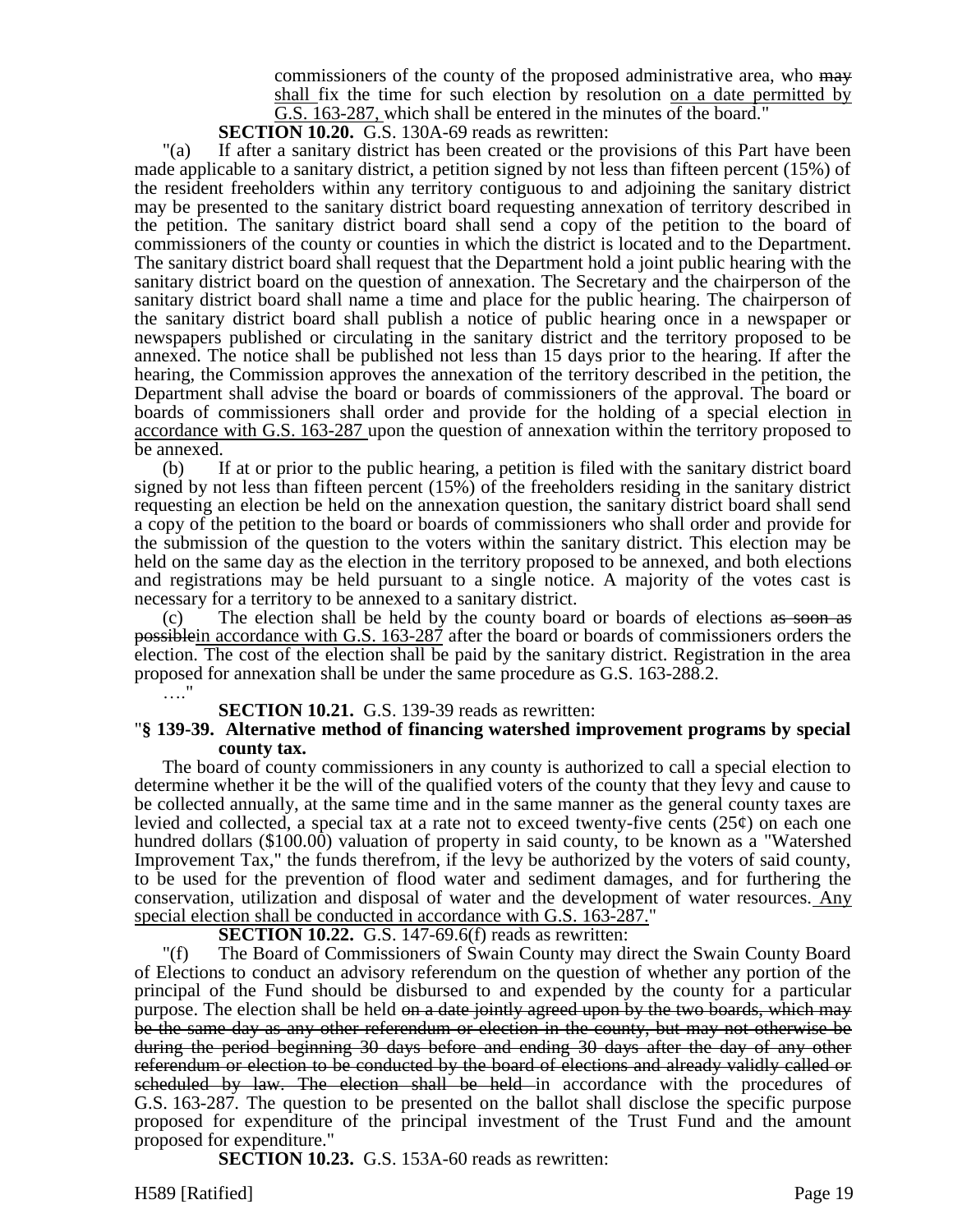commissioners of the county of the proposed administrative area, who ~~may~~ <u>shall</u> fix the time for such election by resolution <u>on a date permitted by G.S. 163-287,</u> which shall be entered in the minutes of the board."

**SECTION 10.20.** G.S. 130A-69 reads as rewritten:

"(a) If after a sanitary district has been created or the provisions of this Part have been made applicable to a sanitary district, a petition signed by not less than fifteen percent (15%) of the resident freeholders within any territory contiguous to and adjoining the sanitary district may be presented to the sanitary district board requesting annexation of territory described in the petition. The sanitary district board shall send a copy of the petition to the board of commissioners of the county or counties in which the district is located and to the Department. The sanitary district board shall request that the Department hold a joint public hearing with the sanitary district board on the question of annexation. The Secretary and the chairperson of the sanitary district board shall name a time and place for the public hearing. The chairperson of the sanitary district board shall publish a notice of public hearing once in a newspaper or newspapers published or circulating in the sanitary district and the territory proposed to be annexed. The notice shall be published not less than 15 days prior to the hearing. If after the hearing, the Commission approves the annexation of the territory described in the petition, the Department shall advise the board or boards of commissioners of the approval. The board or boards of commissioners shall order and provide for the holding of a special election <u>in accordance with G.S. 163-287</u> upon the question of annexation within the territory proposed to be annexed.

(b) If at or prior to the public hearing, a petition is filed with the sanitary district board signed by not less than fifteen percent (15%) of the freeholders residing in the sanitary district requesting an election be held on the annexation question, the sanitary district board shall send a copy of the petition to the board or boards of commissioners who shall order and provide for the submission of the question to the voters within the sanitary district. This election may be held on the same day as the election in the territory proposed to be annexed, and both elections and registrations may be held pursuant to a single notice. A majority of the votes cast is necessary for a territory to be annexed to a sanitary district.

(c) The election shall be held by the county board or boards of elections ~~as soon as possible~~<u>in accordance with G.S. 163-287</u> after the board or boards of commissioners orders the election. The cost of the election shall be paid by the sanitary district. Registration in the area proposed for annexation shall be under the same procedure as G.S. 163-288.2.

…."

**SECTION 10.21.** G.S. 139-39 reads as rewritten:

"**§ 139-39. Alternative method of financing watershed improvement programs by special county tax.**

The board of county commissioners in any county is authorized to call a special election to determine whether it be the will of the qualified voters of the county that they levy and cause to be collected annually, at the same time and in the same manner as the general county taxes are levied and collected, a special tax at a rate not to exceed twenty-five cents (25¢) on each one hundred dollars ($100.00) valuation of property in said county, to be known as a "Watershed Improvement Tax," the funds therefrom, if the levy be authorized by the voters of said county, to be used for the prevention of flood water and sediment damages, and for furthering the conservation, utilization and disposal of water and the development of water resources. <u>Any special election shall be conducted in accordance with G.S. 163-287.</u>"

**SECTION 10.22.** G.S. 147-69.6(f) reads as rewritten:

"(f) The Board of Commissioners of Swain County may direct the Swain County Board of Elections to conduct an advisory referendum on the question of whether any portion of the principal of the Fund should be disbursed to and expended by the county for a particular purpose. The election shall be held ~~on a date jointly agreed upon by the two boards, which may be the same day as any other referendum or election in the county, but may not otherwise be during the period beginning 30 days before and ending 30 days after the day of any other referendum or election to be conducted by the board of elections and already validly called or scheduled by law. The election shall be held~~ in accordance with the procedures of G.S. 163-287. The question to be presented on the ballot shall disclose the specific purpose proposed for expenditure of the principal investment of the Trust Fund and the amount proposed for expenditure."

**SECTION 10.23.** G.S. 153A-60 reads as rewritten: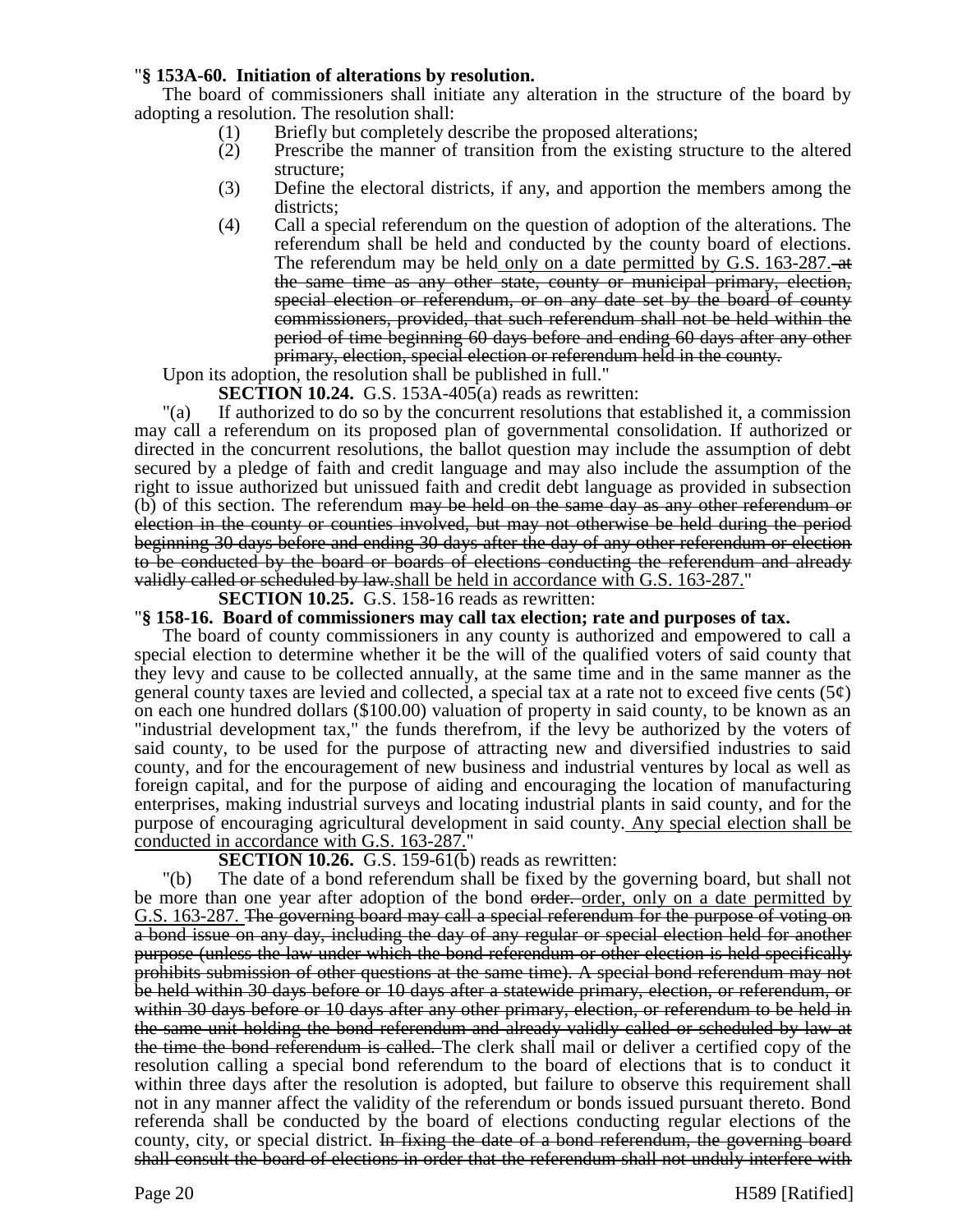"**§ 153A-60. Initiation of alterations by resolution.**

The board of commissioners shall initiate any alteration in the structure of the board by adopting a resolution. The resolution shall:

(1) Briefly but completely describe the proposed alterations;

(2) Prescribe the manner of transition from the existing structure to the altered structure;

(3) Define the electoral districts, if any, and apportion the members among the districts;

(4) Call a special referendum on the question of adoption of the alterations. The referendum shall be held and conducted by the county board of elections. The referendum may be held only on a date permitted by G.S. 163-287. ~~at the same time as any other state, county or municipal primary, election, special election or referendum, or on any date set by the board of county commissioners, provided, that such referendum shall not be held within the period of time beginning 60 days before and ending 60 days after any other primary, election, special election or referendum held in the county.~~

Upon its adoption, the resolution shall be published in full."

**SECTION 10.24.** G.S. 153A-405(a) reads as rewritten:

"(a) If authorized to do so by the concurrent resolutions that established it, a commission may call a referendum on its proposed plan of governmental consolidation. If authorized or directed in the concurrent resolutions, the ballot question may include the assumption of debt secured by a pledge of faith and credit language and may also include the assumption of the right to issue authorized but unissued faith and credit debt language as provided in subsection (b) of this section. The referendum ~~may be held on the same day as any other referendum or election in the county or counties involved, but may not otherwise be held during the period beginning 30 days before and ending 30 days after the day of any other referendum or election to be conducted by the board or boards of elections conducting the referendum and already validly called or scheduled by law.~~shall be held in accordance with G.S. 163-287."

**SECTION 10.25.** G.S. 158-16 reads as rewritten:

"**§ 158-16. Board of commissioners may call tax election; rate and purposes of tax.**

The board of county commissioners in any county is authorized and empowered to call a special election to determine whether it be the will of the qualified voters of said county that they levy and cause to be collected annually, at the same time and in the same manner as the general county taxes are levied and collected, a special tax at a rate not to exceed five cents (5¢) on each one hundred dollars ($100.00) valuation of property in said county, to be known as an "industrial development tax," the funds therefrom, if the levy be authorized by the voters of said county, to be used for the purpose of attracting new and diversified industries to said county, and for the encouragement of new business and industrial ventures by local as well as foreign capital, and for the purpose of aiding and encouraging the location of manufacturing enterprises, making industrial surveys and locating industrial plants in said county, and for the purpose of encouraging agricultural development in said county. Any special election shall be conducted in accordance with G.S. 163-287."

**SECTION 10.26.** G.S. 159-61(b) reads as rewritten:

"(b) The date of a bond referendum shall be fixed by the governing board, but shall not be more than one year after adoption of the bond ~~order.~~ order, only on a date permitted by G.S. 163-287. ~~The governing board may call a special referendum for the purpose of voting on a bond issue on any day, including the day of any regular or special election held for another purpose (unless the law under which the bond referendum or other election is held specifically prohibits submission of other questions at the same time). A special bond referendum may not be held within 30 days before or 10 days after a statewide primary, election, or referendum, or within 30 days before or 10 days after any other primary, election, or referendum to be held in the same unit holding the bond referendum and already validly called or scheduled by law at the time the bond referendum is called.~~ The clerk shall mail or deliver a certified copy of the resolution calling a special bond referendum to the board of elections that is to conduct it within three days after the resolution is adopted, but failure to observe this requirement shall not in any manner affect the validity of the referendum or bonds issued pursuant thereto. Bond referenda shall be conducted by the board of elections conducting regular elections of the county, city, or special district. ~~In fixing the date of a bond referendum, the governing board shall consult the board of elections in order that the referendum shall not unduly interfere with~~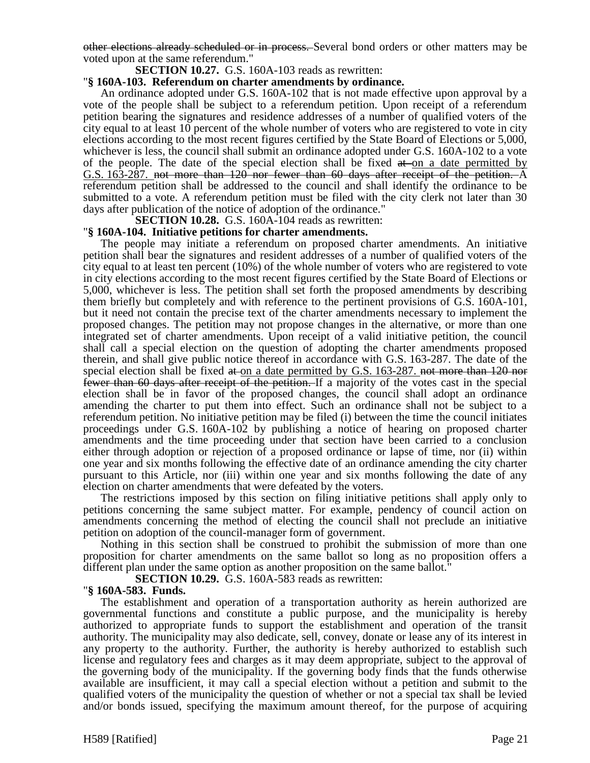~~other elections already scheduled or in process.~~ Several bond orders or other matters may be voted upon at the same referendum."

**SECTION 10.27.** G.S. 160A-103 reads as rewritten:

"**§ 160A-103. Referendum on charter amendments by ordinance.**

An ordinance adopted under G.S. 160A-102 that is not made effective upon approval by a vote of the people shall be subject to a referendum petition. Upon receipt of a referendum petition bearing the signatures and residence addresses of a number of qualified voters of the city equal to at least 10 percent of the whole number of voters who are registered to vote in city elections according to the most recent figures certified by the State Board of Elections or 5,000, whichever is less, the council shall submit an ordinance adopted under G.S. 160A-102 to a vote of the people. The date of the special election shall be fixed ~~at~~ <u>on a date permitted by G.S. 163-287.</u> ~~not more than 120 nor fewer than 60 days after receipt of the petition.~~ A referendum petition shall be addressed to the council and shall identify the ordinance to be submitted to a vote. A referendum petition must be filed with the city clerk not later than 30 days after publication of the notice of adoption of the ordinance."

**SECTION 10.28.** G.S. 160A-104 reads as rewritten:

"**§ 160A-104. Initiative petitions for charter amendments.**

The people may initiate a referendum on proposed charter amendments. An initiative petition shall bear the signatures and resident addresses of a number of qualified voters of the city equal to at least ten percent (10%) of the whole number of voters who are registered to vote in city elections according to the most recent figures certified by the State Board of Elections or 5,000, whichever is less. The petition shall set forth the proposed amendments by describing them briefly but completely and with reference to the pertinent provisions of G.S. 160A-101, but it need not contain the precise text of the charter amendments necessary to implement the proposed changes. The petition may not propose changes in the alternative, or more than one integrated set of charter amendments. Upon receipt of a valid initiative petition, the council shall call a special election on the question of adopting the charter amendments proposed therein, and shall give public notice thereof in accordance with G.S. 163-287. The date of the special election shall be fixed ~~at~~ <u>on a date permitted by G.S. 163-287.</u> ~~not more than 120 nor fewer than 60 days after receipt of the petition.~~ If a majority of the votes cast in the special election shall be in favor of the proposed changes, the council shall adopt an ordinance amending the charter to put them into effect. Such an ordinance shall not be subject to a referendum petition. No initiative petition may be filed (i) between the time the council initiates proceedings under G.S. 160A-102 by publishing a notice of hearing on proposed charter amendments and the time proceeding under that section have been carried to a conclusion either through adoption or rejection of a proposed ordinance or lapse of time, nor (ii) within one year and six months following the effective date of an ordinance amending the city charter pursuant to this Article, nor (iii) within one year and six months following the date of any election on charter amendments that were defeated by the voters.

The restrictions imposed by this section on filing initiative petitions shall apply only to petitions concerning the same subject matter. For example, pendency of council action on amendments concerning the method of electing the council shall not preclude an initiative petition on adoption of the council-manager form of government.

Nothing in this section shall be construed to prohibit the submission of more than one proposition for charter amendments on the same ballot so long as no proposition offers a different plan under the same option as another proposition on the same ballot."

**SECTION 10.29.** G.S. 160A-583 reads as rewritten:

"**§ 160A-583. Funds.**

The establishment and operation of a transportation authority as herein authorized are governmental functions and constitute a public purpose, and the municipality is hereby authorized to appropriate funds to support the establishment and operation of the transit authority. The municipality may also dedicate, sell, convey, donate or lease any of its interest in any property to the authority. Further, the authority is hereby authorized to establish such license and regulatory fees and charges as it may deem appropriate, subject to the approval of the governing body of the municipality. If the governing body finds that the funds otherwise available are insufficient, it may call a special election without a petition and submit to the qualified voters of the municipality the question of whether or not a special tax shall be levied and/or bonds issued, specifying the maximum amount thereof, for the purpose of acquiring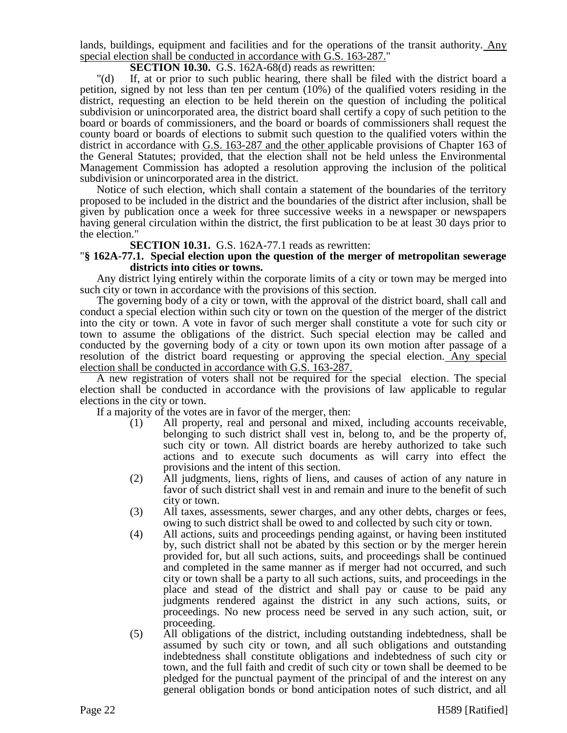lands, buildings, equipment and facilities and for the operations of the transit authority. Any special election shall be conducted in accordance with G.S. 163-287."

**SECTION 10.30.** G.S. 162A-68(d) reads as rewritten:

"(d) If, at or prior to such public hearing, there shall be filed with the district board a petition, signed by not less than ten per centum (10%) of the qualified voters residing in the district, requesting an election to be held therein on the question of including the political subdivision or unincorporated area, the district board shall certify a copy of such petition to the board or boards of commissioners, and the board or boards of commissioners shall request the county board or boards of elections to submit such question to the qualified voters within the district in accordance with G.S. 163-287 and the other applicable provisions of Chapter 163 of the General Statutes; provided, that the election shall not be held unless the Environmental Management Commission has adopted a resolution approving the inclusion of the political subdivision or unincorporated area in the district.

Notice of such election, which shall contain a statement of the boundaries of the territory proposed to be included in the district and the boundaries of the district after inclusion, shall be given by publication once a week for three successive weeks in a newspaper or newspapers having general circulation within the district, the first publication to be at least 30 days prior to the election."

**SECTION 10.31.** G.S. 162A-77.1 reads as rewritten:

"**§ 162A-77.1. Special election upon the question of the merger of metropolitan sewerage districts into cities or towns.**

Any district lying entirely within the corporate limits of a city or town may be merged into such city or town in accordance with the provisions of this section.

The governing body of a city or town, with the approval of the district board, shall call and conduct a special election within such city or town on the question of the merger of the district into the city or town. A vote in favor of such merger shall constitute a vote for such city or town to assume the obligations of the district. Such special election may be called and conducted by the governing body of a city or town upon its own motion after passage of a resolution of the district board requesting or approving the special election. Any special election shall be conducted in accordance with G.S. 163-287.

A new registration of voters shall not be required for the special election. The special election shall be conducted in accordance with the provisions of law applicable to regular elections in the city or town.

If a majority of the votes are in favor of the merger, then:

(1) All property, real and personal and mixed, including accounts receivable, belonging to such district shall vest in, belong to, and be the property of, such city or town. All district boards are hereby authorized to take such actions and to execute such documents as will carry into effect the provisions and the intent of this section.

(2) All judgments, liens, rights of liens, and causes of action of any nature in favor of such district shall vest in and remain and inure to the benefit of such city or town.

(3) All taxes, assessments, sewer charges, and any other debts, charges or fees, owing to such district shall be owed to and collected by such city or town.

(4) All actions, suits and proceedings pending against, or having been instituted by, such district shall not be abated by this section or by the merger herein provided for, but all such actions, suits, and proceedings shall be continued and completed in the same manner as if merger had not occurred, and such city or town shall be a party to all such actions, suits, and proceedings in the place and stead of the district and shall pay or cause to be paid any judgments rendered against the district in any such actions, suits, or proceedings. No new process need be served in any such action, suit, or proceeding.

(5) All obligations of the district, including outstanding indebtedness, shall be assumed by such city or town, and all such obligations and outstanding indebtedness shall constitute obligations and indebtedness of such city or town, and the full faith and credit of such city or town shall be deemed to be pledged for the punctual payment of the principal of and the interest on any general obligation bonds or bond anticipation notes of such district, and all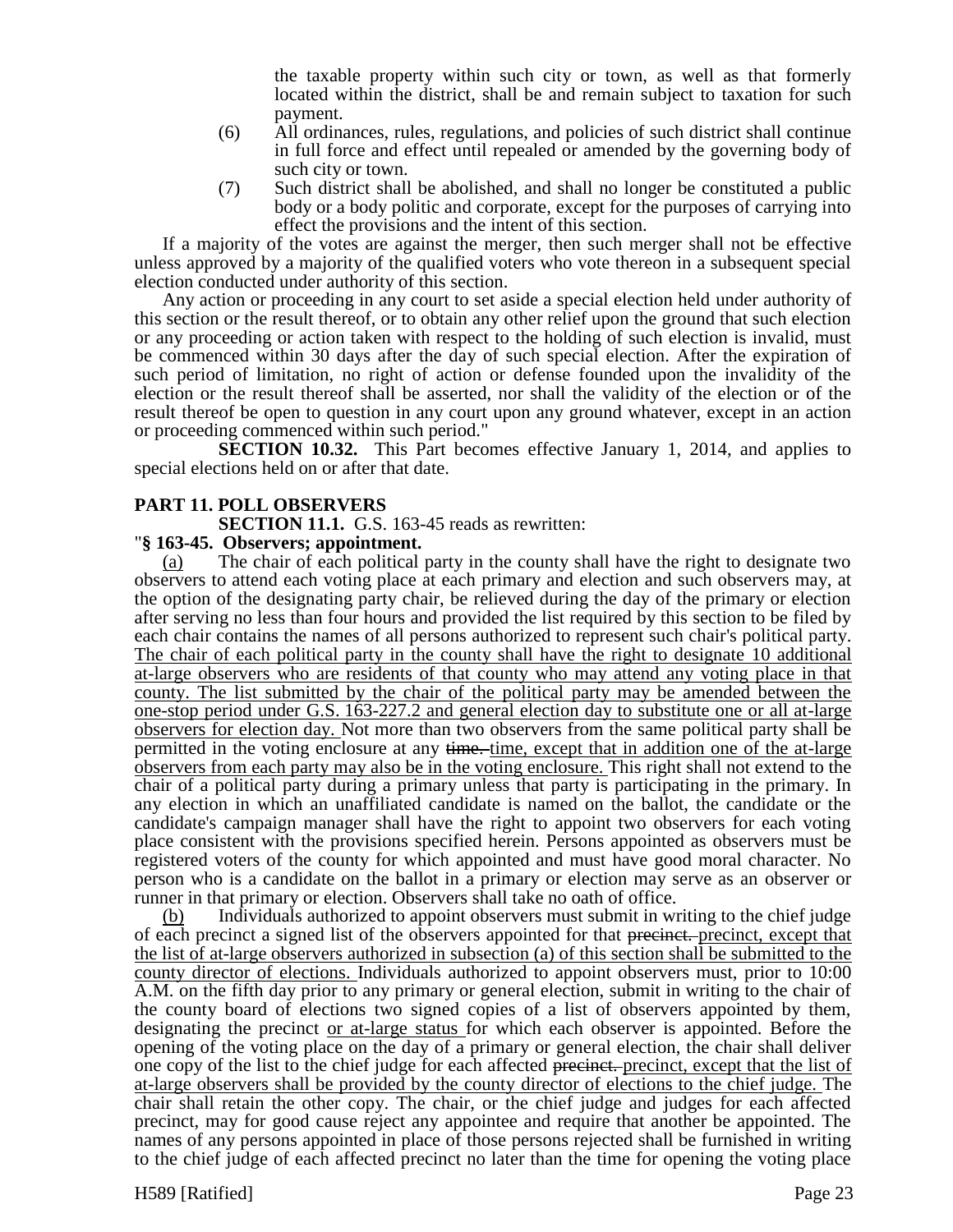the taxable property within such city or town, as well as that formerly located within the district, shall be and remain subject to taxation for such payment.

(6) All ordinances, rules, regulations, and policies of such district shall continue in full force and effect until repealed or amended by the governing body of such city or town.

(7) Such district shall be abolished, and shall no longer be constituted a public body or a body politic and corporate, except for the purposes of carrying into effect the provisions and the intent of this section.

If a majority of the votes are against the merger, then such merger shall not be effective unless approved by a majority of the qualified voters who vote thereon in a subsequent special election conducted under authority of this section.

Any action or proceeding in any court to set aside a special election held under authority of this section or the result thereof, or to obtain any other relief upon the ground that such election or any proceeding or action taken with respect to the holding of such election is invalid, must be commenced within 30 days after the day of such special election. After the expiration of such period of limitation, no right of action or defense founded upon the invalidity of the election or the result thereof shall be asserted, nor shall the validity of the election or of the result thereof be open to question in any court upon any ground whatever, except in an action or proceeding commenced within such period."

**SECTION 10.32.** This Part becomes effective January 1, 2014, and applies to special elections held on or after that date.

**PART 11. POLL OBSERVERS**

**SECTION 11.1.** G.S. 163-45 reads as rewritten:

"**§ 163-45. Observers; appointment.**

(a) The chair of each political party in the county shall have the right to designate two observers to attend each voting place at each primary and election and such observers may, at the option of the designating party chair, be relieved during the day of the primary or election after serving no less than four hours and provided the list required by this section to be filed by each chair contains the names of all persons authorized to represent such chair's political party. The chair of each political party in the county shall have the right to designate 10 additional at-large observers who are residents of that county who may attend any voting place in that county. The list submitted by the chair of the political party may be amended between the one-stop period under G.S. 163-227.2 and general election day to substitute one or all at-large observers for election day. Not more than two observers from the same political party shall be permitted in the voting enclosure at any ~~time.~~ time, except that in addition one of the at-large observers from each party may also be in the voting enclosure. This right shall not extend to the chair of a political party during a primary unless that party is participating in the primary. In any election in which an unaffiliated candidate is named on the ballot, the candidate or the candidate's campaign manager shall have the right to appoint two observers for each voting place consistent with the provisions specified herein. Persons appointed as observers must be registered voters of the county for which appointed and must have good moral character. No person who is a candidate on the ballot in a primary or election may serve as an observer or runner in that primary or election. Observers shall take no oath of office.

(b) Individuals authorized to appoint observers must submit in writing to the chief judge of each precinct a signed list of the observers appointed for that ~~precinct.~~ precinct, except that the list of at-large observers authorized in subsection (a) of this section shall be submitted to the county director of elections. Individuals authorized to appoint observers must, prior to 10:00 A.M. on the fifth day prior to any primary or general election, submit in writing to the chair of the county board of elections two signed copies of a list of observers appointed by them, designating the precinct or at-large status for which each observer is appointed. Before the opening of the voting place on the day of a primary or general election, the chair shall deliver one copy of the list to the chief judge for each affected ~~precinct.~~ precinct, except that the list of at-large observers shall be provided by the county director of elections to the chief judge. The chair shall retain the other copy. The chair, or the chief judge and judges for each affected precinct, may for good cause reject any appointee and require that another be appointed. The names of any persons appointed in place of those persons rejected shall be furnished in writing to the chief judge of each affected precinct no later than the time for opening the voting place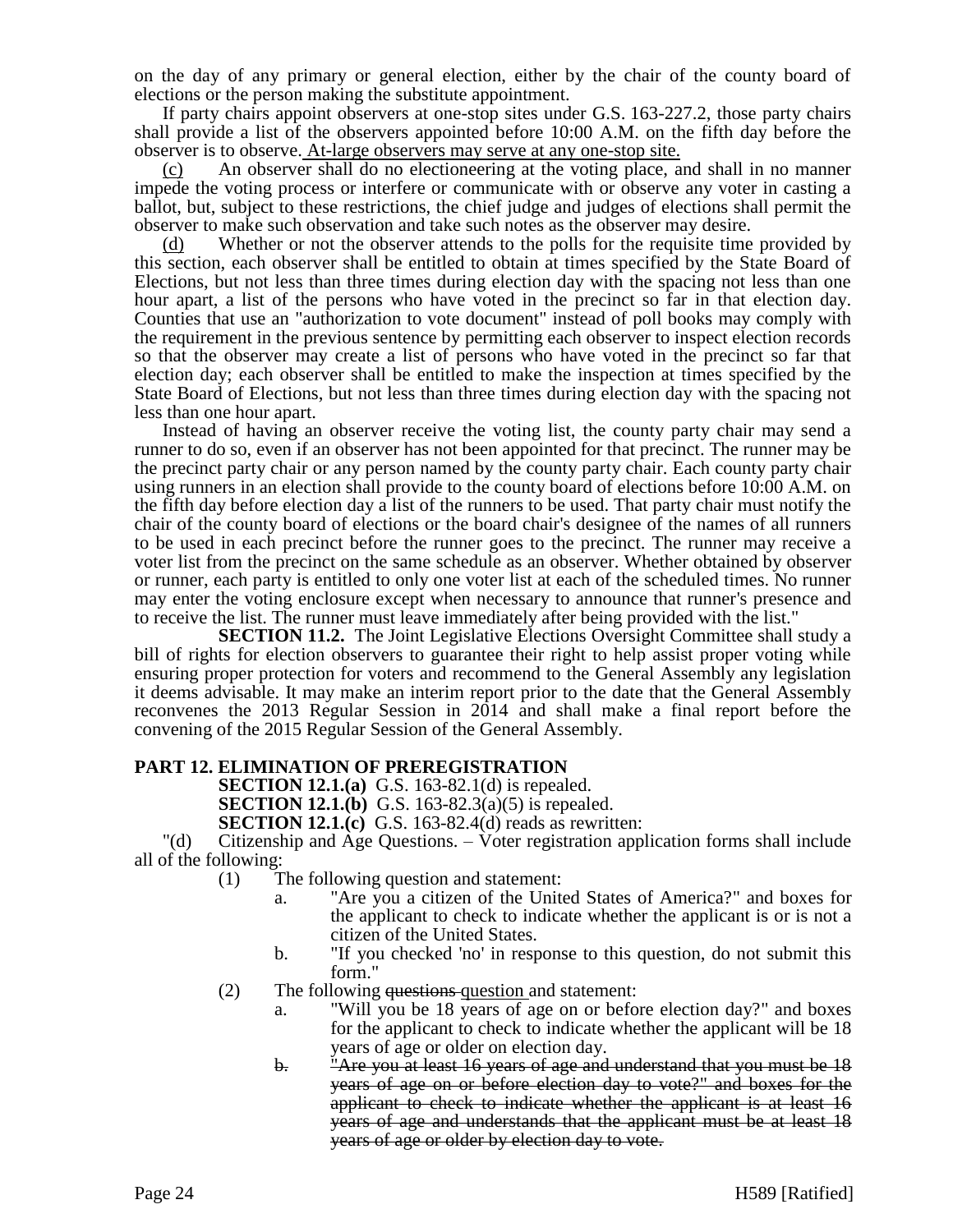on the day of any primary or general election, either by the chair of the county board of elections or the person making the substitute appointment.

If party chairs appoint observers at one-stop sites under G.S. 163-227.2, those party chairs shall provide a list of the observers appointed before 10:00 A.M. on the fifth day before the observer is to observe. <u>At-large observers may serve at any one-stop site.</u>

<u>(c)</u> An observer shall do no electioneering at the voting place, and shall in no manner impede the voting process or interfere or communicate with or observe any voter in casting a ballot, but, subject to these restrictions, the chief judge and judges of elections shall permit the observer to make such observation and take such notes as the observer may desire.

<u>(d)</u> Whether or not the observer attends to the polls for the requisite time provided by this section, each observer shall be entitled to obtain at times specified by the State Board of Elections, but not less than three times during election day with the spacing not less than one hour apart, a list of the persons who have voted in the precinct so far in that election day. Counties that use an "authorization to vote document" instead of poll books may comply with the requirement in the previous sentence by permitting each observer to inspect election records so that the observer may create a list of persons who have voted in the precinct so far that election day; each observer shall be entitled to make the inspection at times specified by the State Board of Elections, but not less than three times during election day with the spacing not less than one hour apart.

Instead of having an observer receive the voting list, the county party chair may send a runner to do so, even if an observer has not been appointed for that precinct. The runner may be the precinct party chair or any person named by the county party chair. Each county party chair using runners in an election shall provide to the county board of elections before 10:00 A.M. on the fifth day before election day a list of the runners to be used. That party chair must notify the chair of the county board of elections or the board chair's designee of the names of all runners to be used in each precinct before the runner goes to the precinct. The runner may receive a voter list from the precinct on the same schedule as an observer. Whether obtained by observer or runner, each party is entitled to only one voter list at each of the scheduled times. No runner may enter the voting enclosure except when necessary to announce that runner's presence and to receive the list. The runner must leave immediately after being provided with the list."

**SECTION 11.2.** The Joint Legislative Elections Oversight Committee shall study a bill of rights for election observers to guarantee their right to help assist proper voting while ensuring proper protection for voters and recommend to the General Assembly any legislation it deems advisable. It may make an interim report prior to the date that the General Assembly reconvenes the 2013 Regular Session in 2014 and shall make a final report before the convening of the 2015 Regular Session of the General Assembly.

## PART 12. ELIMINATION OF PREREGISTRATION

**SECTION 12.1.(a)** G.S. 163-82.1(d) is repealed.

**SECTION 12.1.(b)** G.S. 163-82.3(a)(5) is repealed.

**SECTION 12.1.(c)** G.S. 163-82.4(d) reads as rewritten:

"(d) Citizenship and Age Questions. – Voter registration application forms shall include all of the following:

(1) The following question and statement:

a. "Are you a citizen of the United States of America?" and boxes for the applicant to check to indicate whether the applicant is or is not a citizen of the United States.

b. "If you checked 'no' in response to this question, do not submit this form."

(2) The following ~~questions~~ <u>question</u> and statement:

a. "Will you be 18 years of age on or before election day?" and boxes for the applicant to check to indicate whether the applicant will be 18 years of age or older on election day.

~~b. "Are you at least 16 years of age and understand that you must be 18 years of age on or before election day to vote?" and boxes for the applicant to check to indicate whether the applicant is at least 16 years of age and understands that the applicant must be at least 18 years of age or older by election day to vote.~~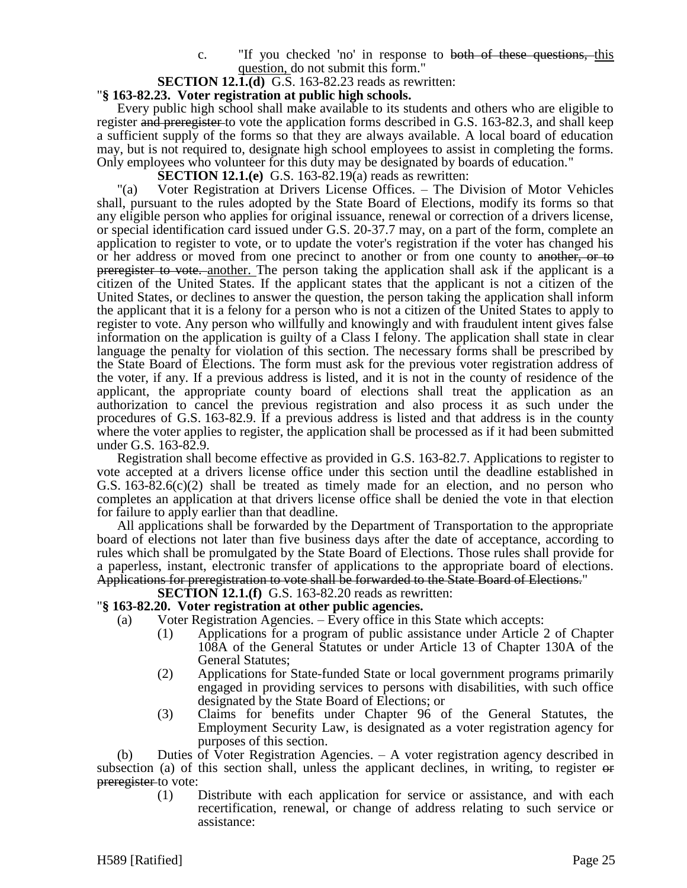c. "If you checked 'no' in response to ~~both of these questions,~~ this question, do not submit this form."

**SECTION 12.1.(d)** G.S. 163-82.23 reads as rewritten:

"**§ 163-82.23. Voter registration at public high schools.**

Every public high school shall make available to its students and others who are eligible to register ~~and preregister~~ to vote the application forms described in G.S. 163-82.3, and shall keep a sufficient supply of the forms so that they are always available. A local board of education may, but is not required to, designate high school employees to assist in completing the forms. Only employees who volunteer for this duty may be designated by boards of education."

**SECTION 12.1.(e)** G.S. 163-82.19(a) reads as rewritten:

"(a) Voter Registration at Drivers License Offices. – The Division of Motor Vehicles shall, pursuant to the rules adopted by the State Board of Elections, modify its forms so that any eligible person who applies for original issuance, renewal or correction of a drivers license, or special identification card issued under G.S. 20-37.7 may, on a part of the form, complete an application to register to vote, or to update the voter's registration if the voter has changed his or her address or moved from one precinct to another or from one county to ~~another, or to preregister to vote.~~ another. The person taking the application shall ask if the applicant is a citizen of the United States. If the applicant states that the applicant is not a citizen of the United States, or declines to answer the question, the person taking the application shall inform the applicant that it is a felony for a person who is not a citizen of the United States to apply to register to vote. Any person who willfully and knowingly and with fraudulent intent gives false information on the application is guilty of a Class I felony. The application shall state in clear language the penalty for violation of this section. The necessary forms shall be prescribed by the State Board of Elections. The form must ask for the previous voter registration address of the voter, if any. If a previous address is listed, and it is not in the county of residence of the applicant, the appropriate county board of elections shall treat the application as an authorization to cancel the previous registration and also process it as such under the procedures of G.S. 163-82.9. If a previous address is listed and that address is in the county where the voter applies to register, the application shall be processed as if it had been submitted under G.S. 163-82.9.

Registration shall become effective as provided in G.S. 163-82.7. Applications to register to vote accepted at a drivers license office under this section until the deadline established in G.S. 163-82.6(c)(2) shall be treated as timely made for an election, and no person who completes an application at that drivers license office shall be denied the vote in that election for failure to apply earlier than that deadline.

All applications shall be forwarded by the Department of Transportation to the appropriate board of elections not later than five business days after the date of acceptance, according to rules which shall be promulgated by the State Board of Elections. Those rules shall provide for a paperless, instant, electronic transfer of applications to the appropriate board of elections. ~~Applications for preregistration to vote shall be forwarded to the State Board of Elections.~~"

**SECTION 12.1.(f)** G.S. 163-82.20 reads as rewritten:

"**§ 163-82.20. Voter registration at other public agencies.**

(a) Voter Registration Agencies. – Every office in this State which accepts:

(1) Applications for a program of public assistance under Article 2 of Chapter 108A of the General Statutes or under Article 13 of Chapter 130A of the General Statutes;

(2) Applications for State-funded State or local government programs primarily engaged in providing services to persons with disabilities, with such office designated by the State Board of Elections; or

(3) Claims for benefits under Chapter 96 of the General Statutes, the Employment Security Law, is designated as a voter registration agency for purposes of this section.

(b) Duties of Voter Registration Agencies. – A voter registration agency described in subsection (a) of this section shall, unless the applicant declines, in writing, to register ~~or preregister~~ to vote:

(1) Distribute with each application for service or assistance, and with each recertification, renewal, or change of address relating to such service or assistance: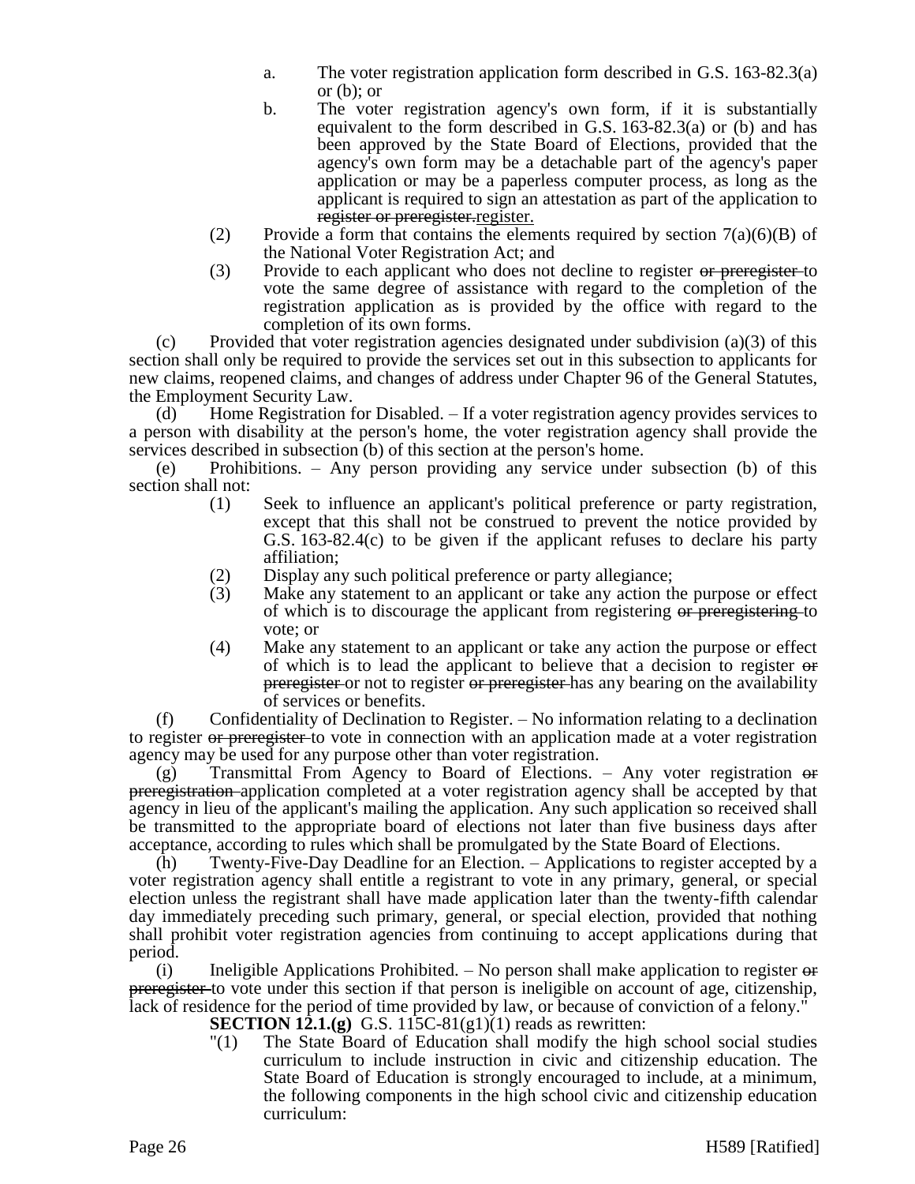a. The voter registration application form described in G.S. 163-82.3(a) or (b); or

b. The voter registration agency's own form, if it is substantially equivalent to the form described in G.S. 163-82.3(a) or (b) and has been approved by the State Board of Elections, provided that the agency's own form may be a detachable part of the agency's paper application or may be a paperless computer process, as long as the applicant is required to sign an attestation as part of the application to ~~register or preregister.~~register.

(2) Provide a form that contains the elements required by section 7(a)(6)(B) of the National Voter Registration Act; and

(3) Provide to each applicant who does not decline to register ~~or preregister~~ to vote the same degree of assistance with regard to the completion of the registration application as is provided by the office with regard to the completion of its own forms.

(c) Provided that voter registration agencies designated under subdivision (a)(3) of this section shall only be required to provide the services set out in this subsection to applicants for new claims, reopened claims, and changes of address under Chapter 96 of the General Statutes, the Employment Security Law.

(d) Home Registration for Disabled. – If a voter registration agency provides services to a person with disability at the person's home, the voter registration agency shall provide the services described in subsection (b) of this section at the person's home.

(e) Prohibitions. – Any person providing any service under subsection (b) of this section shall not:

(1) Seek to influence an applicant's political preference or party registration, except that this shall not be construed to prevent the notice provided by G.S. 163-82.4(c) to be given if the applicant refuses to declare his party affiliation;

(2) Display any such political preference or party allegiance;

(3) Make any statement to an applicant or take any action the purpose or effect of which is to discourage the applicant from registering ~~or preregistering~~ to vote; or

(4) Make any statement to an applicant or take any action the purpose or effect of which is to lead the applicant to believe that a decision to register ~~or preregister~~ or not to register ~~or preregister~~ has any bearing on the availability of services or benefits.

(f) Confidentiality of Declination to Register. – No information relating to a declination to register ~~or preregister~~ to vote in connection with an application made at a voter registration agency may be used for any purpose other than voter registration.

(g) Transmittal From Agency to Board of Elections. – Any voter registration ~~or preregistration~~ application completed at a voter registration agency shall be accepted by that agency in lieu of the applicant's mailing the application. Any such application so received shall be transmitted to the appropriate board of elections not later than five business days after acceptance, according to rules which shall be promulgated by the State Board of Elections.

(h) Twenty-Five-Day Deadline for an Election. – Applications to register accepted by a voter registration agency shall entitle a registrant to vote in any primary, general, or special election unless the registrant shall have made application later than the twenty-fifth calendar day immediately preceding such primary, general, or special election, provided that nothing shall prohibit voter registration agencies from continuing to accept applications during that period.

(i) Ineligible Applications Prohibited. – No person shall make application to register ~~or preregister~~ to vote under this section if that person is ineligible on account of age, citizenship, lack of residence for the period of time provided by law, or because of conviction of a felony."

**SECTION 12.1.(g)** G.S. 115C-81(g1)(1) reads as rewritten:

"(1) The State Board of Education shall modify the high school social studies curriculum to include instruction in civic and citizenship education. The State Board of Education is strongly encouraged to include, at a minimum, the following components in the high school civic and citizenship education curriculum: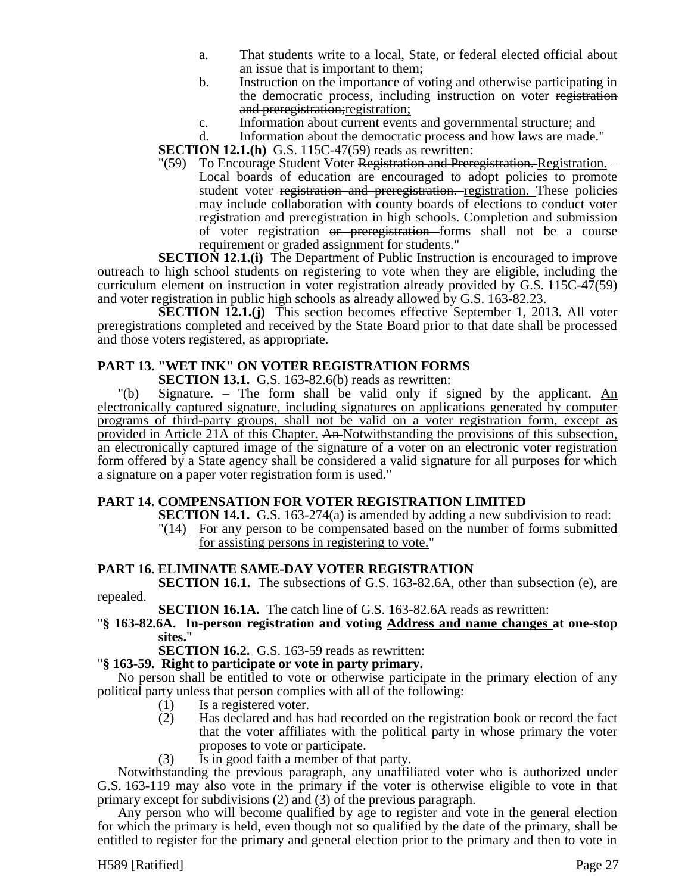a. That students write to a local, State, or federal elected official about an issue that is important to them;

b. Instruction on the importance of voting and otherwise participating in the democratic process, including instruction on voter ~~registration and preregistration;~~registration;

c. Information about current events and governmental structure; and

d. Information about the democratic process and how laws are made."

**SECTION 12.1.(h)** G.S. 115C-47(59) reads as rewritten:

"(59) To Encourage Student Voter ~~Registration and Preregistration.~~ Registration. – Local boards of education are encouraged to adopt policies to promote student voter ~~registration and preregistration.~~ registration. These policies may include collaboration with county boards of elections to conduct voter registration and preregistration in high schools. Completion and submission of voter registration ~~or preregistration~~ forms shall not be a course requirement or graded assignment for students."

**SECTION 12.1.(i)** The Department of Public Instruction is encouraged to improve outreach to high school students on registering to vote when they are eligible, including the curriculum element on instruction in voter registration already provided by G.S. 115C-47(59) and voter registration in public high schools as already allowed by G.S. 163-82.23.

**SECTION 12.1.(j)** This section becomes effective September 1, 2013. All voter preregistrations completed and received by the State Board prior to that date shall be processed and those voters registered, as appropriate.

## PART 13. "WET INK" ON VOTER REGISTRATION FORMS

**SECTION 13.1.** G.S. 163-82.6(b) reads as rewritten:

"(b) Signature. – The form shall be valid only if signed by the applicant. <u>An electronically captured signature, including signatures on applications generated by computer programs of third-party groups, shall not be valid on a voter registration form, except as provided in Article 21A of this Chapter.</u> ~~An~~ <u>Notwithstanding the provisions of this subsection, an</u> electronically captured image of the signature of a voter on an electronic voter registration form offered by a State agency shall be considered a valid signature for all purposes for which a signature on a paper voter registration form is used."

## PART 14. COMPENSATION FOR VOTER REGISTRATION LIMITED

**SECTION 14.1.** G.S. 163-274(a) is amended by adding a new subdivision to read:

"<u>(14) For any person to be compensated based on the number of forms submitted for assisting persons in registering to vote.</u>"

## PART 16. ELIMINATE SAME-DAY VOTER REGISTRATION

**SECTION 16.1.** The subsections of G.S. 163-82.6A, other than subsection (e), are repealed.

**SECTION 16.1A.** The catch line of G.S. 163-82.6A reads as rewritten:

"**§ 163-82.6A. ~~In-person registration and voting~~ <u>Address and name changes</u> at one-stop sites.**"

**SECTION 16.2.** G.S. 163-59 reads as rewritten:

"**§ 163-59. Right to participate or vote in party primary.**

No person shall be entitled to vote or otherwise participate in the primary election of any political party unless that person complies with all of the following:

(1) Is a registered voter.

(2) Has declared and has had recorded on the registration book or record the fact that the voter affiliates with the political party in whose primary the voter proposes to vote or participate.

(3) Is in good faith a member of that party.

Notwithstanding the previous paragraph, any unaffiliated voter who is authorized under G.S. 163-119 may also vote in the primary if the voter is otherwise eligible to vote in that primary except for subdivisions (2) and (3) of the previous paragraph.

Any person who will become qualified by age to register and vote in the general election for which the primary is held, even though not so qualified by the date of the primary, shall be entitled to register for the primary and general election prior to the primary and then to vote in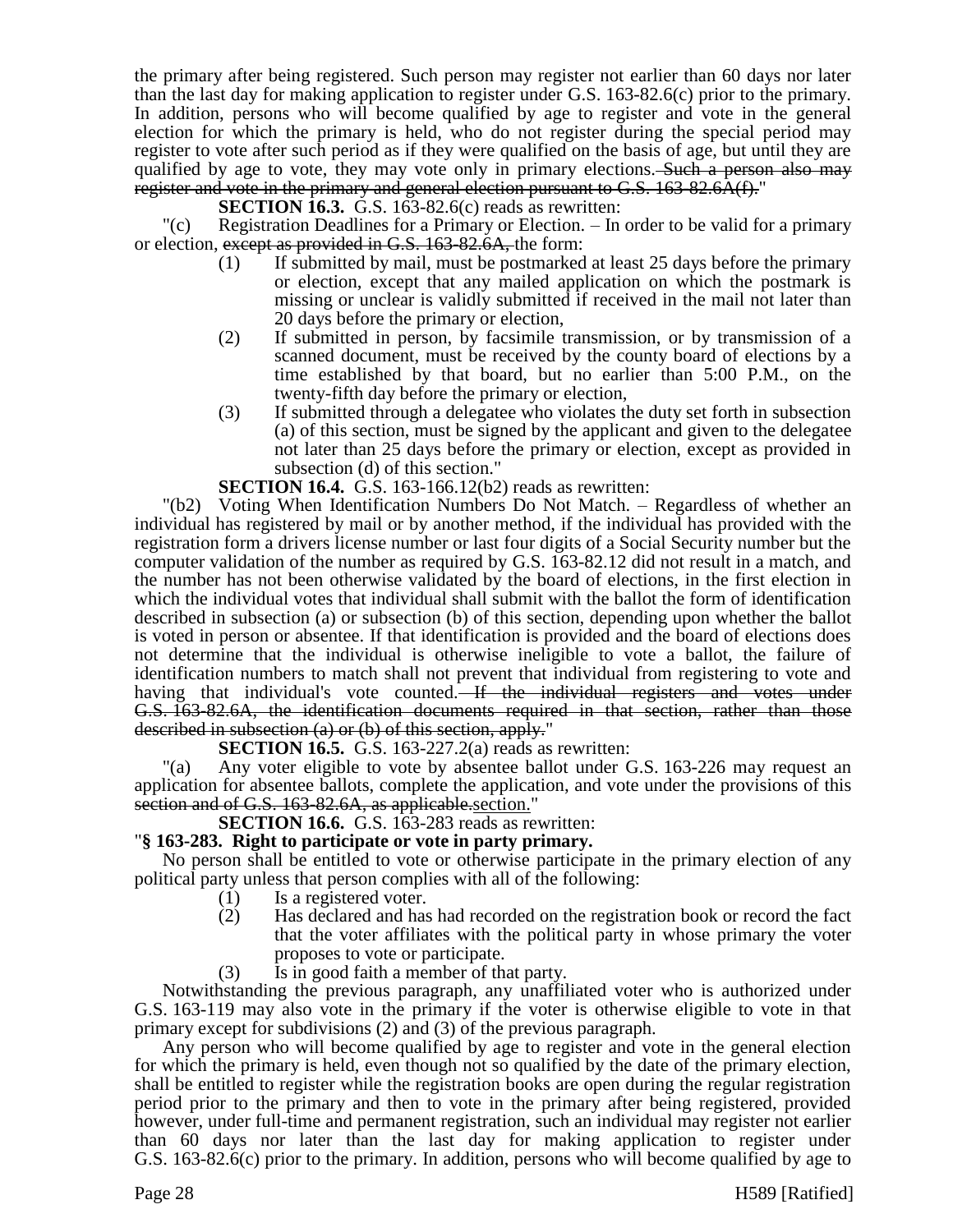the primary after being registered. Such person may register not earlier than 60 days nor later than the last day for making application to register under G.S. 163-82.6(c) prior to the primary. In addition, persons who will become qualified by age to register and vote in the general election for which the primary is held, who do not register during the special period may register to vote after such period as if they were qualified on the basis of age, but until they are qualified by age to vote, they may vote only in primary elections. ~~Such a person also may register and vote in the primary and general election pursuant to G.S. 163-82.6A(f).~~"

**SECTION 16.3.** G.S. 163-82.6(c) reads as rewritten:

"(c) Registration Deadlines for a Primary or Election. – In order to be valid for a primary or election, ~~except as provided in G.S. 163-82.6A,~~ the form:

(1) If submitted by mail, must be postmarked at least 25 days before the primary or election, except that any mailed application on which the postmark is missing or unclear is validly submitted if received in the mail not later than 20 days before the primary or election,

(2) If submitted in person, by facsimile transmission, or by transmission of a scanned document, must be received by the county board of elections by a time established by that board, but no earlier than 5:00 P.M., on the twenty-fifth day before the primary or election,

(3) If submitted through a delegatee who violates the duty set forth in subsection (a) of this section, must be signed by the applicant and given to the delegatee not later than 25 days before the primary or election, except as provided in subsection (d) of this section."

**SECTION 16.4.** G.S. 163-166.12(b2) reads as rewritten:

"(b2) Voting When Identification Numbers Do Not Match. – Regardless of whether an individual has registered by mail or by another method, if the individual has provided with the registration form a drivers license number or last four digits of a Social Security number but the computer validation of the number as required by G.S. 163-82.12 did not result in a match, and the number has not been otherwise validated by the board of elections, in the first election in which the individual votes that individual shall submit with the ballot the form of identification described in subsection (a) or subsection (b) of this section, depending upon whether the ballot is voted in person or absentee. If that identification is provided and the board of elections does not determine that the individual is otherwise ineligible to vote a ballot, the failure of identification numbers to match shall not prevent that individual from registering to vote and having that individual's vote counted. ~~If the individual registers and votes under G.S. 163-82.6A, the identification documents required in that section, rather than those described in subsection (a) or (b) of this section, apply.~~"

**SECTION 16.5.** G.S. 163-227.2(a) reads as rewritten:

"(a) Any voter eligible to vote by absentee ballot under G.S. 163-226 may request an application for absentee ballots, complete the application, and vote under the provisions of this ~~section and of G.S. 163-82.6A, as applicable.~~section."

**SECTION 16.6.** G.S. 163-283 reads as rewritten:

"**§ 163-283. Right to participate or vote in party primary.**

No person shall be entitled to vote or otherwise participate in the primary election of any political party unless that person complies with all of the following:

(1) Is a registered voter.

(2) Has declared and has had recorded on the registration book or record the fact that the voter affiliates with the political party in whose primary the voter proposes to vote or participate.

(3) Is in good faith a member of that party.

Notwithstanding the previous paragraph, any unaffiliated voter who is authorized under G.S. 163-119 may also vote in the primary if the voter is otherwise eligible to vote in that primary except for subdivisions (2) and (3) of the previous paragraph.

Any person who will become qualified by age to register and vote in the general election for which the primary is held, even though not so qualified by the date of the primary election, shall be entitled to register while the registration books are open during the regular registration period prior to the primary and then to vote in the primary after being registered, provided however, under full-time and permanent registration, such an individual may register not earlier than 60 days nor later than the last day for making application to register under G.S. 163-82.6(c) prior to the primary. In addition, persons who will become qualified by age to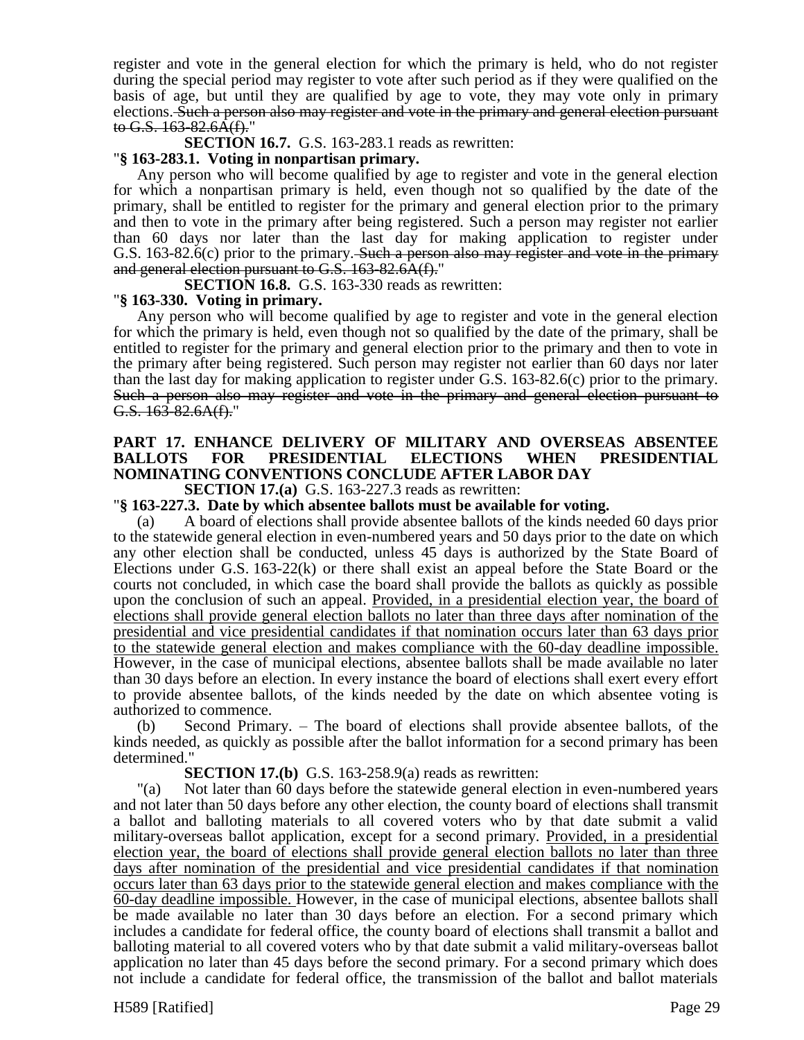register and vote in the general election for which the primary is held, who do not register during the special period may register to vote after such period as if they were qualified on the basis of age, but until they are qualified by age to vote, they may vote only in primary elections. ~~Such a person also may register and vote in the primary and general election pursuant to G.S. 163-82.6A(f).~~"

**SECTION 16.7.** G.S. 163-283.1 reads as rewritten:

"**§ 163-283.1. Voting in nonpartisan primary.**

Any person who will become qualified by age to register and vote in the general election for which a nonpartisan primary is held, even though not so qualified by the date of the primary, shall be entitled to register for the primary and general election prior to the primary and then to vote in the primary after being registered. Such a person may register not earlier than 60 days nor later than the last day for making application to register under G.S. 163-82.6(c) prior to the primary. ~~Such a person also may register and vote in the primary and general election pursuant to G.S. 163-82.6A(f).~~"

**SECTION 16.8.** G.S. 163-330 reads as rewritten:

"**§ 163-330. Voting in primary.**

Any person who will become qualified by age to register and vote in the general election for which the primary is held, even though not so qualified by the date of the primary, shall be entitled to register for the primary and general election prior to the primary and then to vote in the primary after being registered. Such person may register not earlier than 60 days nor later than the last day for making application to register under G.S. 163-82.6(c) prior to the primary. ~~Such a person also may register and vote in the primary and general election pursuant to G.S. 163-82.6A(f).~~"

**PART 17. ENHANCE DELIVERY OF MILITARY AND OVERSEAS ABSENTEE BALLOTS FOR PRESIDENTIAL ELECTIONS WHEN PRESIDENTIAL NOMINATING CONVENTIONS CONCLUDE AFTER LABOR DAY**

**SECTION 17.(a)** G.S. 163-227.3 reads as rewritten:

"**§ 163-227.3. Date by which absentee ballots must be available for voting.**

(a) A board of elections shall provide absentee ballots of the kinds needed 60 days prior to the statewide general election in even-numbered years and 50 days prior to the date on which any other election shall be conducted, unless 45 days is authorized by the State Board of Elections under G.S. 163-22(k) or there shall exist an appeal before the State Board or the courts not concluded, in which case the board shall provide the ballots as quickly as possible upon the conclusion of such an appeal. <u>Provided, in a presidential election year, the board of elections shall provide general election ballots no later than three days after nomination of the presidential and vice presidential candidates if that nomination occurs later than 63 days prior to the statewide general election and makes compliance with the 60-day deadline impossible.</u> However, in the case of municipal elections, absentee ballots shall be made available no later than 30 days before an election. In every instance the board of elections shall exert every effort to provide absentee ballots, of the kinds needed by the date on which absentee voting is authorized to commence.

(b) Second Primary. – The board of elections shall provide absentee ballots, of the kinds needed, as quickly as possible after the ballot information for a second primary has been determined."

**SECTION 17.(b)** G.S. 163-258.9(a) reads as rewritten:

"(a) Not later than 60 days before the statewide general election in even-numbered years and not later than 50 days before any other election, the county board of elections shall transmit a ballot and balloting materials to all covered voters who by that date submit a valid military-overseas ballot application, except for a second primary. <u>Provided, in a presidential election year, the board of elections shall provide general election ballots no later than three days after nomination of the presidential and vice presidential candidates if that nomination occurs later than 63 days prior to the statewide general election and makes compliance with the 60-day deadline impossible.</u> However, in the case of municipal elections, absentee ballots shall be made available no later than 30 days before an election. For a second primary which includes a candidate for federal office, the county board of elections shall transmit a ballot and balloting material to all covered voters who by that date submit a valid military-overseas ballot application no later than 45 days before the second primary. For a second primary which does not include a candidate for federal office, the transmission of the ballot and ballot materials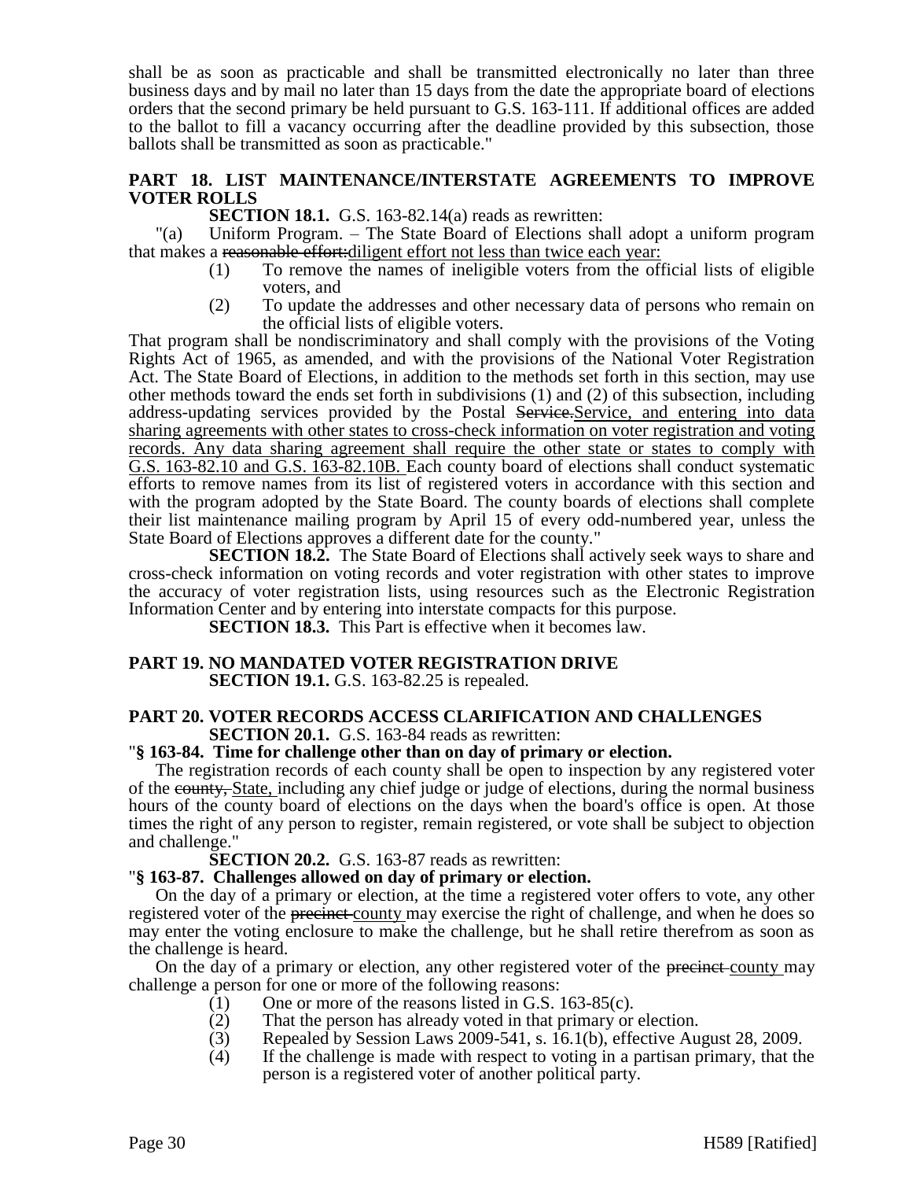shall be as soon as practicable and shall be transmitted electronically no later than three business days and by mail no later than 15 days from the date the appropriate board of elections orders that the second primary be held pursuant to G.S. 163-111. If additional offices are added to the ballot to fill a vacancy occurring after the deadline provided by this subsection, those ballots shall be transmitted as soon as practicable."

**PART 18. LIST MAINTENANCE/INTERSTATE AGREEMENTS TO IMPROVE VOTER ROLLS**

**SECTION 18.1.** G.S. 163-82.14(a) reads as rewritten:

"(a) Uniform Program. – The State Board of Elections shall adopt a uniform program that makes a ~~reasonable effort:~~diligent effort not less than twice each year:

(1) To remove the names of ineligible voters from the official lists of eligible voters, and

(2) To update the addresses and other necessary data of persons who remain on the official lists of eligible voters.

That program shall be nondiscriminatory and shall comply with the provisions of the Voting Rights Act of 1965, as amended, and with the provisions of the National Voter Registration Act. The State Board of Elections, in addition to the methods set forth in this section, may use other methods toward the ends set forth in subdivisions (1) and (2) of this subsection, including address-updating services provided by the Postal ~~Service.~~Service, and entering into data sharing agreements with other states to cross-check information on voter registration and voting records. Any data sharing agreement shall require the other state or states to comply with G.S. 163-82.10 and G.S. 163-82.10B. Each county board of elections shall conduct systematic efforts to remove names from its list of registered voters in accordance with this section and with the program adopted by the State Board. The county boards of elections shall complete their list maintenance mailing program by April 15 of every odd-numbered year, unless the State Board of Elections approves a different date for the county."

**SECTION 18.2.** The State Board of Elections shall actively seek ways to share and cross-check information on voting records and voter registration with other states to improve the accuracy of voter registration lists, using resources such as the Electronic Registration Information Center and by entering into interstate compacts for this purpose.

**SECTION 18.3.** This Part is effective when it becomes law.

**PART 19. NO MANDATED VOTER REGISTRATION DRIVE**

**SECTION 19.1.** G.S. 163-82.25 is repealed.

**PART 20. VOTER RECORDS ACCESS CLARIFICATION AND CHALLENGES**

**SECTION 20.1.** G.S. 163-84 reads as rewritten:

"**§ 163-84. Time for challenge other than on day of primary or election.**

The registration records of each county shall be open to inspection by any registered voter of the ~~county,~~ State, including any chief judge or judge of elections, during the normal business hours of the county board of elections on the days when the board's office is open. At those times the right of any person to register, remain registered, or vote shall be subject to objection and challenge."

**SECTION 20.2.** G.S. 163-87 reads as rewritten:

"**§ 163-87. Challenges allowed on day of primary or election.**

On the day of a primary or election, at the time a registered voter offers to vote, any other registered voter of the ~~precinct~~ county may exercise the right of challenge, and when he does so may enter the voting enclosure to make the challenge, but he shall retire therefrom as soon as the challenge is heard.

On the day of a primary or election, any other registered voter of the ~~precinct~~ county may challenge a person for one or more of the following reasons:

(1) One or more of the reasons listed in G.S. 163-85(c).

(2) That the person has already voted in that primary or election.

(3) Repealed by Session Laws 2009-541, s. 16.1(b), effective August 28, 2009.

(4) If the challenge is made with respect to voting in a partisan primary, that the person is a registered voter of another political party.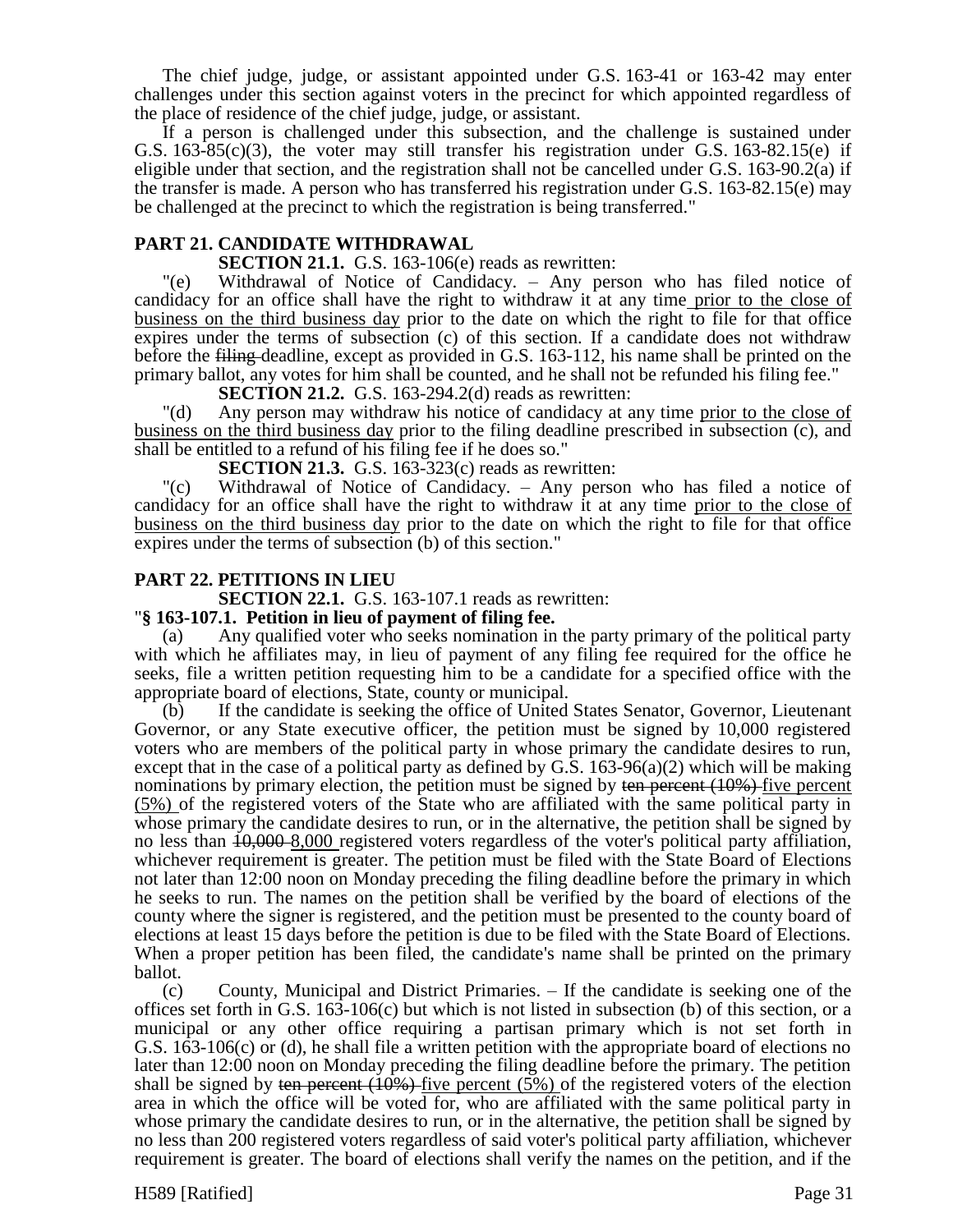The chief judge, judge, or assistant appointed under G.S. 163-41 or 163-42 may enter challenges under this section against voters in the precinct for which appointed regardless of the place of residence of the chief judge, judge, or assistant.

If a person is challenged under this subsection, and the challenge is sustained under G.S. 163-85(c)(3), the voter may still transfer his registration under G.S. 163-82.15(e) if eligible under that section, and the registration shall not be cancelled under G.S. 163-90.2(a) if the transfer is made. A person who has transferred his registration under G.S. 163-82.15(e) may be challenged at the precinct to which the registration is being transferred."

**PART 21. CANDIDATE WITHDRAWAL**

**SECTION 21.1.** G.S. 163-106(e) reads as rewritten:

"(e) Withdrawal of Notice of Candidacy. – Any person who has filed notice of candidacy for an office shall have the right to withdraw it at any time prior to the close of business on the third business day prior to the date on which the right to file for that office expires under the terms of subsection (c) of this section. If a candidate does not withdraw before the ~~filing~~ deadline, except as provided in G.S. 163-112, his name shall be printed on the primary ballot, any votes for him shall be counted, and he shall not be refunded his filing fee."

**SECTION 21.2.** G.S. 163-294.2(d) reads as rewritten:

"(d) Any person may withdraw his notice of candidacy at any time prior to the close of business on the third business day prior to the filing deadline prescribed in subsection (c), and shall be entitled to a refund of his filing fee if he does so."

**SECTION 21.3.** G.S. 163-323(c) reads as rewritten:

"(c) Withdrawal of Notice of Candidacy. – Any person who has filed a notice of candidacy for an office shall have the right to withdraw it at any time prior to the close of business on the third business day prior to the date on which the right to file for that office expires under the terms of subsection (b) of this section."

**PART 22. PETITIONS IN LIEU**

**SECTION 22.1.** G.S. 163-107.1 reads as rewritten:

"**§ 163-107.1. Petition in lieu of payment of filing fee.**

(a) Any qualified voter who seeks nomination in the party primary of the political party with which he affiliates may, in lieu of payment of any filing fee required for the office he seeks, file a written petition requesting him to be a candidate for a specified office with the appropriate board of elections, State, county or municipal.

(b) If the candidate is seeking the office of United States Senator, Governor, Lieutenant Governor, or any State executive officer, the petition must be signed by 10,000 registered voters who are members of the political party in whose primary the candidate desires to run, except that in the case of a political party as defined by G.S. 163-96(a)(2) which will be making nominations by primary election, the petition must be signed by ~~ten percent (10%)~~ five percent (5%) of the registered voters of the State who are affiliated with the same political party in whose primary the candidate desires to run, or in the alternative, the petition shall be signed by no less than ~~10,000~~ 8,000 registered voters regardless of the voter's political party affiliation, whichever requirement is greater. The petition must be filed with the State Board of Elections not later than 12:00 noon on Monday preceding the filing deadline before the primary in which he seeks to run. The names on the petition shall be verified by the board of elections of the county where the signer is registered, and the petition must be presented to the county board of elections at least 15 days before the petition is due to be filed with the State Board of Elections. When a proper petition has been filed, the candidate's name shall be printed on the primary ballot.

(c) County, Municipal and District Primaries. – If the candidate is seeking one of the offices set forth in G.S. 163-106(c) but which is not listed in subsection (b) of this section, or a municipal or any other office requiring a partisan primary which is not set forth in G.S. 163-106(c) or (d), he shall file a written petition with the appropriate board of elections no later than 12:00 noon on Monday preceding the filing deadline before the primary. The petition shall be signed by ~~ten percent (10%)~~ five percent (5%) of the registered voters of the election area in which the office will be voted for, who are affiliated with the same political party in whose primary the candidate desires to run, or in the alternative, the petition shall be signed by no less than 200 registered voters regardless of said voter's political party affiliation, whichever requirement is greater. The board of elections shall verify the names on the petition, and if the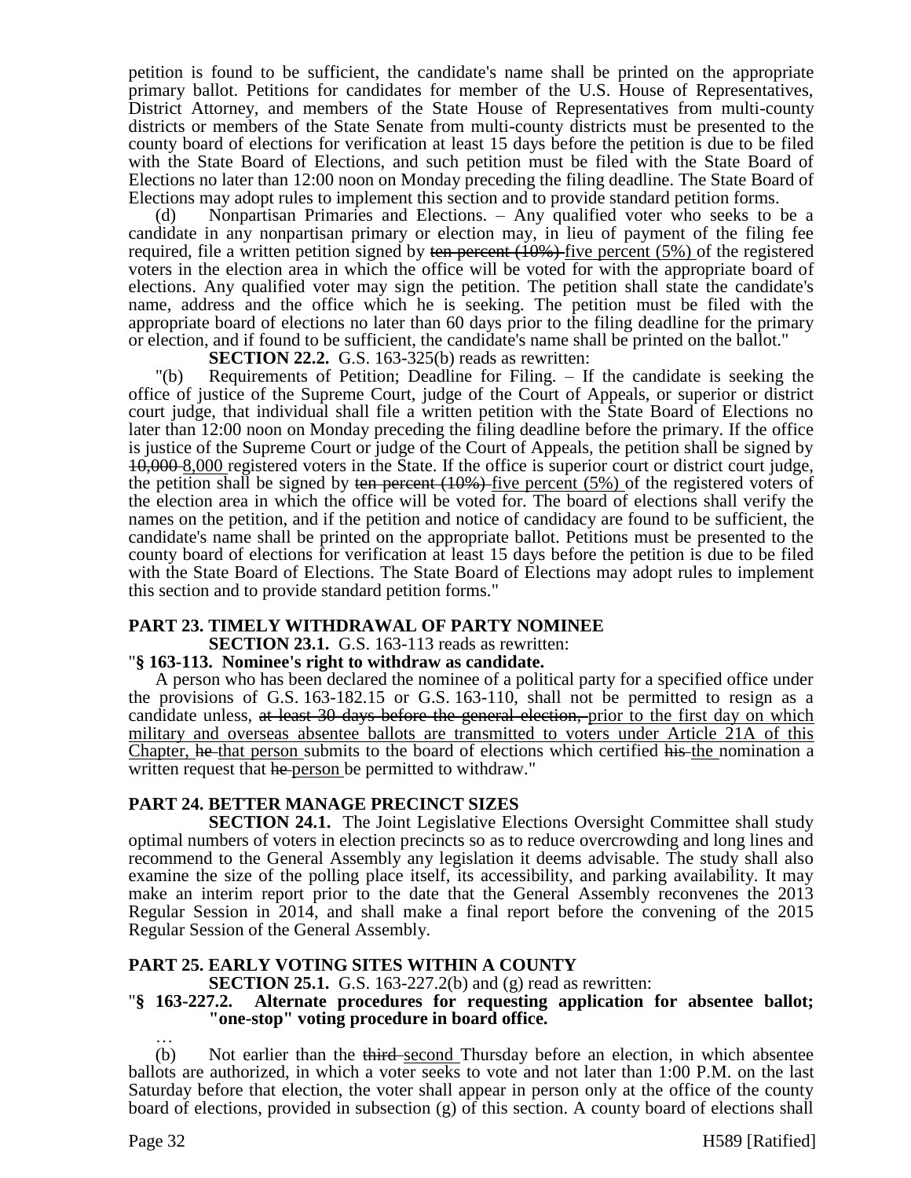petition is found to be sufficient, the candidate's name shall be printed on the appropriate primary ballot. Petitions for candidates for member of the U.S. House of Representatives, District Attorney, and members of the State House of Representatives from multi-county districts or members of the State Senate from multi-county districts must be presented to the county board of elections for verification at least 15 days before the petition is due to be filed with the State Board of Elections, and such petition must be filed with the State Board of Elections no later than 12:00 noon on Monday preceding the filing deadline. The State Board of Elections may adopt rules to implement this section and to provide standard petition forms.

(d) Nonpartisan Primaries and Elections. – Any qualified voter who seeks to be a candidate in any nonpartisan primary or election may, in lieu of payment of the filing fee required, file a written petition signed by ~~ten percent (10%)~~ five percent (5%) of the registered voters in the election area in which the office will be voted for with the appropriate board of elections. Any qualified voter may sign the petition. The petition shall state the candidate's name, address and the office which he is seeking. The petition must be filed with the appropriate board of elections no later than 60 days prior to the filing deadline for the primary or election, and if found to be sufficient, the candidate's name shall be printed on the ballot."

**SECTION 22.2.** G.S. 163-325(b) reads as rewritten:

"(b) Requirements of Petition; Deadline for Filing. – If the candidate is seeking the office of justice of the Supreme Court, judge of the Court of Appeals, or superior or district court judge, that individual shall file a written petition with the State Board of Elections no later than 12:00 noon on Monday preceding the filing deadline before the primary. If the office is justice of the Supreme Court or judge of the Court of Appeals, the petition shall be signed by ~~10,000~~ 8,000 registered voters in the State. If the office is superior court or district court judge, the petition shall be signed by ~~ten percent (10%)~~ five percent (5%) of the registered voters of the election area in which the office will be voted for. The board of elections shall verify the names on the petition, and if the petition and notice of candidacy are found to be sufficient, the candidate's name shall be printed on the appropriate ballot. Petitions must be presented to the county board of elections for verification at least 15 days before the petition is due to be filed with the State Board of Elections. The State Board of Elections may adopt rules to implement this section and to provide standard petition forms."

## PART 23. TIMELY WITHDRAWAL OF PARTY NOMINEE

**SECTION 23.1.** G.S. 163-113 reads as rewritten:

"**§ 163-113. Nominee's right to withdraw as candidate.**

A person who has been declared the nominee of a political party for a specified office under the provisions of G.S. 163-182.15 or G.S. 163-110, shall not be permitted to resign as a candidate unless, ~~at least 30 days before the general election,~~ prior to the first day on which military and overseas absentee ballots are transmitted to voters under Article 21A of this Chapter, ~~he~~ that person submits to the board of elections which certified ~~his~~ the nomination a written request that ~~he~~ person be permitted to withdraw."

## PART 24. BETTER MANAGE PRECINCT SIZES

**SECTION 24.1.** The Joint Legislative Elections Oversight Committee shall study optimal numbers of voters in election precincts so as to reduce overcrowding and long lines and recommend to the General Assembly any legislation it deems advisable. The study shall also examine the size of the polling place itself, its accessibility, and parking availability. It may make an interim report prior to the date that the General Assembly reconvenes the 2013 Regular Session in 2014, and shall make a final report before the convening of the 2015 Regular Session of the General Assembly.

## PART 25. EARLY VOTING SITES WITHIN A COUNTY

**SECTION 25.1.** G.S. 163-227.2(b) and (g) read as rewritten:

"**§ 163-227.2. Alternate procedures for requesting application for absentee ballot; "one-stop" voting procedure in board office.**

…

(b) Not earlier than the ~~third~~ second Thursday before an election, in which absentee ballots are authorized, in which a voter seeks to vote and not later than 1:00 P.M. on the last Saturday before that election, the voter shall appear in person only at the office of the county board of elections, provided in subsection (g) of this section. A county board of elections shall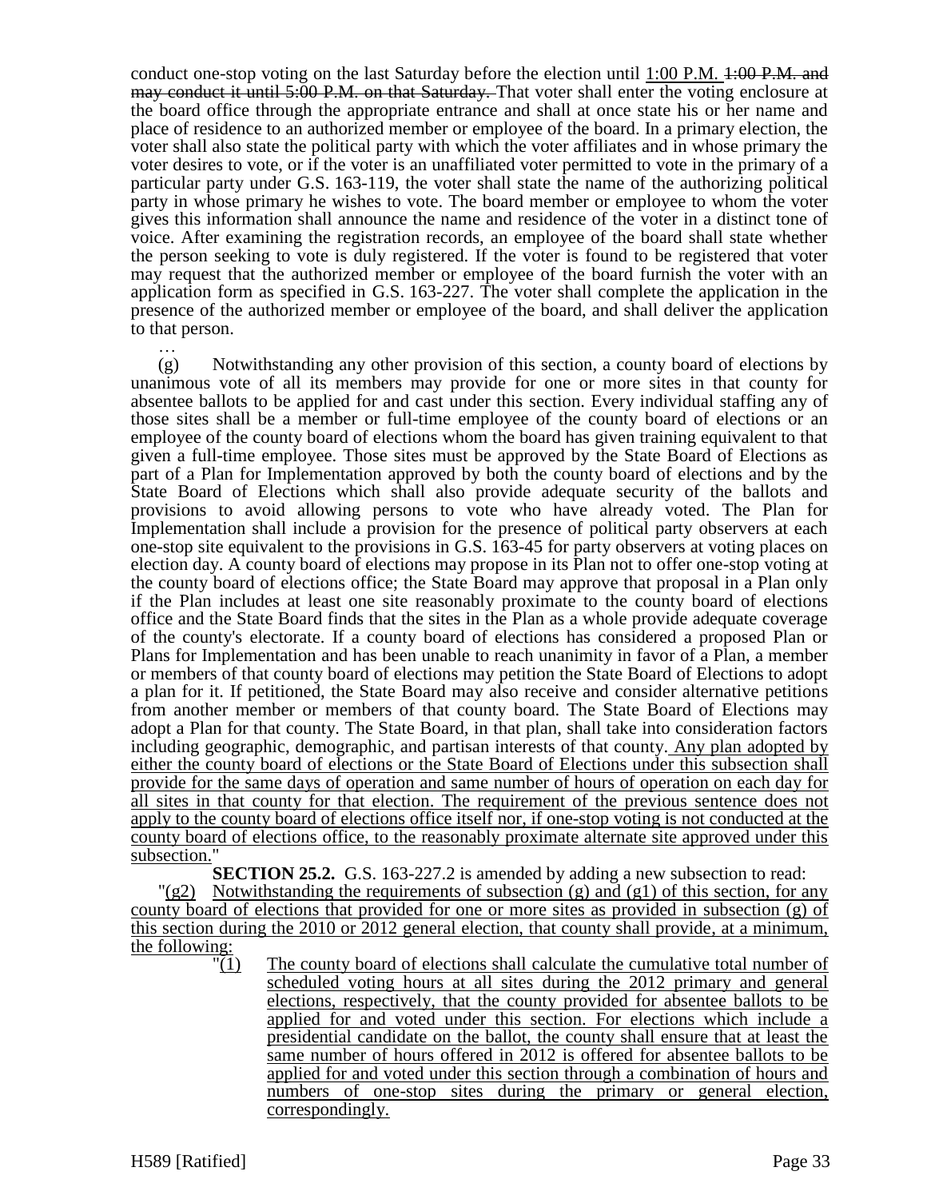conduct one-stop voting on the last Saturday before the election until 1:00 P.M. ~~1:00 P.M. and may conduct it until 5:00 P.M. on that Saturday.~~ That voter shall enter the voting enclosure at the board office through the appropriate entrance and shall at once state his or her name and place of residence to an authorized member or employee of the board. In a primary election, the voter shall also state the political party with which the voter affiliates and in whose primary the voter desires to vote, or if the voter is an unaffiliated voter permitted to vote in the primary of a particular party under G.S. 163-119, the voter shall state the name of the authorizing political party in whose primary he wishes to vote. The board member or employee to whom the voter gives this information shall announce the name and residence of the voter in a distinct tone of voice. After examining the registration records, an employee of the board shall state whether the person seeking to vote is duly registered. If the voter is found to be registered that voter may request that the authorized member or employee of the board furnish the voter with an application form as specified in G.S. 163-227. The voter shall complete the application in the presence of the authorized member or employee of the board, and shall deliver the application to that person.

…

(g) Notwithstanding any other provision of this section, a county board of elections by unanimous vote of all its members may provide for one or more sites in that county for absentee ballots to be applied for and cast under this section. Every individual staffing any of those sites shall be a member or full-time employee of the county board of elections or an employee of the county board of elections whom the board has given training equivalent to that given a full-time employee. Those sites must be approved by the State Board of Elections as part of a Plan for Implementation approved by both the county board of elections and by the State Board of Elections which shall also provide adequate security of the ballots and provisions to avoid allowing persons to vote who have already voted. The Plan for Implementation shall include a provision for the presence of political party observers at each one-stop site equivalent to the provisions in G.S. 163-45 for party observers at voting places on election day. A county board of elections may propose in its Plan not to offer one-stop voting at the county board of elections office; the State Board may approve that proposal in a Plan only if the Plan includes at least one site reasonably proximate to the county board of elections office and the State Board finds that the sites in the Plan as a whole provide adequate coverage of the county's electorate. If a county board of elections has considered a proposed Plan or Plans for Implementation and has been unable to reach unanimity in favor of a Plan, a member or members of that county board of elections may petition the State Board of Elections to adopt a plan for it. If petitioned, the State Board may also receive and consider alternative petitions from another member or members of that county board. The State Board of Elections may adopt a Plan for that county. The State Board, in that plan, shall take into consideration factors including geographic, demographic, and partisan interests of that county. <u>Any plan adopted by either the county board of elections or the State Board of Elections under this subsection shall provide for the same days of operation and same number of hours of operation on each day for all sites in that county for that election. The requirement of the previous sentence does not apply to the county board of elections office itself nor, if one-stop voting is not conducted at the county board of elections office, to the reasonably proximate alternate site approved under this subsection.</u>"

**SECTION 25.2.** G.S. 163-227.2 is amended by adding a new subsection to read:

"<u>(g2) Notwithstanding the requirements of subsection (g) and (g1) of this section, for any county board of elections that provided for one or more sites as provided in subsection (g) of this section during the 2010 or 2012 general election, that county shall provide, at a minimum, the following:</u>

"<u>(1) The county board of elections shall calculate the cumulative total number of scheduled voting hours at all sites during the 2012 primary and general elections, respectively, that the county provided for absentee ballots to be applied for and voted under this section. For elections which include a presidential candidate on the ballot, the county shall ensure that at least the same number of hours offered in 2012 is offered for absentee ballots to be applied for and voted under this section through a combination of hours and numbers of one-stop sites during the primary or general election, correspondingly.</u>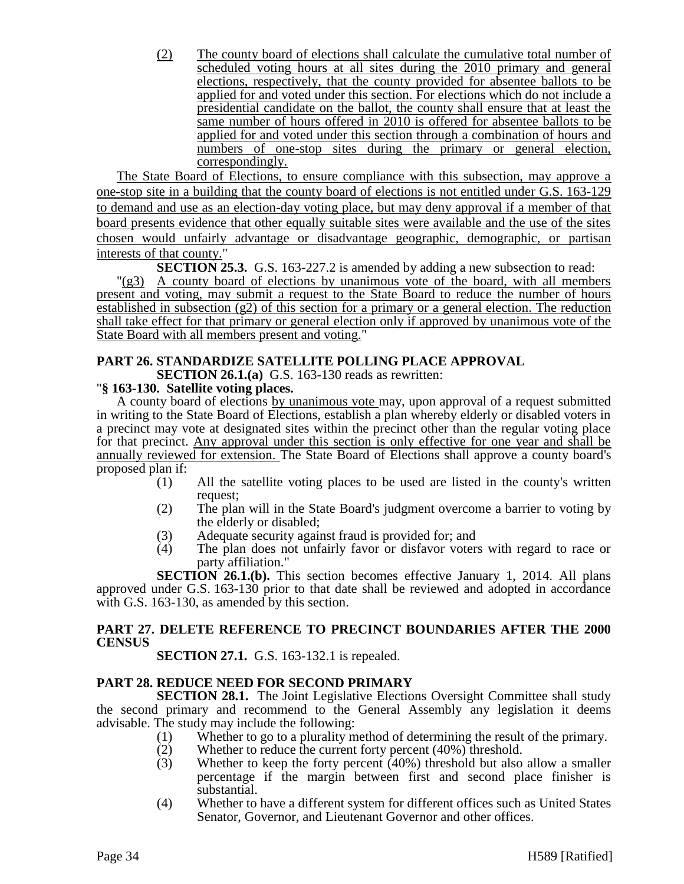(2) The county board of elections shall calculate the cumulative total number of scheduled voting hours at all sites during the 2010 primary and general elections, respectively, that the county provided for absentee ballots to be applied for and voted under this section. For elections which do not include a presidential candidate on the ballot, the county shall ensure that at least the same number of hours offered in 2010 is offered for absentee ballots to be applied for and voted under this section through a combination of hours and numbers of one-stop sites during the primary or general election, correspondingly.

The State Board of Elections, to ensure compliance with this subsection, may approve a one-stop site in a building that the county board of elections is not entitled under G.S. 163-129 to demand and use as an election-day voting place, but may deny approval if a member of that board presents evidence that other equally suitable sites were available and the use of the sites chosen would unfairly advantage or disadvantage geographic, demographic, or partisan interests of that county."

**SECTION 25.3.** G.S. 163-227.2 is amended by adding a new subsection to read:

"(g3) A county board of elections by unanimous vote of the board, with all members present and voting, may submit a request to the State Board to reduce the number of hours established in subsection (g2) of this section for a primary or a general election. The reduction shall take effect for that primary or general election only if approved by unanimous vote of the State Board with all members present and voting."

**PART 26. STANDARDIZE SATELLITE POLLING PLACE APPROVAL**

**SECTION 26.1.(a)** G.S. 163-130 reads as rewritten:

"**§ 163-130. Satellite voting places.**

A county board of elections by unanimous vote may, upon approval of a request submitted in writing to the State Board of Elections, establish a plan whereby elderly or disabled voters in a precinct may vote at designated sites within the precinct other than the regular voting place for that precinct. Any approval under this section is only effective for one year and shall be annually reviewed for extension. The State Board of Elections shall approve a county board's proposed plan if:

(1) All the satellite voting places to be used are listed in the county's written request;
(2) The plan will in the State Board's judgment overcome a barrier to voting by the elderly or disabled;
(3) Adequate security against fraud is provided for; and
(4) The plan does not unfairly favor or disfavor voters with regard to race or party affiliation."

**SECTION 26.1.(b).** This section becomes effective January 1, 2014. All plans approved under G.S. 163-130 prior to that date shall be reviewed and adopted in accordance with G.S. 163-130, as amended by this section.

**PART 27. DELETE REFERENCE TO PRECINCT BOUNDARIES AFTER THE 2000 CENSUS**

**SECTION 27.1.** G.S. 163-132.1 is repealed.

**PART 28. REDUCE NEED FOR SECOND PRIMARY**

**SECTION 28.1.** The Joint Legislative Elections Oversight Committee shall study the second primary and recommend to the General Assembly any legislation it deems advisable. The study may include the following:

(1) Whether to go to a plurality method of determining the result of the primary.
(2) Whether to reduce the current forty percent (40%) threshold.
(3) Whether to keep the forty percent (40%) threshold but also allow a smaller percentage if the margin between first and second place finisher is substantial.
(4) Whether to have a different system for different offices such as United States Senator, Governor, and Lieutenant Governor and other offices.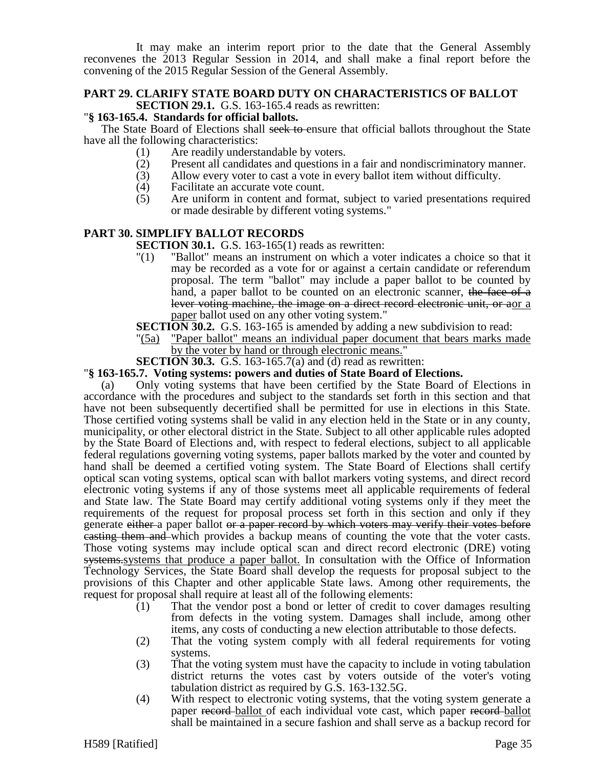It may make an interim report prior to the date that the General Assembly reconvenes the 2013 Regular Session in 2014, and shall make a final report before the convening of the 2015 Regular Session of the General Assembly.

**PART 29. CLARIFY STATE BOARD DUTY ON CHARACTERISTICS OF BALLOT**

**SECTION 29.1.** G.S. 163-165.4 reads as rewritten:

"**§ 163-165.4. Standards for official ballots.**

The State Board of Elections shall ~~seek to~~ ensure that official ballots throughout the State have all the following characteristics:

(1) Are readily understandable by voters.
(2) Present all candidates and questions in a fair and nondiscriminatory manner.
(3) Allow every voter to cast a vote in every ballot item without difficulty.
(4) Facilitate an accurate vote count.
(5) Are uniform in content and format, subject to varied presentations required or made desirable by different voting systems."

**PART 30. SIMPLIFY BALLOT RECORDS**

**SECTION 30.1.** G.S. 163-165(1) reads as rewritten:

"(1) "Ballot" means an instrument on which a voter indicates a choice so that it may be recorded as a vote for or against a certain candidate or referendum proposal. The term "ballot" may include a paper ballot to be counted by hand, a paper ballot to be counted on an electronic scanner, ~~the face of a lever voting machine, the image on a direct record electronic unit, or a~~or a paper ballot used on any other voting system."

**SECTION 30.2.** G.S. 163-165 is amended by adding a new subdivision to read:

"(5a) "Paper ballot" means an individual paper document that bears marks made by the voter by hand or through electronic means."

**SECTION 30.3.** G.S. 163-165.7(a) and (d) read as rewritten:

"**§ 163-165.7. Voting systems: powers and duties of State Board of Elections.**

(a) Only voting systems that have been certified by the State Board of Elections in accordance with the procedures and subject to the standards set forth in this section and that have not been subsequently decertified shall be permitted for use in elections in this State. Those certified voting systems shall be valid in any election held in the State or in any county, municipality, or other electoral district in the State. Subject to all other applicable rules adopted by the State Board of Elections and, with respect to federal elections, subject to all applicable federal regulations governing voting systems, paper ballots marked by the voter and counted by hand shall be deemed a certified voting system. The State Board of Elections shall certify optical scan voting systems, optical scan with ballot markers voting systems, and direct record electronic voting systems if any of those systems meet all applicable requirements of federal and State law. The State Board may certify additional voting systems only if they meet the requirements of the request for proposal process set forth in this section and only if they generate ~~either~~ a paper ballot ~~or a paper record by which voters may verify their votes before casting them and~~ which provides a backup means of counting the vote that the voter casts. Those voting systems may include optical scan and direct record electronic (DRE) voting ~~systems.~~systems that produce a paper ballot. In consultation with the Office of Information Technology Services, the State Board shall develop the requests for proposal subject to the provisions of this Chapter and other applicable State laws. Among other requirements, the request for proposal shall require at least all of the following elements:

(1) That the vendor post a bond or letter of credit to cover damages resulting from defects in the voting system. Damages shall include, among other items, any costs of conducting a new election attributable to those defects.
(2) That the voting system comply with all federal requirements for voting systems.
(3) That the voting system must have the capacity to include in voting tabulation district returns the votes cast by voters outside of the voter's voting tabulation district as required by G.S. 163-132.5G.
(4) With respect to electronic voting systems, that the voting system generate a paper ~~record~~ ballot of each individual vote cast, which paper ~~record~~ ballot shall be maintained in a secure fashion and shall serve as a backup record for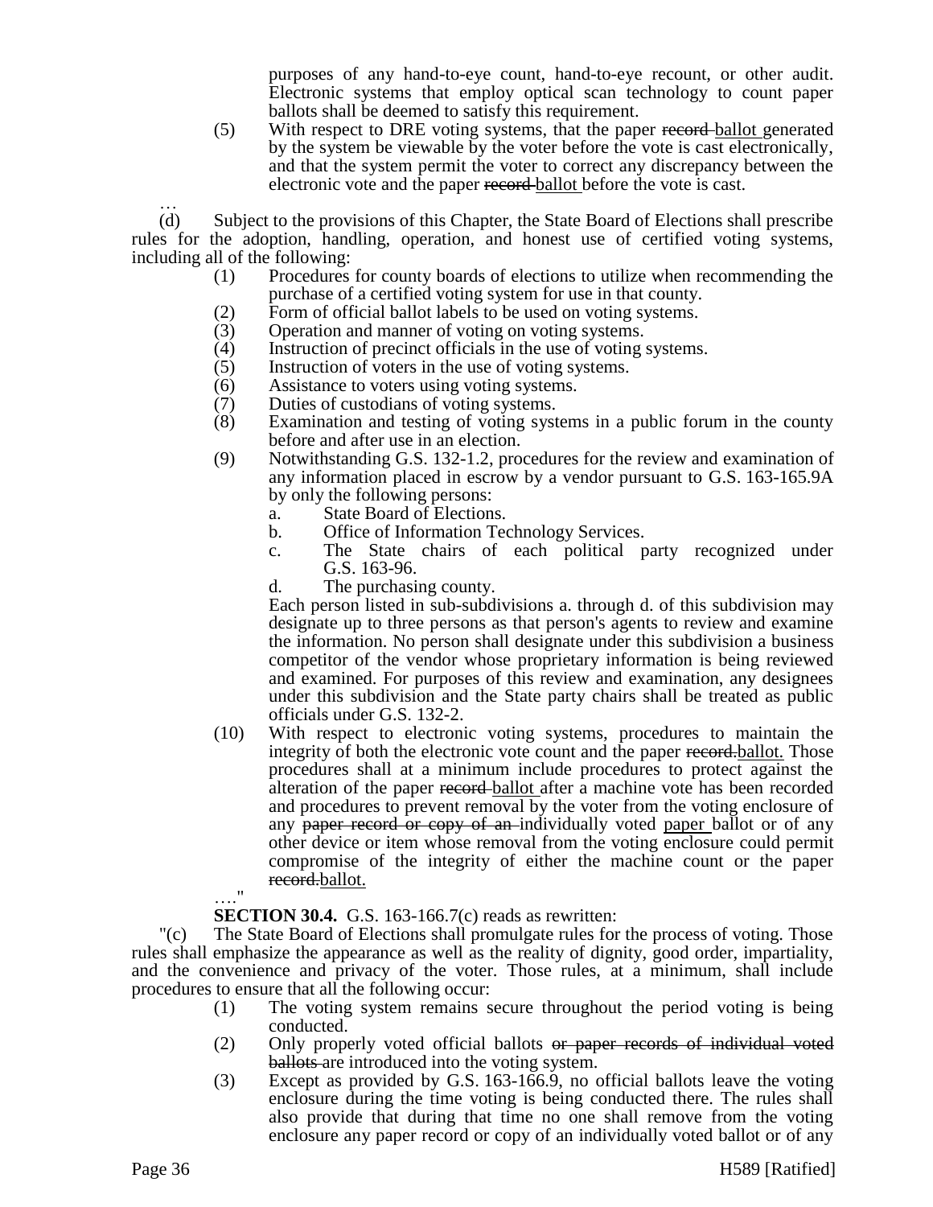purposes of any hand-to-eye count, hand-to-eye recount, or other audit. Electronic systems that employ optical scan technology to count paper ballots shall be deemed to satisfy this requirement.

(5) With respect to DRE voting systems, that the paper ~~record~~ <u>ballot</u> generated by the system be viewable by the voter before the vote is cast electronically, and that the system permit the voter to correct any discrepancy between the electronic vote and the paper ~~record~~ <u>ballot</u> before the vote is cast.

…

(d) Subject to the provisions of this Chapter, the State Board of Elections shall prescribe rules for the adoption, handling, operation, and honest use of certified voting systems, including all of the following:

(1) Procedures for county boards of elections to utilize when recommending the purchase of a certified voting system for use in that county.
(2) Form of official ballot labels to be used on voting systems.
(3) Operation and manner of voting on voting systems.
(4) Instruction of precinct officials in the use of voting systems.
(5) Instruction of voters in the use of voting systems.
(6) Assistance to voters using voting systems.
(7) Duties of custodians of voting systems.
(8) Examination and testing of voting systems in a public forum in the county before and after use in an election.
(9) Notwithstanding G.S. 132-1.2, procedures for the review and examination of any information placed in escrow by a vendor pursuant to G.S. 163-165.9A by only the following persons:
   a. State Board of Elections.
   b. Office of Information Technology Services.
   c. The State chairs of each political party recognized under G.S. 163-96.
   d. The purchasing county.

   Each person listed in sub-subdivisions a. through d. of this subdivision may designate up to three persons as that person's agents to review and examine the information. No person shall designate under this subdivision a business competitor of the vendor whose proprietary information is being reviewed and examined. For purposes of this review and examination, any designees under this subdivision and the State party chairs shall be treated as public officials under G.S. 132-2.
(10) With respect to electronic voting systems, procedures to maintain the integrity of both the electronic vote count and the paper ~~record.~~<u>ballot.</u> Those procedures shall at a minimum include procedures to protect against the alteration of the paper ~~record~~ <u>ballot</u> after a machine vote has been recorded and procedures to prevent removal by the voter from the voting enclosure of any ~~paper record or copy of an~~ individually voted <u>paper</u> ballot or of any other device or item whose removal from the voting enclosure could permit compromise of the integrity of either the machine count or the paper ~~record.~~<u>ballot.</u>

…."

**SECTION 30.4.** G.S. 163-166.7(c) reads as rewritten:

"(c) The State Board of Elections shall promulgate rules for the process of voting. Those rules shall emphasize the appearance as well as the reality of dignity, good order, impartiality, and the convenience and privacy of the voter. Those rules, at a minimum, shall include procedures to ensure that all the following occur:

(1) The voting system remains secure throughout the period voting is being conducted.
(2) Only properly voted official ballots ~~or paper records of individual voted ballots~~ are introduced into the voting system.
(3) Except as provided by G.S. 163-166.9, no official ballots leave the voting enclosure during the time voting is being conducted there. The rules shall also provide that during that time no one shall remove from the voting enclosure any paper record or copy of an individually voted ballot or of any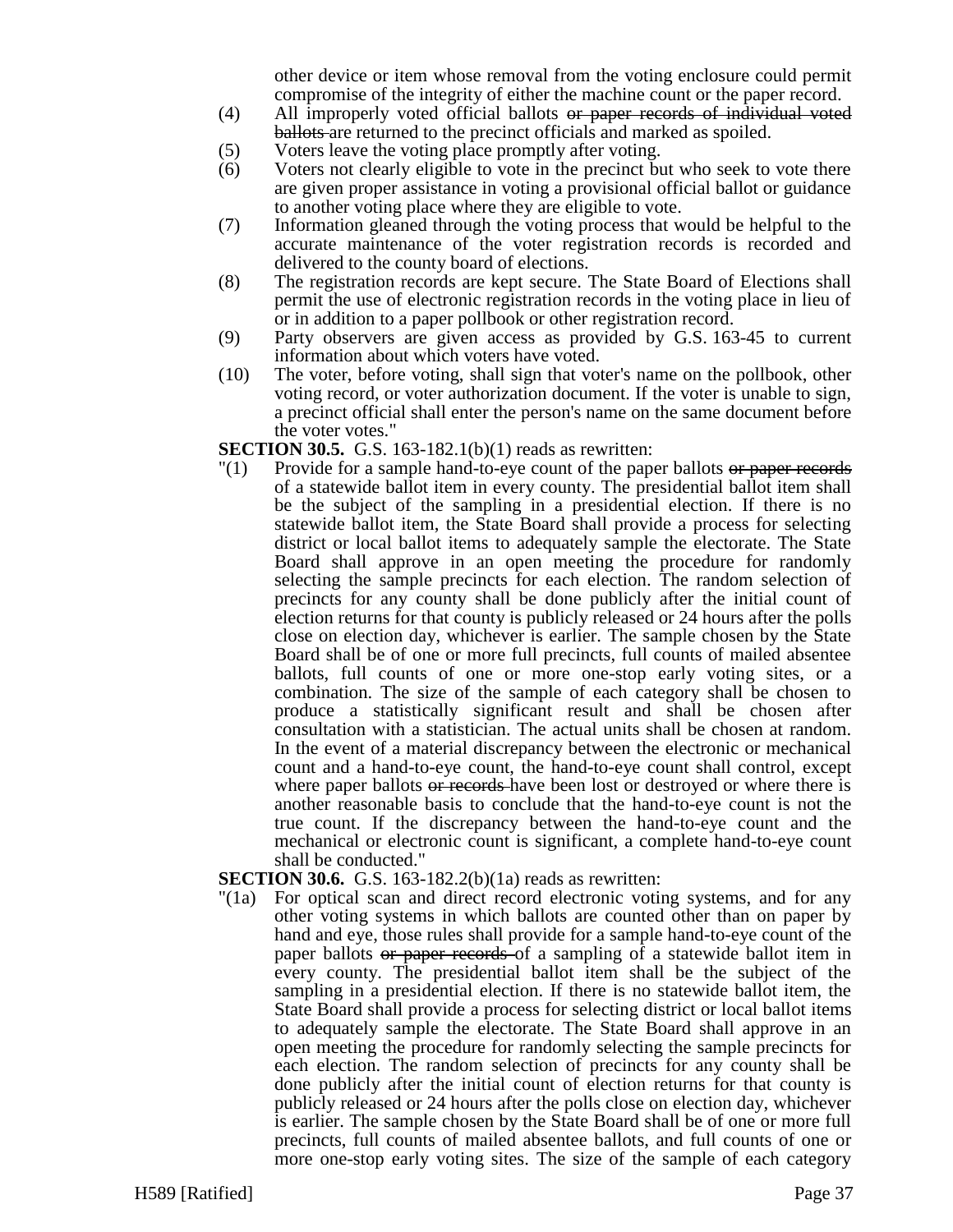other device or item whose removal from the voting enclosure could permit compromise of the integrity of either the machine count or the paper record.

(4) All improperly voted official ballots ~~or paper records of individual voted ballots~~ are returned to the precinct officials and marked as spoiled.

(5) Voters leave the voting place promptly after voting.

(6) Voters not clearly eligible to vote in the precinct but who seek to vote there are given proper assistance in voting a provisional official ballot or guidance to another voting place where they are eligible to vote.

(7) Information gleaned through the voting process that would be helpful to the accurate maintenance of the voter registration records is recorded and delivered to the county board of elections.

(8) The registration records are kept secure. The State Board of Elections shall permit the use of electronic registration records in the voting place in lieu of or in addition to a paper pollbook or other registration record.

(9) Party observers are given access as provided by G.S. 163-45 to current information about which voters have voted.

(10) The voter, before voting, shall sign that voter's name on the pollbook, other voting record, or voter authorization document. If the voter is unable to sign, a precinct official shall enter the person's name on the same document before the voter votes."

**SECTION 30.5.** G.S. 163-182.1(b)(1) reads as rewritten:

"(1) Provide for a sample hand-to-eye count of the paper ballots ~~or paper records~~ of a statewide ballot item in every county. The presidential ballot item shall be the subject of the sampling in a presidential election. If there is no statewide ballot item, the State Board shall provide a process for selecting district or local ballot items to adequately sample the electorate. The State Board shall approve in an open meeting the procedure for randomly selecting the sample precincts for each election. The random selection of precincts for any county shall be done publicly after the initial count of election returns for that county is publicly released or 24 hours after the polls close on election day, whichever is earlier. The sample chosen by the State Board shall be of one or more full precincts, full counts of mailed absentee ballots, full counts of one or more one-stop early voting sites, or a combination. The size of the sample of each category shall be chosen to produce a statistically significant result and shall be chosen after consultation with a statistician. The actual units shall be chosen at random. In the event of a material discrepancy between the electronic or mechanical count and a hand-to-eye count, the hand-to-eye count shall control, except where paper ballots ~~or records~~ have been lost or destroyed or where there is another reasonable basis to conclude that the hand-to-eye count is not the true count. If the discrepancy between the hand-to-eye count and the mechanical or electronic count is significant, a complete hand-to-eye count shall be conducted."

**SECTION 30.6.** G.S. 163-182.2(b)(1a) reads as rewritten:

"(1a) For optical scan and direct record electronic voting systems, and for any other voting systems in which ballots are counted other than on paper by hand and eye, those rules shall provide for a sample hand-to-eye count of the paper ballots ~~or paper records~~ of a sampling of a statewide ballot item in every county. The presidential ballot item shall be the subject of the sampling in a presidential election. If there is no statewide ballot item, the State Board shall provide a process for selecting district or local ballot items to adequately sample the electorate. The State Board shall approve in an open meeting the procedure for randomly selecting the sample precincts for each election. The random selection of precincts for any county shall be done publicly after the initial count of election returns for that county is publicly released or 24 hours after the polls close on election day, whichever is earlier. The sample chosen by the State Board shall be of one or more full precincts, full counts of mailed absentee ballots, and full counts of one or more one-stop early voting sites. The size of the sample of each category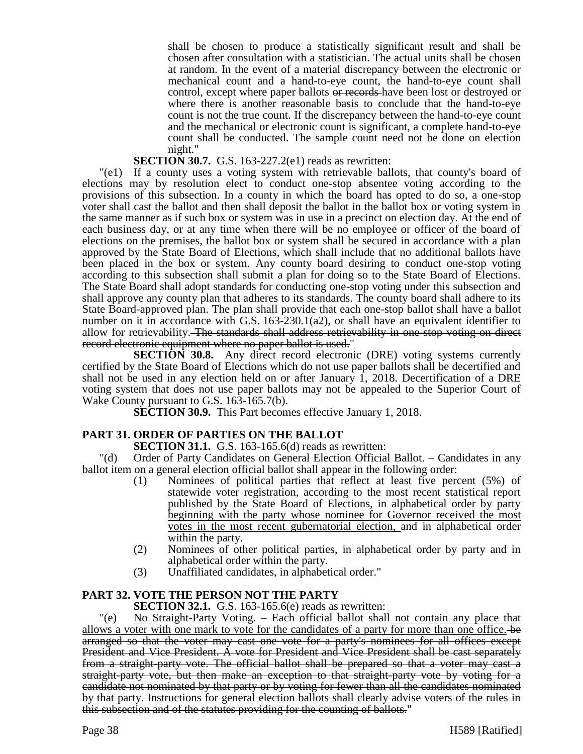shall be chosen to produce a statistically significant result and shall be chosen after consultation with a statistician. The actual units shall be chosen at random. In the event of a material discrepancy between the electronic or mechanical count and a hand-to-eye count, the hand-to-eye count shall control, except where paper ballots ~~or records~~ have been lost or destroyed or where there is another reasonable basis to conclude that the hand-to-eye count is not the true count. If the discrepancy between the hand-to-eye count and the mechanical or electronic count is significant, a complete hand-to-eye count shall be conducted. The sample count need not be done on election night."

**SECTION 30.7.** G.S. 163-227.2(e1) reads as rewritten:

"(e1) If a county uses a voting system with retrievable ballots, that county's board of elections may by resolution elect to conduct one-stop absentee voting according to the provisions of this subsection. In a county in which the board has opted to do so, a one-stop voter shall cast the ballot and then shall deposit the ballot in the ballot box or voting system in the same manner as if such box or system was in use in a precinct on election day. At the end of each business day, or at any time when there will be no employee or officer of the board of elections on the premises, the ballot box or system shall be secured in accordance with a plan approved by the State Board of Elections, which shall include that no additional ballots have been placed in the box or system. Any county board desiring to conduct one-stop voting according to this subsection shall submit a plan for doing so to the State Board of Elections. The State Board shall adopt standards for conducting one-stop voting under this subsection and shall approve any county plan that adheres to its standards. The county board shall adhere to its State Board-approved plan. The plan shall provide that each one-stop ballot shall have a ballot number on it in accordance with G.S. 163-230.1(a2), or shall have an equivalent identifier to allow for retrievability.~~ The standards shall address retrievability in one-stop voting on direct record electronic equipment where no paper ballot is used.~~"

**SECTION 30.8.** Any direct record electronic (DRE) voting systems currently certified by the State Board of Elections which do not use paper ballots shall be decertified and shall not be used in any election held on or after January 1, 2018. Decertification of a DRE voting system that does not use paper ballots may not be appealed to the Superior Court of Wake County pursuant to G.S. 163-165.7(b).

**SECTION 30.9.** This Part becomes effective January 1, 2018.

## PART 31. ORDER OF PARTIES ON THE BALLOT

**SECTION 31.1.** G.S. 163-165.6(d) reads as rewritten:

"(d) Order of Party Candidates on General Election Official Ballot. – Candidates in any ballot item on a general election official ballot shall appear in the following order:

(1) Nominees of political parties that reflect at least five percent (5%) of statewide voter registration, according to the most recent statistical report published by the State Board of Elections, in alphabetical order by party <u>beginning with the party whose nominee for Governor received the most votes in the most recent gubernatorial election,</u> and in alphabetical order within the party.

(2) Nominees of other political parties, in alphabetical order by party and in alphabetical order within the party.

(3) Unaffiliated candidates, in alphabetical order."

## PART 32. VOTE THE PERSON NOT THE PARTY

**SECTION 32.1.** G.S. 163-165.6(e) reads as rewritten:

"(e) <u>No</u> Straight-Party Voting. – Each official ballot shall <u>not contain any place that allows a voter with one mark to vote for the candidates of a party for more than one office.</u>~~ be arranged so that the voter may cast one vote for a party's nominees for all offices except President and Vice President. A vote for President and Vice President shall be cast separately from a straight-party vote. The official ballot shall be prepared so that a voter may cast a straight-party vote, but then make an exception to that straight-party vote by voting for a candidate not nominated by that party or by voting for fewer than all the candidates nominated by that party. Instructions for general election ballots shall clearly advise voters of the rules in this subsection and of the statutes providing for the counting of ballots.~~"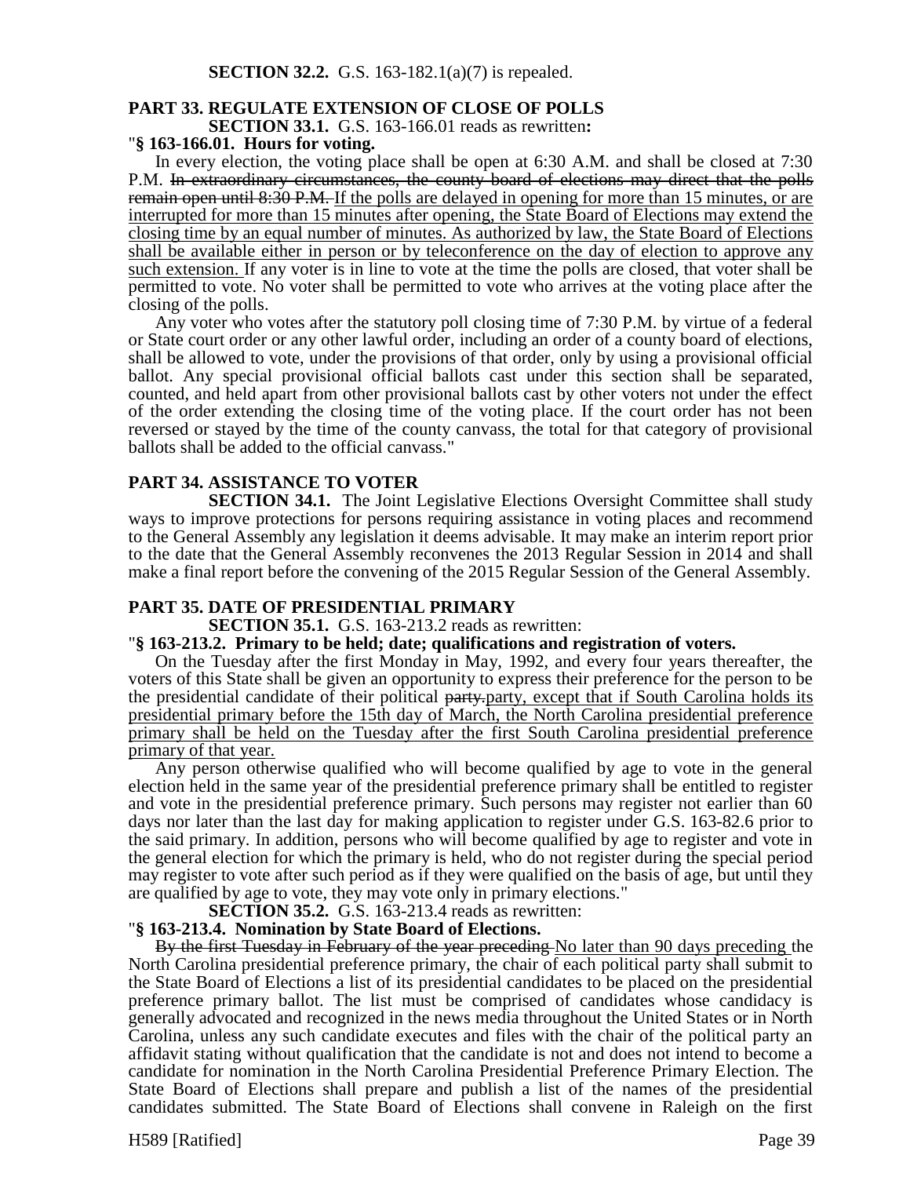**SECTION 32.2.** G.S. 163-182.1(a)(7) is repealed.

**PART 33. REGULATE EXTENSION OF CLOSE OF POLLS**

**SECTION 33.1.** G.S. 163-166.01 reads as rewritten**:**

"**§ 163-166.01. Hours for voting.**

In every election, the voting place shall be open at 6:30 A.M. and shall be closed at 7:30 P.M. ~~In extraordinary circumstances, the county board of elections may direct that the polls remain open until 8:30 P.M.~~ <u>If the polls are delayed in opening for more than 15 minutes, or are interrupted for more than 15 minutes after opening, the State Board of Elections may extend the closing time by an equal number of minutes. As authorized by law, the State Board of Elections shall be available either in person or by teleconference on the day of election to approve any such extension.</u> If any voter is in line to vote at the time the polls are closed, that voter shall be permitted to vote. No voter shall be permitted to vote who arrives at the voting place after the closing of the polls.

Any voter who votes after the statutory poll closing time of 7:30 P.M. by virtue of a federal or State court order or any other lawful order, including an order of a county board of elections, shall be allowed to vote, under the provisions of that order, only by using a provisional official ballot. Any special provisional official ballots cast under this section shall be separated, counted, and held apart from other provisional ballots cast by other voters not under the effect of the order extending the closing time of the voting place. If the court order has not been reversed or stayed by the time of the county canvass, the total for that category of provisional ballots shall be added to the official canvass."

**PART 34. ASSISTANCE TO VOTER**

**SECTION 34.1.** The Joint Legislative Elections Oversight Committee shall study ways to improve protections for persons requiring assistance in voting places and recommend to the General Assembly any legislation it deems advisable. It may make an interim report prior to the date that the General Assembly reconvenes the 2013 Regular Session in 2014 and shall make a final report before the convening of the 2015 Regular Session of the General Assembly.

**PART 35. DATE OF PRESIDENTIAL PRIMARY**

**SECTION 35.1.** G.S. 163-213.2 reads as rewritten:

"**§ 163-213.2. Primary to be held; date; qualifications and registration of voters.**

On the Tuesday after the first Monday in May, 1992, and every four years thereafter, the voters of this State shall be given an opportunity to express their preference for the person to be the presidential candidate of their political ~~party.~~<u>party, except that if South Carolina holds its presidential primary before the 15th day of March, the North Carolina presidential preference primary shall be held on the Tuesday after the first South Carolina presidential preference primary of that year.</u>

Any person otherwise qualified who will become qualified by age to vote in the general election held in the same year of the presidential preference primary shall be entitled to register and vote in the presidential preference primary. Such persons may register not earlier than 60 days nor later than the last day for making application to register under G.S. 163-82.6 prior to the said primary. In addition, persons who will become qualified by age to register and vote in the general election for which the primary is held, who do not register during the special period may register to vote after such period as if they were qualified on the basis of age, but until they are qualified by age to vote, they may vote only in primary elections."

**SECTION 35.2.** G.S. 163-213.4 reads as rewritten:

"**§ 163-213.4. Nomination by State Board of Elections.**

~~By the first Tuesday in February of the year preceding~~ <u>No later than 90 days preceding</u> the North Carolina presidential preference primary, the chair of each political party shall submit to the State Board of Elections a list of its presidential candidates to be placed on the presidential preference primary ballot. The list must be comprised of candidates whose candidacy is generally advocated and recognized in the news media throughout the United States or in North Carolina, unless any such candidate executes and files with the chair of the political party an affidavit stating without qualification that the candidate is not and does not intend to become a candidate for nomination in the North Carolina Presidential Preference Primary Election. The State Board of Elections shall prepare and publish a list of the names of the presidential candidates submitted. The State Board of Elections shall convene in Raleigh on the first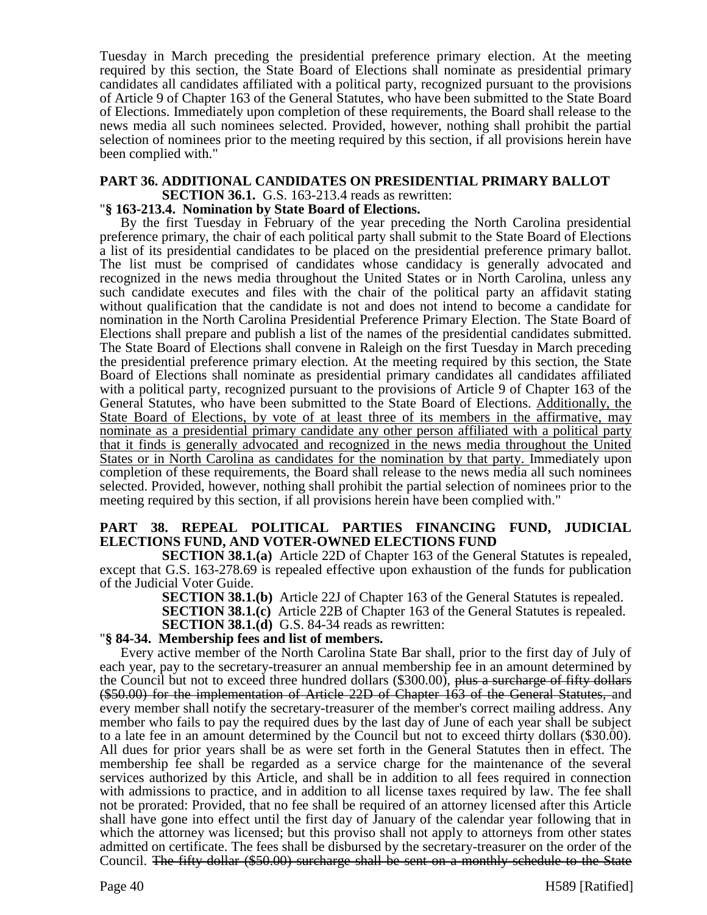Tuesday in March preceding the presidential preference primary election. At the meeting required by this section, the State Board of Elections shall nominate as presidential primary candidates all candidates affiliated with a political party, recognized pursuant to the provisions of Article 9 of Chapter 163 of the General Statutes, who have been submitted to the State Board of Elections. Immediately upon completion of these requirements, the Board shall release to the news media all such nominees selected. Provided, however, nothing shall prohibit the partial selection of nominees prior to the meeting required by this section, if all provisions herein have been complied with."

**PART 36. ADDITIONAL CANDIDATES ON PRESIDENTIAL PRIMARY BALLOT**

**SECTION 36.1.** G.S. 163-213.4 reads as rewritten:

"**§ 163-213.4. Nomination by State Board of Elections.**

By the first Tuesday in February of the year preceding the North Carolina presidential preference primary, the chair of each political party shall submit to the State Board of Elections a list of its presidential candidates to be placed on the presidential preference primary ballot. The list must be comprised of candidates whose candidacy is generally advocated and recognized in the news media throughout the United States or in North Carolina, unless any such candidate executes and files with the chair of the political party an affidavit stating without qualification that the candidate is not and does not intend to become a candidate for nomination in the North Carolina Presidential Preference Primary Election. The State Board of Elections shall prepare and publish a list of the names of the presidential candidates submitted. The State Board of Elections shall convene in Raleigh on the first Tuesday in March preceding the presidential preference primary election. At the meeting required by this section, the State Board of Elections shall nominate as presidential primary candidates all candidates affiliated with a political party, recognized pursuant to the provisions of Article 9 of Chapter 163 of the General Statutes, who have been submitted to the State Board of Elections. <u>Additionally, the State Board of Elections, by vote of at least three of its members in the affirmative, may nominate as a presidential primary candidate any other person affiliated with a political party that it finds is generally advocated and recognized in the news media throughout the United States or in North Carolina as candidates for the nomination by that party. </u>Immediately upon completion of these requirements, the Board shall release to the news media all such nominees selected. Provided, however, nothing shall prohibit the partial selection of nominees prior to the meeting required by this section, if all provisions herein have been complied with."

**PART 38. REPEAL POLITICAL PARTIES FINANCING FUND, JUDICIAL ELECTIONS FUND, AND VOTER-OWNED ELECTIONS FUND**

**SECTION 38.1.(a)** Article 22D of Chapter 163 of the General Statutes is repealed, except that G.S. 163-278.69 is repealed effective upon exhaustion of the funds for publication of the Judicial Voter Guide.

**SECTION 38.1.(b)** Article 22J of Chapter 163 of the General Statutes is repealed.

**SECTION 38.1.(c)** Article 22B of Chapter 163 of the General Statutes is repealed.

**SECTION 38.1.(d)** G.S. 84-34 reads as rewritten:

"**§ 84-34. Membership fees and list of members.**

Every active member of the North Carolina State Bar shall, prior to the first day of July of each year, pay to the secretary-treasurer an annual membership fee in an amount determined by the Council but not to exceed three hundred dollars ($300.00), ~~plus a surcharge of fifty dollars ($50.00) for the implementation of Article 22D of Chapter 163 of the General Statutes,~~ and every member shall notify the secretary-treasurer of the member's correct mailing address. Any member who fails to pay the required dues by the last day of June of each year shall be subject to a late fee in an amount determined by the Council but not to exceed thirty dollars ($30.00). All dues for prior years shall be as were set forth in the General Statutes then in effect. The membership fee shall be regarded as a service charge for the maintenance of the several services authorized by this Article, and shall be in addition to all fees required in connection with admissions to practice, and in addition to all license taxes required by law. The fee shall not be prorated: Provided, that no fee shall be required of an attorney licensed after this Article shall have gone into effect until the first day of January of the calendar year following that in which the attorney was licensed; but this proviso shall not apply to attorneys from other states admitted on certificate. The fees shall be disbursed by the secretary-treasurer on the order of the Council. ~~The fifty dollar ($50.00) surcharge shall be sent on a monthly schedule to the State~~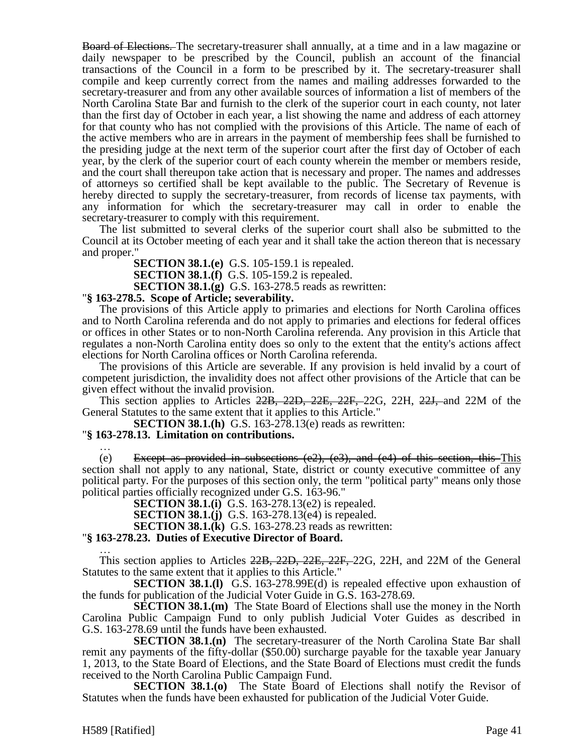~~Board of Elections.~~ The secretary-treasurer shall annually, at a time and in a law magazine or daily newspaper to be prescribed by the Council, publish an account of the financial transactions of the Council in a form to be prescribed by it. The secretary-treasurer shall compile and keep currently correct from the names and mailing addresses forwarded to the secretary-treasurer and from any other available sources of information a list of members of the North Carolina State Bar and furnish to the clerk of the superior court in each county, not later than the first day of October in each year, a list showing the name and address of each attorney for that county who has not complied with the provisions of this Article. The name of each of the active members who are in arrears in the payment of membership fees shall be furnished to the presiding judge at the next term of the superior court after the first day of October of each year, by the clerk of the superior court of each county wherein the member or members reside, and the court shall thereupon take action that is necessary and proper. The names and addresses of attorneys so certified shall be kept available to the public. The Secretary of Revenue is hereby directed to supply the secretary-treasurer, from records of license tax payments, with any information for which the secretary-treasurer may call in order to enable the secretary-treasurer to comply with this requirement.

The list submitted to several clerks of the superior court shall also be submitted to the Council at its October meeting of each year and it shall take the action thereon that is necessary and proper."

**SECTION 38.1.(e)** G.S. 105-159.1 is repealed.

**SECTION 38.1.(f)** G.S. 105-159.2 is repealed.

**SECTION 38.1.(g)** G.S. 163-278.5 reads as rewritten:

"**§ 163-278.5. Scope of Article; severability.**

The provisions of this Article apply to primaries and elections for North Carolina offices and to North Carolina referenda and do not apply to primaries and elections for federal offices or offices in other States or to non-North Carolina referenda. Any provision in this Article that regulates a non-North Carolina entity does so only to the extent that the entity's actions affect elections for North Carolina offices or North Carolina referenda.

The provisions of this Article are severable. If any provision is held invalid by a court of competent jurisdiction, the invalidity does not affect other provisions of the Article that can be given effect without the invalid provision.

This section applies to Articles ~~22B, 22D, 22E, 22F,~~ 22G, 22H, ~~22J,~~ and 22M of the General Statutes to the same extent that it applies to this Article."

**SECTION 38.1.(h)** G.S. 163-278.13(e) reads as rewritten:

"**§ 163-278.13. Limitation on contributions.**

…

(e) ~~Except as provided in subsections (e2), (e3), and (e4) of this section, this~~ This section shall not apply to any national, State, district or county executive committee of any political party. For the purposes of this section only, the term "political party" means only those political parties officially recognized under G.S. 163-96."

**SECTION 38.1.(i)** G.S. 163-278.13(e2) is repealed.

**SECTION 38.1.(j)** G.S. 163-278.13(e4) is repealed.

**SECTION 38.1.(k)** G.S. 163-278.23 reads as rewritten:

"**§ 163-278.23. Duties of Executive Director of Board.**

…

This section applies to Articles ~~22B, 22D, 22E, 22F,~~ 22G, 22H, and 22M of the General Statutes to the same extent that it applies to this Article."

**SECTION 38.1.(l)** G.S. 163-278.99E(d) is repealed effective upon exhaustion of the funds for publication of the Judicial Voter Guide in G.S. 163-278.69.

**SECTION 38.1.(m)** The State Board of Elections shall use the money in the North Carolina Public Campaign Fund to only publish Judicial Voter Guides as described in G.S. 163-278.69 until the funds have been exhausted.

**SECTION 38.1.(n)** The secretary-treasurer of the North Carolina State Bar shall remit any payments of the fifty-dollar ($50.00) surcharge payable for the taxable year January 1, 2013, to the State Board of Elections, and the State Board of Elections must credit the funds received to the North Carolina Public Campaign Fund.

**SECTION 38.1.(o)** The State Board of Elections shall notify the Revisor of Statutes when the funds have been exhausted for publication of the Judicial Voter Guide.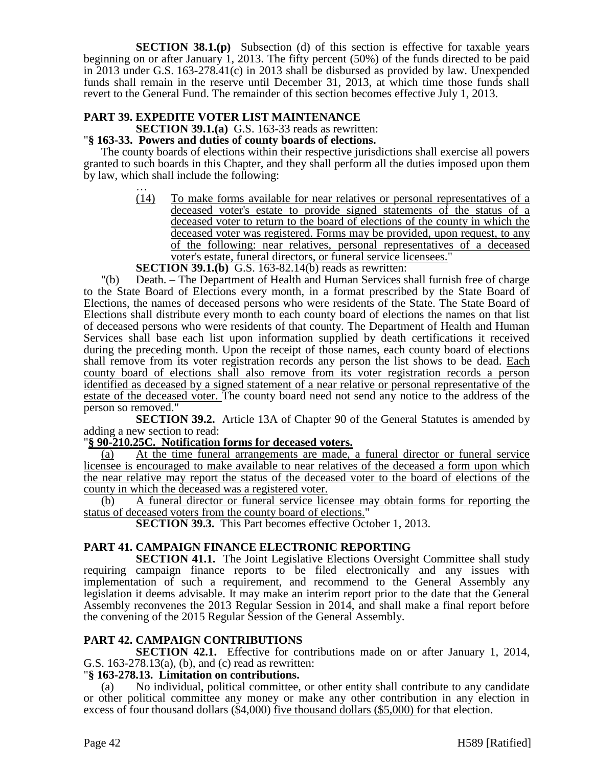**SECTION 38.1.(p)** Subsection (d) of this section is effective for taxable years beginning on or after January 1, 2013. The fifty percent (50%) of the funds directed to be paid in 2013 under G.S. 163-278.41(c) in 2013 shall be disbursed as provided by law. Unexpended funds shall remain in the reserve until December 31, 2013, at which time those funds shall revert to the General Fund. The remainder of this section becomes effective July 1, 2013.

## PART 39. EXPEDITE VOTER LIST MAINTENANCE

**SECTION 39.1.(a)** G.S. 163-33 reads as rewritten:

"**§ 163-33. Powers and duties of county boards of elections.**

The county boards of elections within their respective jurisdictions shall exercise all powers granted to such boards in this Chapter, and they shall perform all the duties imposed upon them by law, which shall include the following:

…

(14) To make forms available for near relatives or personal representatives of a deceased voter's estate to provide signed statements of the status of a deceased voter to return to the board of elections of the county in which the deceased voter was registered. Forms may be provided, upon request, to any of the following: near relatives, personal representatives of a deceased voter's estate, funeral directors, or funeral service licensees."

**SECTION 39.1.(b)** G.S. 163-82.14(b) reads as rewritten:

"(b) Death. – The Department of Health and Human Services shall furnish free of charge to the State Board of Elections every month, in a format prescribed by the State Board of Elections, the names of deceased persons who were residents of the State. The State Board of Elections shall distribute every month to each county board of elections the names on that list of deceased persons who were residents of that county. The Department of Health and Human Services shall base each list upon information supplied by death certifications it received during the preceding month. Upon the receipt of those names, each county board of elections shall remove from its voter registration records any person the list shows to be dead. Each county board of elections shall also remove from its voter registration records a person identified as deceased by a signed statement of a near relative or personal representative of the estate of the deceased voter. The county board need not send any notice to the address of the person so removed."

**SECTION 39.2.** Article 13A of Chapter 90 of the General Statutes is amended by adding a new section to read:

"**§ 90-210.25C. Notification forms for deceased voters.**

(a) At the time funeral arrangements are made, a funeral director or funeral service licensee is encouraged to make available to near relatives of the deceased a form upon which the near relative may report the status of the deceased voter to the board of elections of the county in which the deceased was a registered voter.

(b) A funeral director or funeral service licensee may obtain forms for reporting the status of deceased voters from the county board of elections."

**SECTION 39.3.** This Part becomes effective October 1, 2013.

## PART 41. CAMPAIGN FINANCE ELECTRONIC REPORTING

**SECTION 41.1.** The Joint Legislative Elections Oversight Committee shall study requiring campaign finance reports to be filed electronically and any issues with implementation of such a requirement, and recommend to the General Assembly any legislation it deems advisable. It may make an interim report prior to the date that the General Assembly reconvenes the 2013 Regular Session in 2014, and shall make a final report before the convening of the 2015 Regular Session of the General Assembly.

## PART 42. CAMPAIGN CONTRIBUTIONS

**SECTION 42.1.** Effective for contributions made on or after January 1, 2014, G.S. 163-278.13(a), (b), and (c) read as rewritten:

"**§ 163-278.13. Limitation on contributions.**

(a) No individual, political committee, or other entity shall contribute to any candidate or other political committee any money or make any other contribution in any election in excess of ~~four thousand dollars ($4,000)~~ five thousand dollars ($5,000) for that election.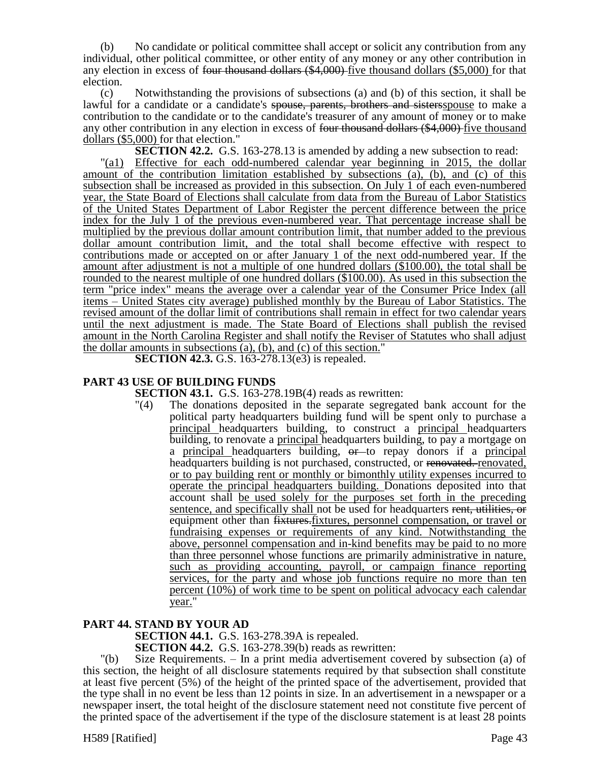(b) No candidate or political committee shall accept or solicit any contribution from any individual, other political committee, or other entity of any money or any other contribution in any election in excess of ~~four thousand dollars ($4,000)~~ five thousand dollars ($5,000) for that election.

(c) Notwithstanding the provisions of subsections (a) and (b) of this section, it shall be lawful for a candidate or a candidate's ~~spouse, parents, brothers and sisters~~spouse to make a contribution to the candidate or to the candidate's treasurer of any amount of money or to make any other contribution in any election in excess of ~~four thousand dollars ($4,000)~~ five thousand dollars ($5,000) for that election."

**SECTION 42.2.** G.S. 163-278.13 is amended by adding a new subsection to read:

"(a1) Effective for each odd-numbered calendar year beginning in 2015, the dollar amount of the contribution limitation established by subsections (a), (b), and (c) of this subsection shall be increased as provided in this subsection. On July 1 of each even-numbered year, the State Board of Elections shall calculate from data from the Bureau of Labor Statistics of the United States Department of Labor Register the percent difference between the price index for the July 1 of the previous even-numbered year. That percentage increase shall be multiplied by the previous dollar amount contribution limit, that number added to the previous dollar amount contribution limit, and the total shall become effective with respect to contributions made or accepted on or after January 1 of the next odd-numbered year. If the amount after adjustment is not a multiple of one hundred dollars ($100.00), the total shall be rounded to the nearest multiple of one hundred dollars ($100.00). As used in this subsection the term "price index" means the average over a calendar year of the Consumer Price Index (all items – United States city average) published monthly by the Bureau of Labor Statistics. The revised amount of the dollar limit of contributions shall remain in effect for two calendar years until the next adjustment is made. The State Board of Elections shall publish the revised amount in the North Carolina Register and shall notify the Reviser of Statutes who shall adjust the dollar amounts in subsections (a), (b), and (c) of this section."

**SECTION 42.3.** G.S. 163-278.13(e3) is repealed.

## PART 43 USE OF BUILDING FUNDS

**SECTION 43.1.** G.S. 163-278.19B(4) reads as rewritten:

"(4) The donations deposited in the separate segregated bank account for the political party headquarters building fund will be spent only to purchase a principal headquarters building, to construct a principal headquarters building, to renovate a principal headquarters building, to pay a mortgage on a principal headquarters building, ~~or~~ to repay donors if a principal headquarters building is not purchased, constructed, or ~~renovated.~~ renovated, or to pay building rent or monthly or bimonthly utility expenses incurred to operate the principal headquarters building. Donations deposited into that account shall be used solely for the purposes set forth in the preceding sentence, and specifically shall not be used for headquarters ~~rent, utilities, or~~ equipment other than ~~fixtures.~~fixtures, personnel compensation, or travel or fundraising expenses or requirements of any kind. Notwithstanding the above, personnel compensation and in-kind benefits may be paid to no more than three personnel whose functions are primarily administrative in nature, such as providing accounting, payroll, or campaign finance reporting services, for the party and whose job functions require no more than ten percent (10%) of work time to be spent on political advocacy each calendar year."

## PART 44. STAND BY YOUR AD

**SECTION 44.1.** G.S. 163-278.39A is repealed.

**SECTION 44.2.** G.S. 163-278.39(b) reads as rewritten:

"(b) Size Requirements. – In a print media advertisement covered by subsection (a) of this section, the height of all disclosure statements required by that subsection shall constitute at least five percent (5%) of the height of the printed space of the advertisement, provided that the type shall in no event be less than 12 points in size. In an advertisement in a newspaper or a newspaper insert, the total height of the disclosure statement need not constitute five percent of the printed space of the advertisement if the type of the disclosure statement is at least 28 points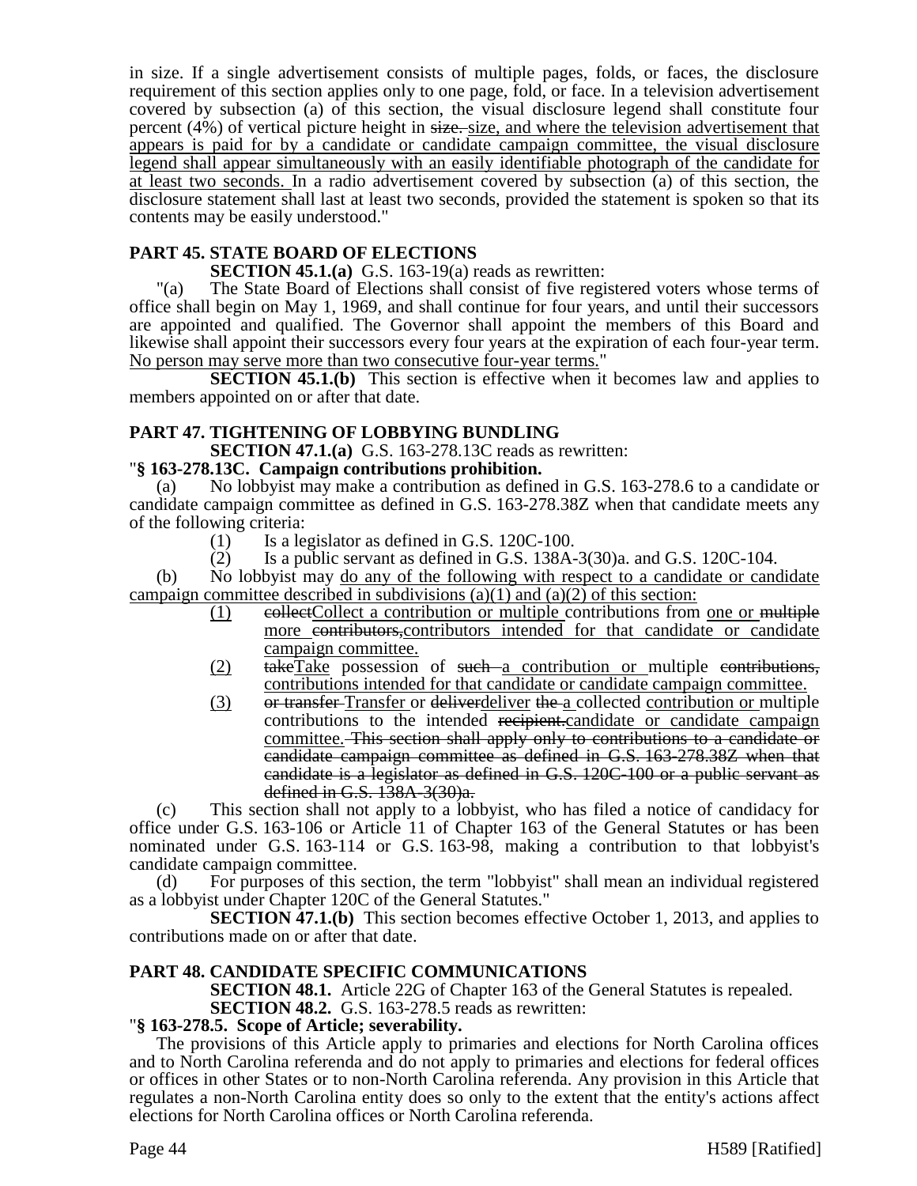in size. If a single advertisement consists of multiple pages, folds, or faces, the disclosure requirement of this section applies only to one page, fold, or face. In a television advertisement covered by subsection (a) of this section, the visual disclosure legend shall constitute four percent (4%) of vertical picture height in ~~size.~~ <u>size, and where the television advertisement that appears is paid for by a candidate or candidate campaign committee, the visual disclosure legend shall appear simultaneously with an easily identifiable photograph of the candidate for at least two seconds.</u> In a radio advertisement covered by subsection (a) of this section, the disclosure statement shall last at least two seconds, provided the statement is spoken so that its contents may be easily understood."

## PART 45. STATE BOARD OF ELECTIONS

**SECTION 45.1.(a)** G.S. 163-19(a) reads as rewritten:

"(a) The State Board of Elections shall consist of five registered voters whose terms of office shall begin on May 1, 1969, and shall continue for four years, and until their successors are appointed and qualified. The Governor shall appoint the members of this Board and likewise shall appoint their successors every four years at the expiration of each four-year term. <u>No person may serve more than two consecutive four-year terms.</u>"

**SECTION 45.1.(b)** This section is effective when it becomes law and applies to members appointed on or after that date.

## PART 47. TIGHTENING OF LOBBYING BUNDLING

**SECTION 47.1.(a)** G.S. 163-278.13C reads as rewritten:

"**§ 163-278.13C. Campaign contributions prohibition.**

(a) No lobbyist may make a contribution as defined in G.S. 163-278.6 to a candidate or candidate campaign committee as defined in G.S. 163-278.38Z when that candidate meets any of the following criteria:

(1) Is a legislator as defined in G.S. 120C-100.

(2) Is a public servant as defined in G.S. 138A-3(30)a. and G.S. 120C-104.

(b) No lobbyist may <u>do any of the following with respect to a candidate or candidate campaign committee described in subdivisions (a)(1) and (a)(2) of this section:</u>

<u>(1)</u> ~~collect~~<u>Collect</u> a contribution or multiple contributions from <u>one or</u> ~~multiple~~ <u>more</u> ~~contributors,~~<u>contributors intended for that candidate or candidate campaign committee.</u>

<u>(2)</u> ~~take~~<u>Take</u> possession of ~~such~~ <u>a contribution or</u> multiple ~~contributions,~~ <u>contributions intended for that candidate or candidate campaign committee.</u>

<u>(3)</u> ~~or transfer~~ <u>Transfer</u> or ~~deliver~~<u>deliver</u> ~~the~~ <u>a</u> collected <u>contribution or</u> multiple contributions to the intended ~~recipient.~~<u>candidate or candidate campaign committee.</u> ~~This section shall apply only to contributions to a candidate or candidate campaign committee as defined in G.S. 163-278.38Z when that candidate is a legislator as defined in G.S. 120C-100 or a public servant as defined in G.S. 138A-3(30)a.~~

(c) This section shall not apply to a lobbyist, who has filed a notice of candidacy for office under G.S. 163-106 or Article 11 of Chapter 163 of the General Statutes or has been nominated under G.S. 163-114 or G.S. 163-98, making a contribution to that lobbyist's candidate campaign committee.

(d) For purposes of this section, the term "lobbyist" shall mean an individual registered as a lobbyist under Chapter 120C of the General Statutes."

**SECTION 47.1.(b)** This section becomes effective October 1, 2013, and applies to contributions made on or after that date.

## PART 48. CANDIDATE SPECIFIC COMMUNICATIONS

**SECTION 48.1.** Article 22G of Chapter 163 of the General Statutes is repealed.

**SECTION 48.2.** G.S. 163-278.5 reads as rewritten:

"**§ 163-278.5. Scope of Article; severability.**

The provisions of this Article apply to primaries and elections for North Carolina offices and to North Carolina referenda and do not apply to primaries and elections for federal offices or offices in other States or to non-North Carolina referenda. Any provision in this Article that regulates a non-North Carolina entity does so only to the extent that the entity's actions affect elections for North Carolina offices or North Carolina referenda.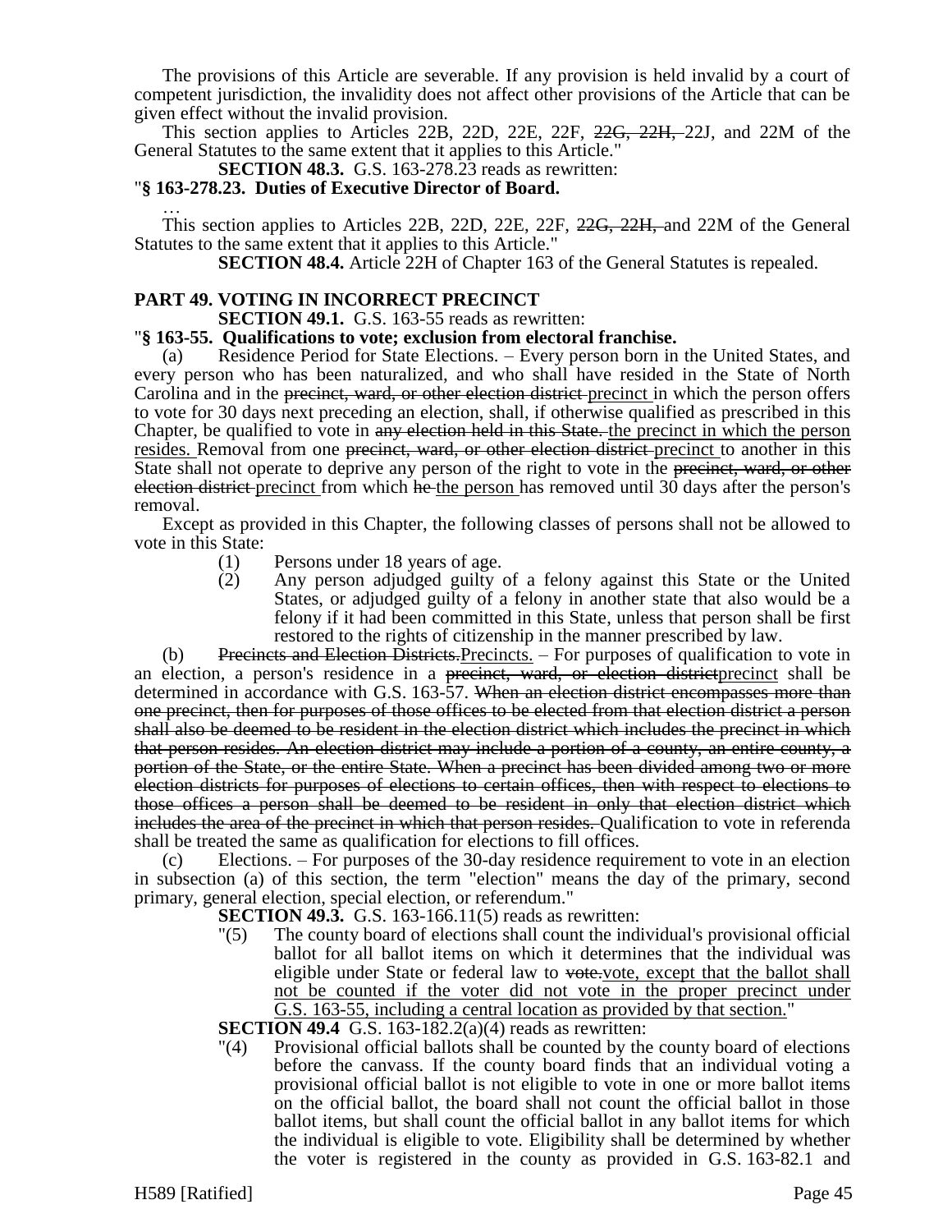The provisions of this Article are severable. If any provision is held invalid by a court of competent jurisdiction, the invalidity does not affect other provisions of the Article that can be given effect without the invalid provision.

This section applies to Articles 22B, 22D, 22E, 22F, ~~22G, 22H,~~ 22J, and 22M of the General Statutes to the same extent that it applies to this Article."

**SECTION 48.3.** G.S. 163-278.23 reads as rewritten:

"**§ 163-278.23. Duties of Executive Director of Board.**

…

This section applies to Articles 22B, 22D, 22E, 22F, ~~22G, 22H,~~ and 22M of the General Statutes to the same extent that it applies to this Article."

**SECTION 48.4.** Article 22H of Chapter 163 of the General Statutes is repealed.

**PART 49. VOTING IN INCORRECT PRECINCT**

**SECTION 49.1.** G.S. 163-55 reads as rewritten:

"**§ 163-55. Qualifications to vote; exclusion from electoral franchise.**

(a) Residence Period for State Elections. – Every person born in the United States, and every person who has been naturalized, and who shall have resided in the State of North Carolina and in the ~~precinct, ward, or other election district~~ <u>precinct</u> in which the person offers to vote for 30 days next preceding an election, shall, if otherwise qualified as prescribed in this Chapter, be qualified to vote in ~~any election held in this State.~~ <u>the precinct in which the person resides.</u> Removal from one ~~precinct, ward, or other election district~~ <u>precinct</u> to another in this State shall not operate to deprive any person of the right to vote in the ~~precinct, ward, or other election district~~ <u>precinct</u> from which ~~he~~ <u>the person</u> has removed until 30 days after the person's removal.

Except as provided in this Chapter, the following classes of persons shall not be allowed to vote in this State:

(1) Persons under 18 years of age.

(2) Any person adjudged guilty of a felony against this State or the United States, or adjudged guilty of a felony in another state that also would be a felony if it had been committed in this State, unless that person shall be first restored to the rights of citizenship in the manner prescribed by law.

(b) ~~Precincts and Election Districts.~~<u>Precincts.</u> – For purposes of qualification to vote in an election, a person's residence in a ~~precinct, ward, or election district~~<u>precinct</u> shall be determined in accordance with G.S. 163-57. ~~When an election district encompasses more than one precinct, then for purposes of those offices to be elected from that election district a person shall also be deemed to be resident in the election district which includes the precinct in which that person resides. An election district may include a portion of a county, an entire county, a portion of the State, or the entire State. When a precinct has been divided among two or more election districts for purposes of elections to certain offices, then with respect to elections to those offices a person shall be deemed to be resident in only that election district which includes the area of the precinct in which that person resides.~~ Qualification to vote in referenda shall be treated the same as qualification for elections to fill offices.

(c) Elections. – For purposes of the 30-day residence requirement to vote in an election in subsection (a) of this section, the term "election" means the day of the primary, second primary, general election, special election, or referendum."

**SECTION 49.3.** G.S. 163-166.11(5) reads as rewritten:

"(5) The county board of elections shall count the individual's provisional official ballot for all ballot items on which it determines that the individual was eligible under State or federal law to ~~vote.~~<u>vote, except that the ballot shall not be counted if the voter did not vote in the proper precinct under G.S. 163-55, including a central location as provided by that section.</u>"

**SECTION 49.4** G.S. 163-182.2(a)(4) reads as rewritten:

"(4) Provisional official ballots shall be counted by the county board of elections before the canvass. If the county board finds that an individual voting a provisional official ballot is not eligible to vote in one or more ballot items on the official ballot, the board shall not count the official ballot in those ballot items, but shall count the official ballot in any ballot items for which the individual is eligible to vote. Eligibility shall be determined by whether the voter is registered in the county as provided in G.S. 163-82.1 and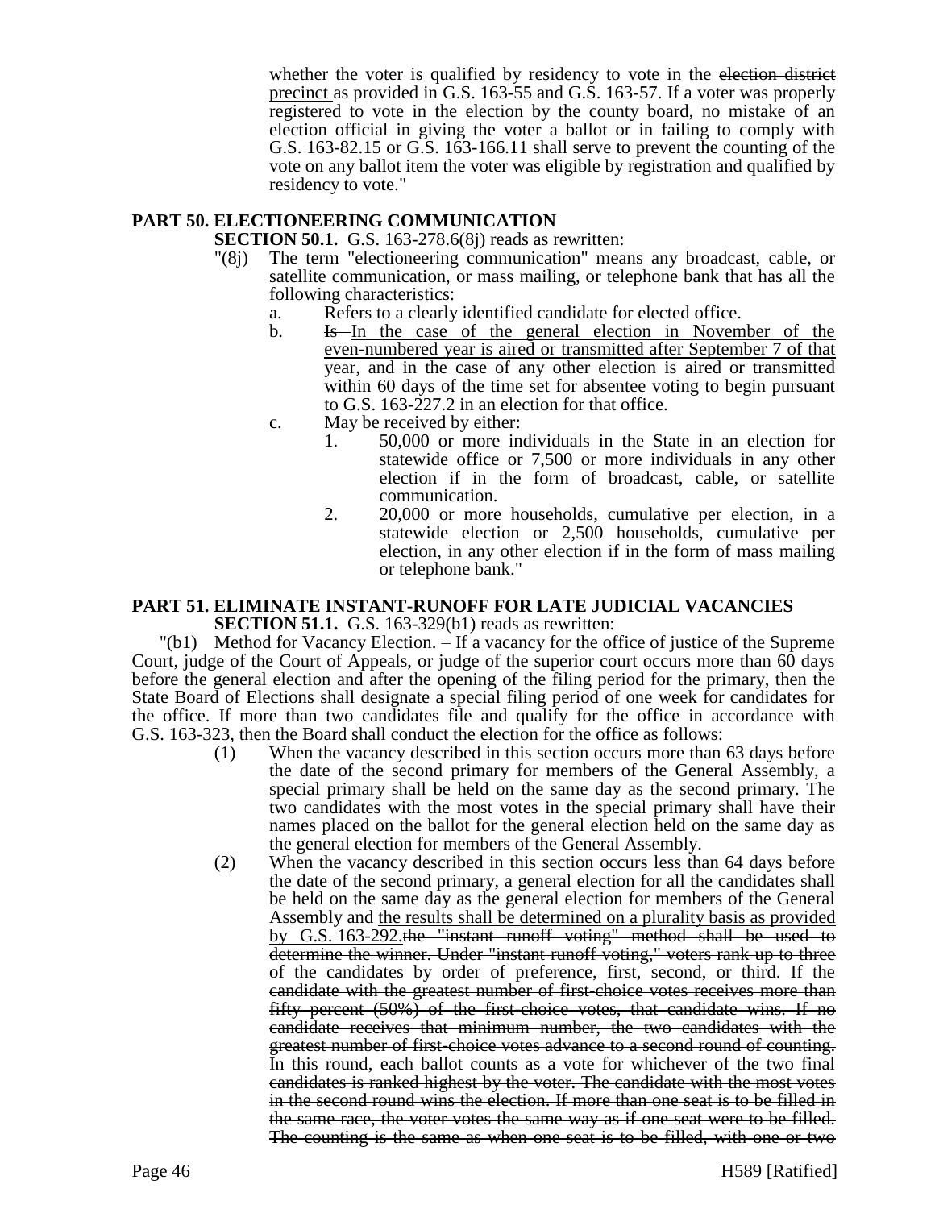whether the voter is qualified by residency to vote in the ~~election district~~ precinct as provided in G.S. 163-55 and G.S. 163-57. If a voter was properly registered to vote in the election by the county board, no mistake of an election official in giving the voter a ballot or in failing to comply with G.S. 163-82.15 or G.S. 163-166.11 shall serve to prevent the counting of the vote on any ballot item the voter was eligible by registration and qualified by residency to vote."

## PART 50. ELECTIONEERING COMMUNICATION

**SECTION 50.1.** G.S. 163-278.6(8j) reads as rewritten:

"(8j) The term "electioneering communication" means any broadcast, cable, or satellite communication, or mass mailing, or telephone bank that has all the following characteristics:

a. Refers to a clearly identified candidate for elected office.
b. ~~Is~~ In the case of the general election in November of the even-numbered year is aired or transmitted after September 7 of that year, and in the case of any other election is aired or transmitted within 60 days of the time set for absentee voting to begin pursuant to G.S. 163-227.2 in an election for that office.
c. May be received by either:
   1. 50,000 or more individuals in the State in an election for statewide office or 7,500 or more individuals in any other election if in the form of broadcast, cable, or satellite communication.
   2. 20,000 or more households, cumulative per election, in a statewide election or 2,500 households, cumulative per election, in any other election if in the form of mass mailing or telephone bank."

## PART 51. ELIMINATE INSTANT-RUNOFF FOR LATE JUDICIAL VACANCIES

**SECTION 51.1.** G.S. 163-329(b1) reads as rewritten:

"(b1) Method for Vacancy Election. – If a vacancy for the office of justice of the Supreme Court, judge of the Court of Appeals, or judge of the superior court occurs more than 60 days before the general election and after the opening of the filing period for the primary, then the State Board of Elections shall designate a special filing period of one week for candidates for the office. If more than two candidates file and qualify for the office in accordance with G.S. 163-323, then the Board shall conduct the election for the office as follows:

(1) When the vacancy described in this section occurs more than 63 days before the date of the second primary for members of the General Assembly, a special primary shall be held on the same day as the second primary. The two candidates with the most votes in the special primary shall have their names placed on the ballot for the general election held on the same day as the general election for members of the General Assembly.

(2) When the vacancy described in this section occurs less than 64 days before the date of the second primary, a general election for all the candidates shall be held on the same day as the general election for members of the General Assembly and the results shall be determined on a plurality basis as provided by G.S. 163-292.~~the "instant runoff voting" method shall be used to determine the winner. Under "instant runoff voting," voters rank up to three of the candidates by order of preference, first, second, or third. If the candidate with the greatest number of first-choice votes receives more than fifty percent (50%) of the first-choice votes, that candidate wins. If no candidate receives that minimum number, the two candidates with the greatest number of first-choice votes advance to a second round of counting. In this round, each ballot counts as a vote for whichever of the two final candidates is ranked highest by the voter. The candidate with the most votes in the second round wins the election. If more than one seat is to be filled in the same race, the voter votes the same way as if one seat were to be filled. The counting is the same as when one seat is to be filled, with one or two~~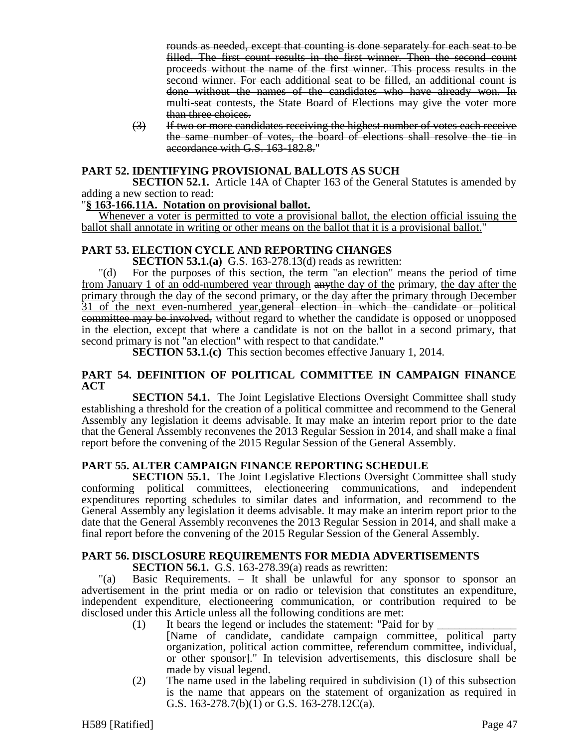rounds as needed, except that counting is done separately for each seat to be filled. The first count results in the first winner. Then the second count proceeds without the name of the first winner. This process results in the second winner. For each additional seat to be filled, an additional count is done without the names of the candidates who have already won. In multi-seat contests, the State Board of Elections may give the voter more than three choices.

(3) If two or more candidates receiving the highest number of votes each receive the same number of votes, the board of elections shall resolve the tie in accordance with G.S. 163-182.8."

### PART 52. IDENTIFYING PROVISIONAL BALLOTS AS SUCH

**SECTION 52.1.** Article 14A of Chapter 163 of the General Statutes is amended by adding a new section to read:

"**§ 163-166.11A. Notation on provisional ballot.**

Whenever a voter is permitted to vote a provisional ballot, the election official issuing the ballot shall annotate in writing or other means on the ballot that it is a provisional ballot."

### PART 53. ELECTION CYCLE AND REPORTING CHANGES

**SECTION 53.1.(a)** G.S. 163-278.13(d) reads as rewritten:

"(d) For the purposes of this section, the term "an election" means the period of time from January 1 of an odd-numbered year through anythe day of the primary, the day after the primary through the day of the second primary, or the day after the primary through December 31 of the next even-numbered year,general election in which the candidate or political committee may be involved, without regard to whether the candidate is opposed or unopposed in the election, except that where a candidate is not on the ballot in a second primary, that second primary is not "an election" with respect to that candidate."

**SECTION 53.1.(c)** This section becomes effective January 1, 2014.

### PART 54. DEFINITION OF POLITICAL COMMITTEE IN CAMPAIGN FINANCE ACT

**SECTION 54.1.** The Joint Legislative Elections Oversight Committee shall study establishing a threshold for the creation of a political committee and recommend to the General Assembly any legislation it deems advisable. It may make an interim report prior to the date that the General Assembly reconvenes the 2013 Regular Session in 2014, and shall make a final report before the convening of the 2015 Regular Session of the General Assembly.

### PART 55. ALTER CAMPAIGN FINANCE REPORTING SCHEDULE

**SECTION 55.1.** The Joint Legislative Elections Oversight Committee shall study conforming political committees, electioneering communications, and independent expenditures reporting schedules to similar dates and information, and recommend to the General Assembly any legislation it deems advisable. It may make an interim report prior to the date that the General Assembly reconvenes the 2013 Regular Session in 2014, and shall make a final report before the convening of the 2015 Regular Session of the General Assembly.

### PART 56. DISCLOSURE REQUIREMENTS FOR MEDIA ADVERTISEMENTS

**SECTION 56.1.** G.S. 163-278.39(a) reads as rewritten:

"(a) Basic Requirements. – It shall be unlawful for any sponsor to sponsor an advertisement in the print media or on radio or television that constitutes an expenditure, independent expenditure, electioneering communication, or contribution required to be disclosed under this Article unless all the following conditions are met:

(1) It bears the legend or includes the statement: "Paid for by ______________ [Name of candidate, candidate campaign committee, political party organization, political action committee, referendum committee, individual, or other sponsor]." In television advertisements, this disclosure shall be made by visual legend.

(2) The name used in the labeling required in subdivision (1) of this subsection is the name that appears on the statement of organization as required in G.S. 163-278.7(b)(1) or G.S. 163-278.12C(a).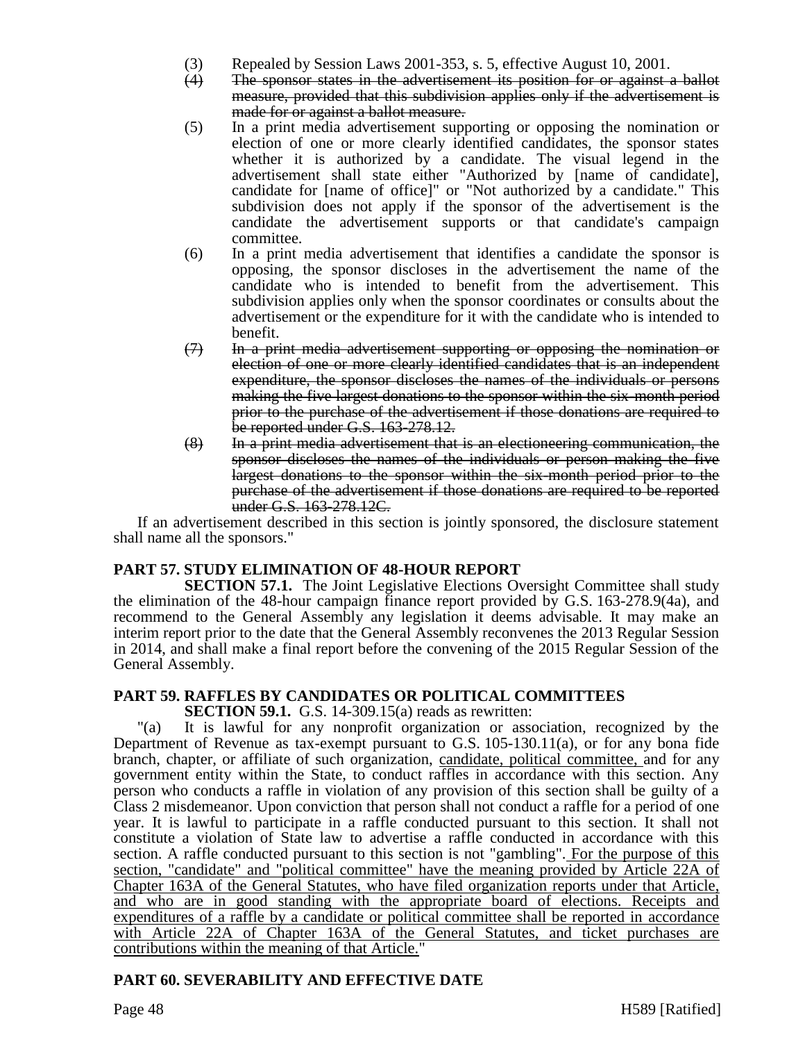(3) Repealed by Session Laws 2001-353, s. 5, effective August 10, 2001.

(4) ~~The sponsor states in the advertisement its position for or against a ballot measure, provided that this subdivision applies only if the advertisement is made for or against a ballot measure.~~

(5) In a print media advertisement supporting or opposing the nomination or election of one or more clearly identified candidates, the sponsor states whether it is authorized by a candidate. The visual legend in the advertisement shall state either "Authorized by [name of candidate], candidate for [name of office]" or "Not authorized by a candidate." This subdivision does not apply if the sponsor of the advertisement is the candidate the advertisement supports or that candidate's campaign committee.

(6) In a print media advertisement that identifies a candidate the sponsor is opposing, the sponsor discloses in the advertisement the name of the candidate who is intended to benefit from the advertisement. This subdivision applies only when the sponsor coordinates or consults about the advertisement or the expenditure for it with the candidate who is intended to benefit.

(7) ~~In a print media advertisement supporting or opposing the nomination or election of one or more clearly identified candidates that is an independent expenditure, the sponsor discloses the names of the individuals or persons making the five largest donations to the sponsor within the six-month period prior to the purchase of the advertisement if those donations are required to be reported under G.S. 163-278.12.~~

(8) ~~In a print media advertisement that is an electioneering communication, the sponsor discloses the names of the individuals or person making the five largest donations to the sponsor within the six-month period prior to the purchase of the advertisement if those donations are required to be reported under G.S. 163-278.12C.~~

If an advertisement described in this section is jointly sponsored, the disclosure statement shall name all the sponsors."

**PART 57. STUDY ELIMINATION OF 48-HOUR REPORT**

**SECTION 57.1.** The Joint Legislative Elections Oversight Committee shall study the elimination of the 48-hour campaign finance report provided by G.S. 163-278.9(4a), and recommend to the General Assembly any legislation it deems advisable. It may make an interim report prior to the date that the General Assembly reconvenes the 2013 Regular Session in 2014, and shall make a final report before the convening of the 2015 Regular Session of the General Assembly.

**PART 59. RAFFLES BY CANDIDATES OR POLITICAL COMMITTEES**

**SECTION 59.1.** G.S. 14-309.15(a) reads as rewritten:

"(a) It is lawful for any nonprofit organization or association, recognized by the Department of Revenue as tax-exempt pursuant to G.S. 105-130.11(a), or for any bona fide branch, chapter, or affiliate of such organization, <u>candidate, political committee,</u> and for any government entity within the State, to conduct raffles in accordance with this section. Any person who conducts a raffle in violation of any provision of this section shall be guilty of a Class 2 misdemeanor. Upon conviction that person shall not conduct a raffle for a period of one year. It is lawful to participate in a raffle conducted pursuant to this section. It shall not constitute a violation of State law to advertise a raffle conducted in accordance with this section. A raffle conducted pursuant to this section is not "gambling".<u> For the purpose of this section, "candidate" and "political committee" have the meaning provided by Article 22A of Chapter 163A of the General Statutes, who have filed organization reports under that Article, and who are in good standing with the appropriate board of elections. Receipts and expenditures of a raffle by a candidate or political committee shall be reported in accordance with Article 22A of Chapter 163A of the General Statutes, and ticket purchases are contributions within the meaning of that Article.</u>"

**PART 60. SEVERABILITY AND EFFECTIVE DATE**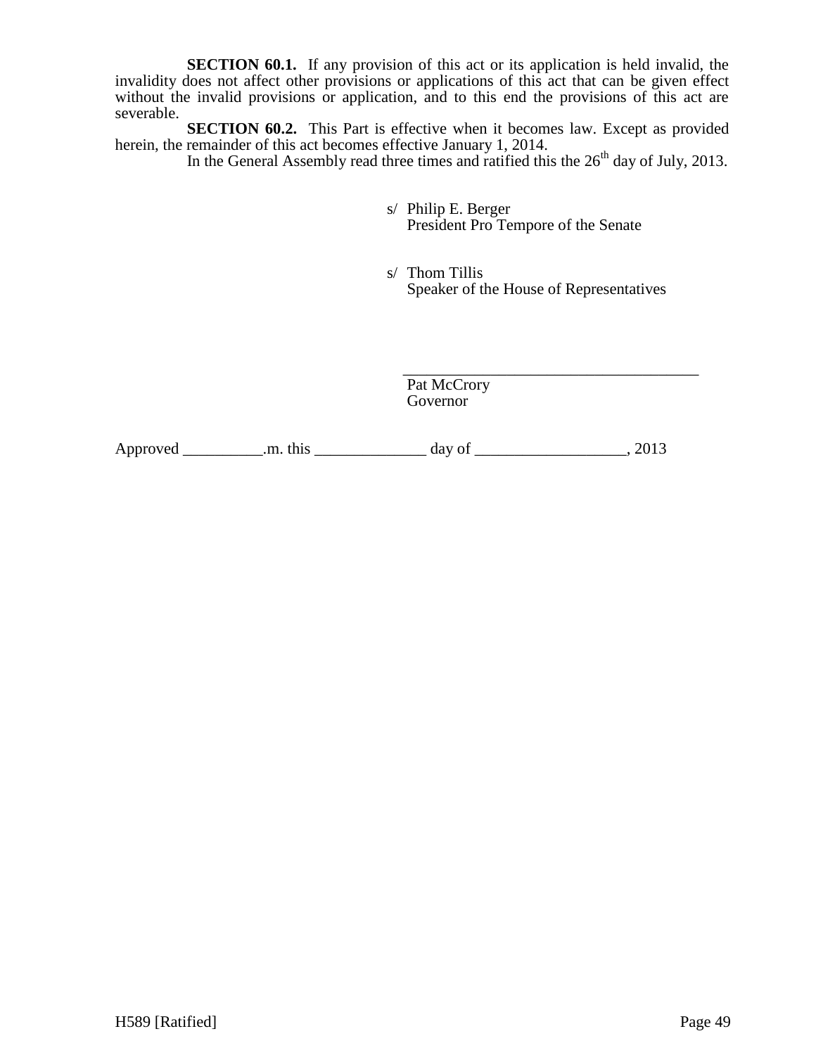**SECTION 60.1.** If any provision of this act or its application is held invalid, the invalidity does not affect other provisions or applications of this act that can be given effect without the invalid provisions or application, and to this end the provisions of this act are severable.

**SECTION 60.2.** This Part is effective when it becomes law. Except as provided herein, the remainder of this act becomes effective January 1, 2014.

In the General Assembly read three times and ratified this the 26th day of July, 2013.

s/ Philip E. Berger
President Pro Tempore of the Senate

s/ Thom Tillis
Speaker of the House of Representatives

\_\_\_\_\_\_\_\_\_\_\_\_\_\_\_\_\_\_\_\_\_\_\_\_\_\_\_\_\_\_\_\_\_\_\_\_\_\_
Pat McCrory
Governor

Approved \_\_\_\_\_\_\_\_\_\_.m. this \_\_\_\_\_\_\_\_\_\_\_\_\_\_ day of \_\_\_\_\_\_\_\_\_\_\_\_\_\_\_\_\_\_\_, 2013